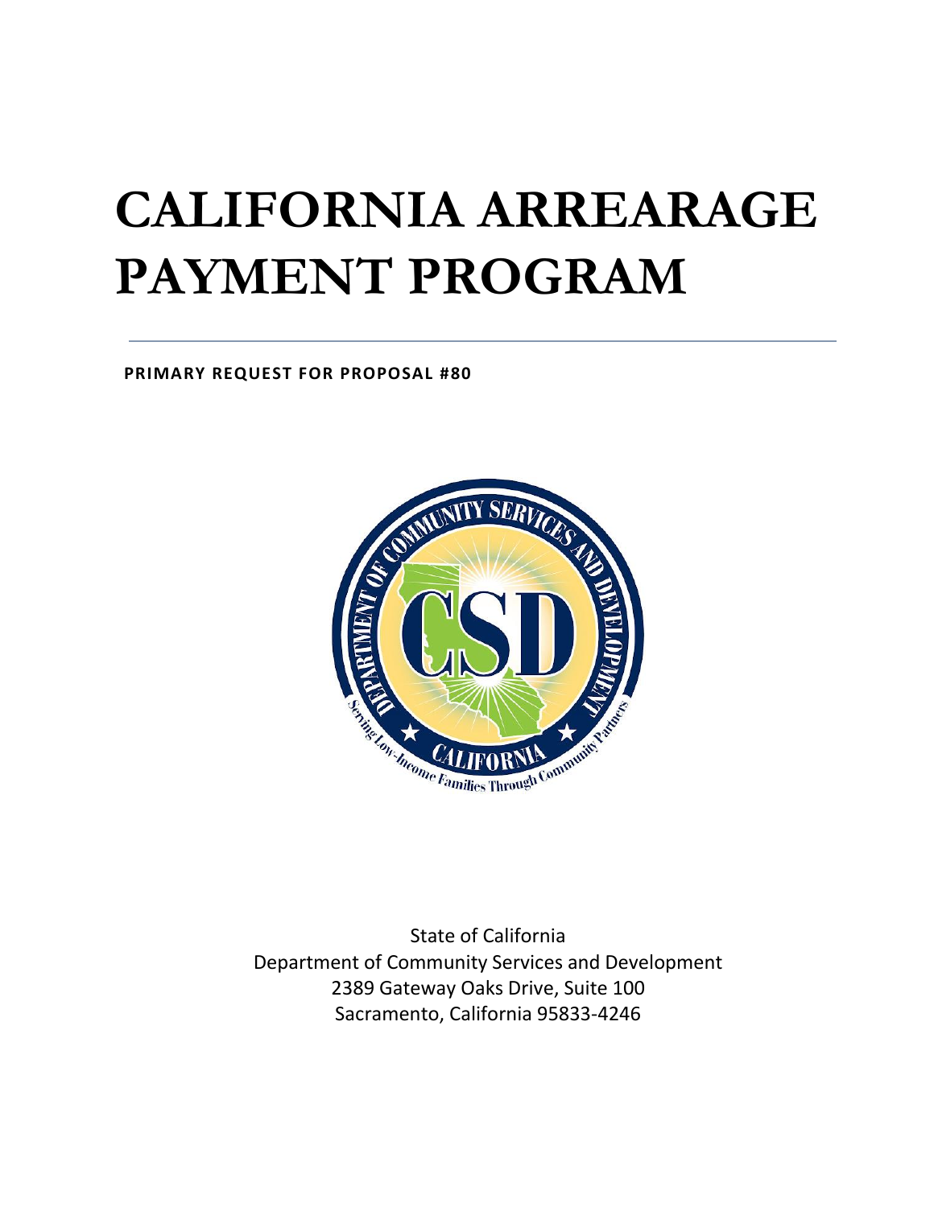# CALIFORNIA ARREARAGE PAYMENT PROGRAM

**PRIMARY REQUEST FOR PROPOSAL #80**

State of California
Department of Community Services and Development
2389 Gateway Oaks Drive, Suite 100
Sacramento, California 95833-4246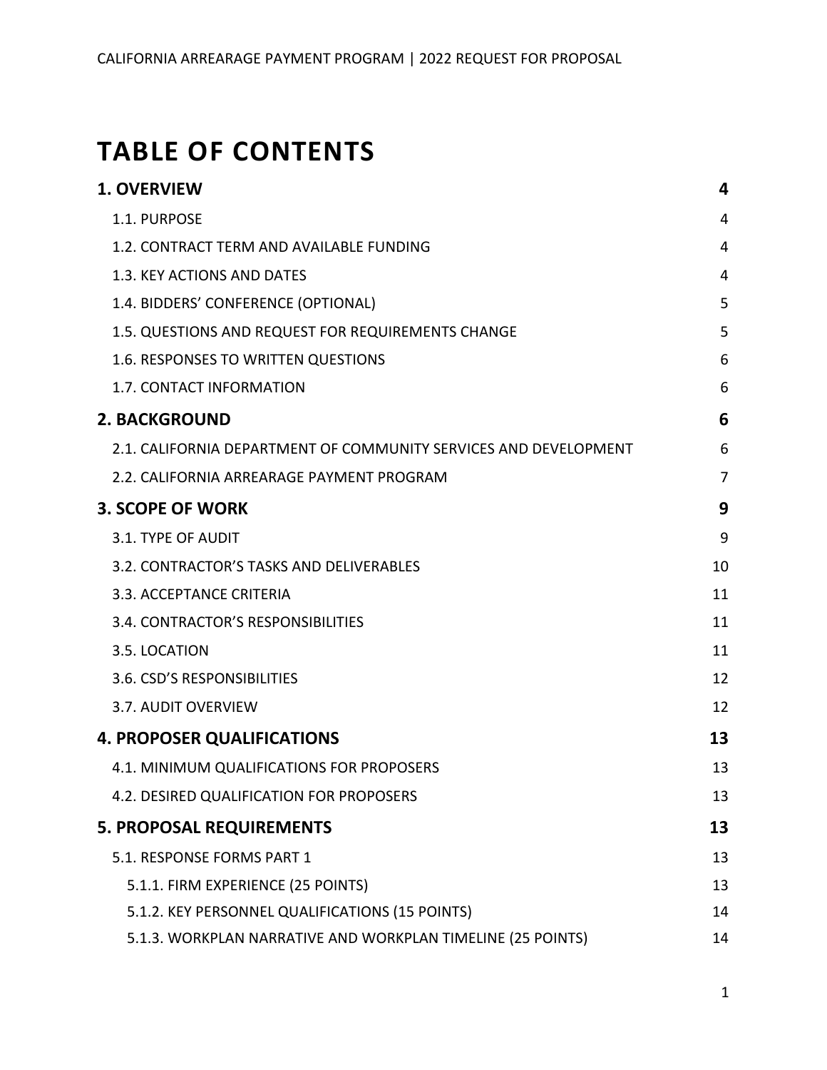# TABLE OF CONTENTS

| | |
|---|---|
| **1. OVERVIEW** | **4** |
| 1.1. PURPOSE | 4 |
| 1.2. CONTRACT TERM AND AVAILABLE FUNDING | 4 |
| 1.3. KEY ACTIONS AND DATES | 4 |
| 1.4. BIDDERS' CONFERENCE (OPTIONAL) | 5 |
| 1.5. QUESTIONS AND REQUEST FOR REQUIREMENTS CHANGE | 5 |
| 1.6. RESPONSES TO WRITTEN QUESTIONS | 6 |
| 1.7. CONTACT INFORMATION | 6 |
| **2. BACKGROUND** | **6** |
| 2.1. CALIFORNIA DEPARTMENT OF COMMUNITY SERVICES AND DEVELOPMENT | 6 |
| 2.2. CALIFORNIA ARREARAGE PAYMENT PROGRAM | 7 |
| **3. SCOPE OF WORK** | **9** |
| 3.1. TYPE OF AUDIT | 9 |
| 3.2. CONTRACTOR'S TASKS AND DELIVERABLES | 10 |
| 3.3. ACCEPTANCE CRITERIA | 11 |
| 3.4. CONTRACTOR'S RESPONSIBILITIES | 11 |
| 3.5. LOCATION | 11 |
| 3.6. CSD'S RESPONSIBILITIES | 12 |
| 3.7. AUDIT OVERVIEW | 12 |
| **4. PROPOSER QUALIFICATIONS** | **13** |
| 4.1. MINIMUM QUALIFICATIONS FOR PROPOSERS | 13 |
| 4.2. DESIRED QUALIFICATION FOR PROPOSERS | 13 |
| **5. PROPOSAL REQUIREMENTS** | **13** |
| 5.1. RESPONSE FORMS PART 1 | 13 |
| 5.1.1. FIRM EXPERIENCE (25 POINTS) | 13 |
| 5.1.2. KEY PERSONNEL QUALIFICATIONS (15 POINTS) | 14 |
| 5.1.3. WORKPLAN NARRATIVE AND WORKPLAN TIMELINE (25 POINTS) | 14 |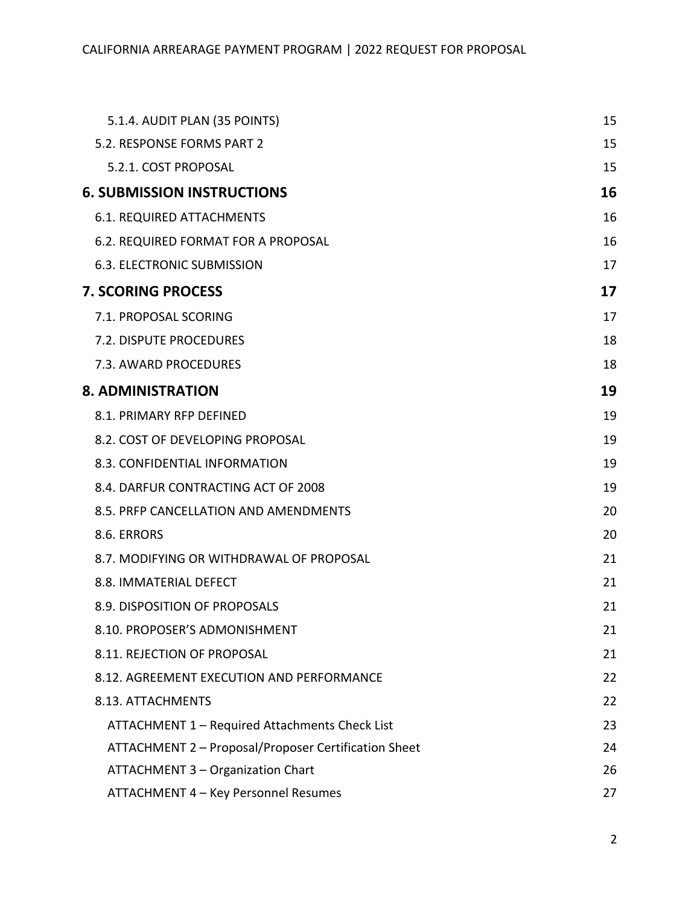5.1.4. AUDIT PLAN (35 POINTS) 15

5.2. RESPONSE FORMS PART 2 15

5.2.1. COST PROPOSAL 15

**6. SUBMISSION INSTRUCTIONS 16**

6.1. REQUIRED ATTACHMENTS 16

6.2. REQUIRED FORMAT FOR A PROPOSAL 16

6.3. ELECTRONIC SUBMISSION 17

**7. SCORING PROCESS 17**

7.1. PROPOSAL SCORING 17

7.2. DISPUTE PROCEDURES 18

7.3. AWARD PROCEDURES 18

**8. ADMINISTRATION 19**

8.1. PRIMARY RFP DEFINED 19

8.2. COST OF DEVELOPING PROPOSAL 19

8.3. CONFIDENTIAL INFORMATION 19

8.4. DARFUR CONTRACTING ACT OF 2008 19

8.5. PRFP CANCELLATION AND AMENDMENTS 20

8.6. ERRORS 20

8.7. MODIFYING OR WITHDRAWAL OF PROPOSAL 21

8.8. IMMATERIAL DEFECT 21

8.9. DISPOSITION OF PROPOSALS 21

8.10. PROPOSER'S ADMONISHMENT 21

8.11. REJECTION OF PROPOSAL 21

8.12. AGREEMENT EXECUTION AND PERFORMANCE 22

8.13. ATTACHMENTS 22

ATTACHMENT 1 – Required Attachments Check List 23

ATTACHMENT 2 – Proposal/Proposer Certification Sheet 24

ATTACHMENT 3 – Organization Chart 26

ATTACHMENT 4 – Key Personnel Resumes 27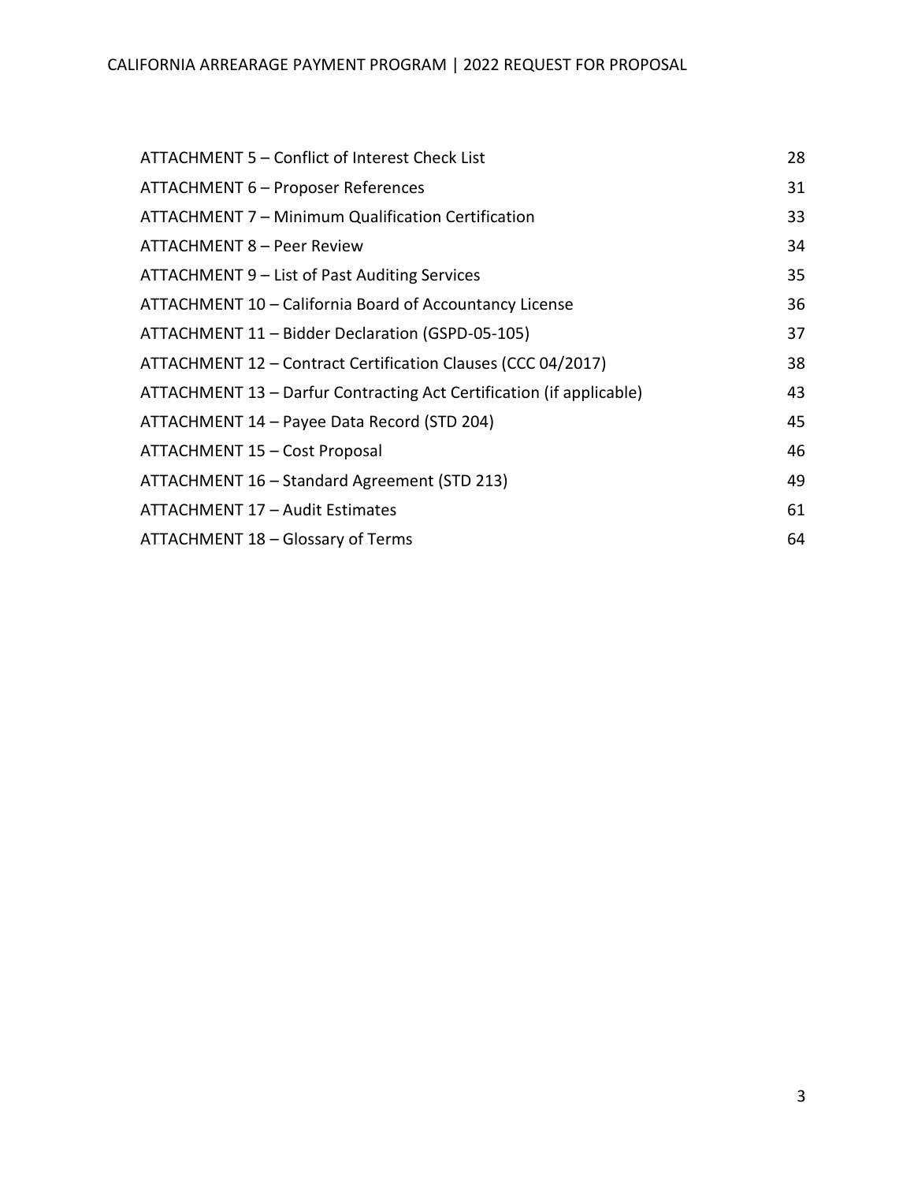| | |
|---|---|
| ATTACHMENT 5 – Conflict of Interest Check List | 28 |
| ATTACHMENT 6 – Proposer References | 31 |
| ATTACHMENT 7 – Minimum Qualification Certification | 33 |
| ATTACHMENT 8 – Peer Review | 34 |
| ATTACHMENT 9 – List of Past Auditing Services | 35 |
| ATTACHMENT 10 – California Board of Accountancy License | 36 |
| ATTACHMENT 11 – Bidder Declaration (GSPD-05-105) | 37 |
| ATTACHMENT 12 – Contract Certification Clauses (CCC 04/2017) | 38 |
| ATTACHMENT 13 – Darfur Contracting Act Certification (if applicable) | 43 |
| ATTACHMENT 14 – Payee Data Record (STD 204) | 45 |
| ATTACHMENT 15 – Cost Proposal | 46 |
| ATTACHMENT 16 – Standard Agreement (STD 213) | 49 |
| ATTACHMENT 17 – Audit Estimates | 61 |
| ATTACHMENT 18 – Glossary of Terms | 64 |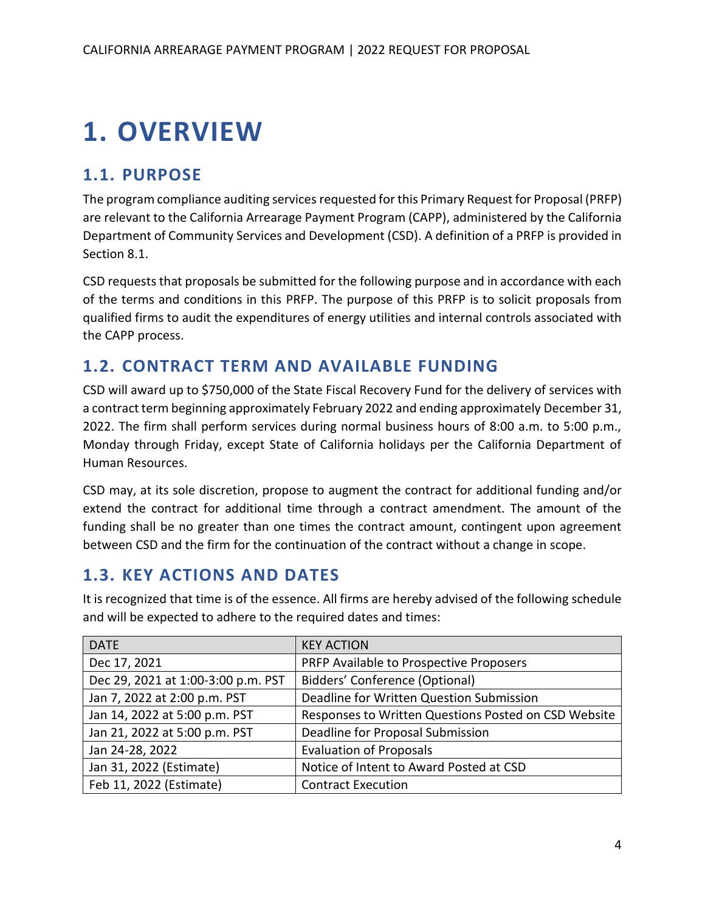# 1. OVERVIEW

## 1.1. PURPOSE

The program compliance auditing services requested for this Primary Request for Proposal (PRFP) are relevant to the California Arrearage Payment Program (CAPP), administered by the California Department of Community Services and Development (CSD). A definition of a PRFP is provided in Section 8.1.

CSD requests that proposals be submitted for the following purpose and in accordance with each of the terms and conditions in this PRFP. The purpose of this PRFP is to solicit proposals from qualified firms to audit the expenditures of energy utilities and internal controls associated with the CAPP process.

## 1.2. CONTRACT TERM AND AVAILABLE FUNDING

CSD will award up to $750,000 of the State Fiscal Recovery Fund for the delivery of services with a contract term beginning approximately February 2022 and ending approximately December 31, 2022. The firm shall perform services during normal business hours of 8:00 a.m. to 5:00 p.m., Monday through Friday, except State of California holidays per the California Department of Human Resources.

CSD may, at its sole discretion, propose to augment the contract for additional funding and/or extend the contract for additional time through a contract amendment. The amount of the funding shall be no greater than one times the contract amount, contingent upon agreement between CSD and the firm for the continuation of the contract without a change in scope.

## 1.3. KEY ACTIONS AND DATES

It is recognized that time is of the essence. All firms are hereby advised of the following schedule and will be expected to adhere to the required dates and times:

| DATE | KEY ACTION |
|---|---|
| Dec 17, 2021 | PRFP Available to Prospective Proposers |
| Dec 29, 2021 at 1:00-3:00 p.m. PST | Bidders' Conference (Optional) |
| Jan 7, 2022 at 2:00 p.m. PST | Deadline for Written Question Submission |
| Jan 14, 2022 at 5:00 p.m. PST | Responses to Written Questions Posted on CSD Website |
| Jan 21, 2022 at 5:00 p.m. PST | Deadline for Proposal Submission |
| Jan 24-28, 2022 | Evaluation of Proposals |
| Jan 31, 2022 (Estimate) | Notice of Intent to Award Posted at CSD |
| Feb 11, 2022 (Estimate) | Contract Execution |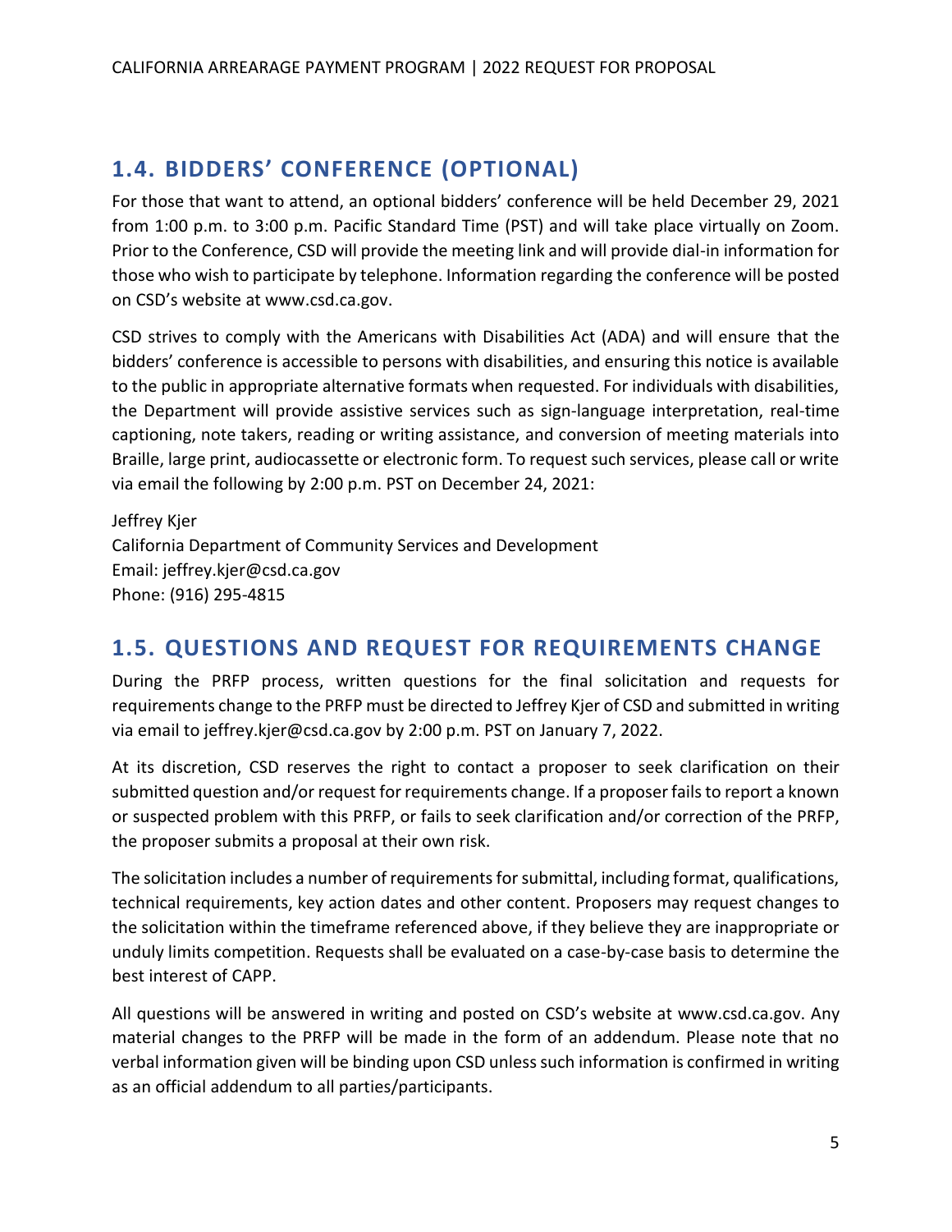## 1.4. BIDDERS' CONFERENCE (OPTIONAL)

For those that want to attend, an optional bidders' conference will be held December 29, 2021 from 1:00 p.m. to 3:00 p.m. Pacific Standard Time (PST) and will take place virtually on Zoom. Prior to the Conference, CSD will provide the meeting link and will provide dial-in information for those who wish to participate by telephone. Information regarding the conference will be posted on CSD's website at www.csd.ca.gov.

CSD strives to comply with the Americans with Disabilities Act (ADA) and will ensure that the bidders' conference is accessible to persons with disabilities, and ensuring this notice is available to the public in appropriate alternative formats when requested. For individuals with disabilities, the Department will provide assistive services such as sign-language interpretation, real-time captioning, note takers, reading or writing assistance, and conversion of meeting materials into Braille, large print, audiocassette or electronic form. To request such services, please call or write via email the following by 2:00 p.m. PST on December 24, 2021:

Jeffrey Kjer
California Department of Community Services and Development
Email: jeffrey.kjer@csd.ca.gov
Phone: (916) 295-4815

## 1.5. QUESTIONS AND REQUEST FOR REQUIREMENTS CHANGE

During the PRFP process, written questions for the final solicitation and requests for requirements change to the PRFP must be directed to Jeffrey Kjer of CSD and submitted in writing via email to jeffrey.kjer@csd.ca.gov by 2:00 p.m. PST on January 7, 2022.

At its discretion, CSD reserves the right to contact a proposer to seek clarification on their submitted question and/or request for requirements change. If a proposer fails to report a known or suspected problem with this PRFP, or fails to seek clarification and/or correction of the PRFP, the proposer submits a proposal at their own risk.

The solicitation includes a number of requirements for submittal, including format, qualifications, technical requirements, key action dates and other content. Proposers may request changes to the solicitation within the timeframe referenced above, if they believe they are inappropriate or unduly limits competition. Requests shall be evaluated on a case-by-case basis to determine the best interest of CAPP.

All questions will be answered in writing and posted on CSD's website at www.csd.ca.gov. Any material changes to the PRFP will be made in the form of an addendum. Please note that no verbal information given will be binding upon CSD unless such information is confirmed in writing as an official addendum to all parties/participants.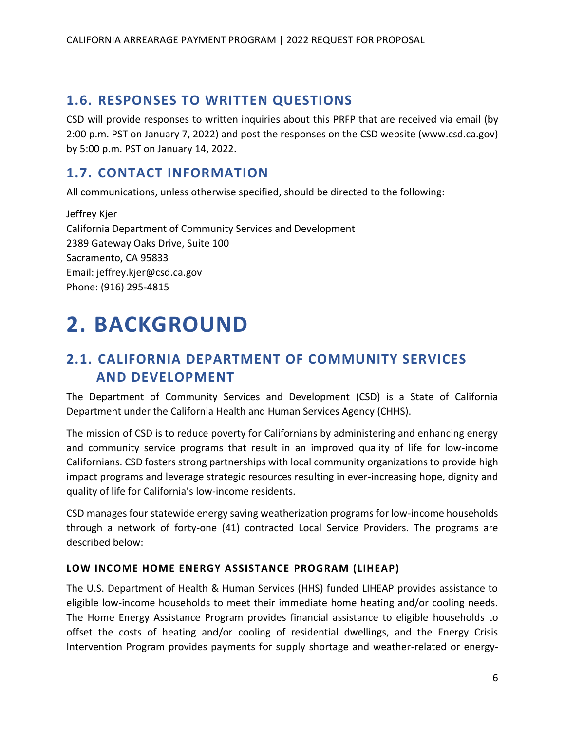## 1.6. RESPONSES TO WRITTEN QUESTIONS

CSD will provide responses to written inquiries about this PRFP that are received via email (by 2:00 p.m. PST on January 7, 2022) and post the responses on the CSD website (www.csd.ca.gov) by 5:00 p.m. PST on January 14, 2022.

## 1.7. CONTACT INFORMATION

All communications, unless otherwise specified, should be directed to the following:

Jeffrey Kjer
California Department of Community Services and Development
2389 Gateway Oaks Drive, Suite 100
Sacramento, CA 95833
Email: jeffrey.kjer@csd.ca.gov
Phone: (916) 295-4815

# 2. BACKGROUND

## 2.1. CALIFORNIA DEPARTMENT OF COMMUNITY SERVICES AND DEVELOPMENT

The Department of Community Services and Development (CSD) is a State of California Department under the California Health and Human Services Agency (CHHS).

The mission of CSD is to reduce poverty for Californians by administering and enhancing energy and community service programs that result in an improved quality of life for low-income Californians. CSD fosters strong partnerships with local community organizations to provide high impact programs and leverage strategic resources resulting in ever-increasing hope, dignity and quality of life for California's low-income residents.

CSD manages four statewide energy saving weatherization programs for low-income households through a network of forty-one (41) contracted Local Service Providers. The programs are described below:

#### LOW INCOME HOME ENERGY ASSISTANCE PROGRAM (LIHEAP)

The U.S. Department of Health & Human Services (HHS) funded LIHEAP provides assistance to eligible low-income households to meet their immediate home heating and/or cooling needs. The Home Energy Assistance Program provides financial assistance to eligible households to offset the costs of heating and/or cooling of residential dwellings, and the Energy Crisis Intervention Program provides payments for supply shortage and weather-related or energy-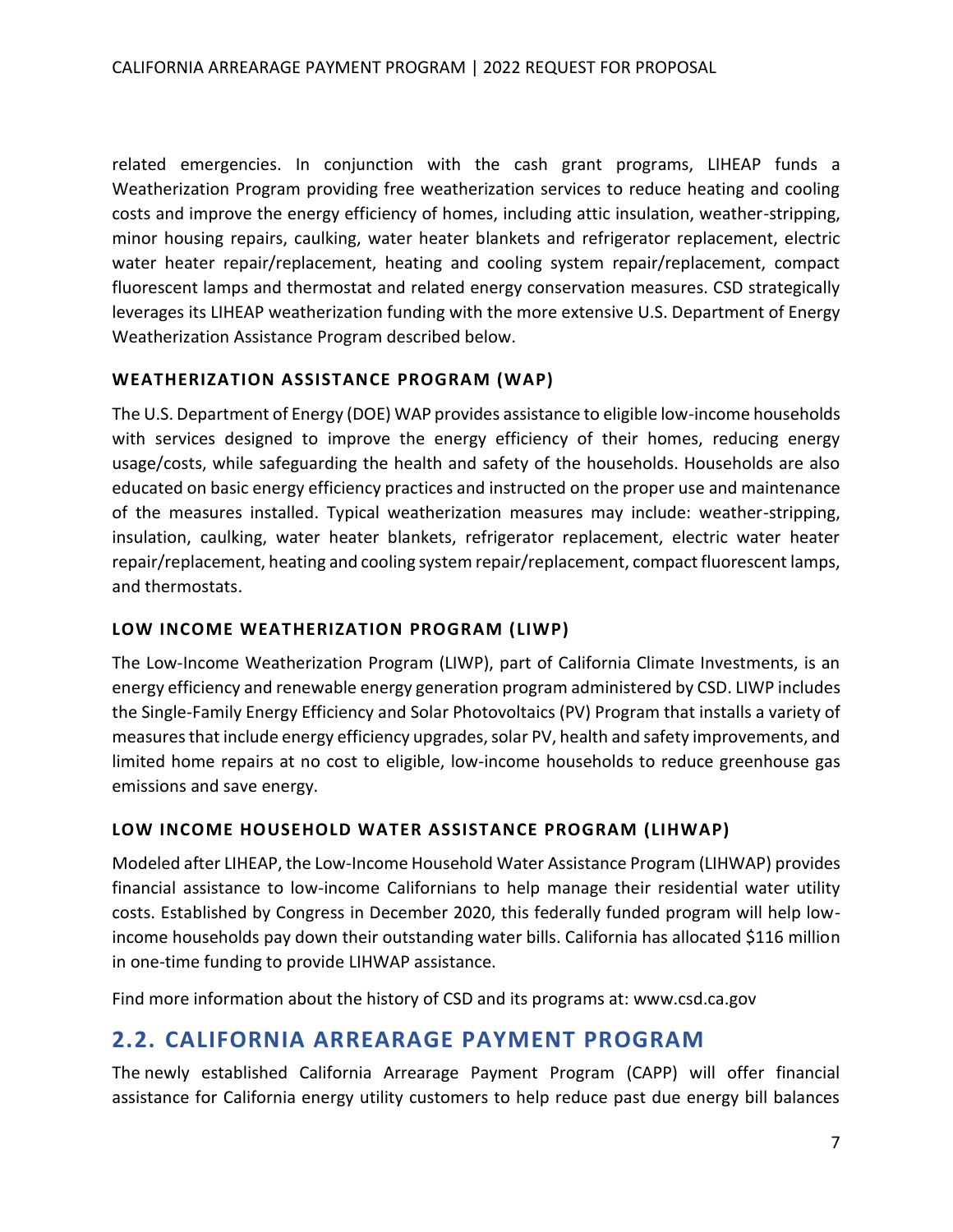related emergencies. In conjunction with the cash grant programs, LIHEAP funds a Weatherization Program providing free weatherization services to reduce heating and cooling costs and improve the energy efficiency of homes, including attic insulation, weather-stripping, minor housing repairs, caulking, water heater blankets and refrigerator replacement, electric water heater repair/replacement, heating and cooling system repair/replacement, compact fluorescent lamps and thermostat and related energy conservation measures. CSD strategically leverages its LIHEAP weatherization funding with the more extensive U.S. Department of Energy Weatherization Assistance Program described below.

### WEATHERIZATION ASSISTANCE PROGRAM (WAP)

The U.S. Department of Energy (DOE) WAP provides assistance to eligible low-income households with services designed to improve the energy efficiency of their homes, reducing energy usage/costs, while safeguarding the health and safety of the households. Households are also educated on basic energy efficiency practices and instructed on the proper use and maintenance of the measures installed. Typical weatherization measures may include: weather-stripping, insulation, caulking, water heater blankets, refrigerator replacement, electric water heater repair/replacement, heating and cooling system repair/replacement, compact fluorescent lamps, and thermostats.

### LOW INCOME WEATHERIZATION PROGRAM (LIWP)

The Low-Income Weatherization Program (LIWP), part of California Climate Investments, is an energy efficiency and renewable energy generation program administered by CSD. LIWP includes the Single-Family Energy Efficiency and Solar Photovoltaics (PV) Program that installs a variety of measures that include energy efficiency upgrades, solar PV, health and safety improvements, and limited home repairs at no cost to eligible, low-income households to reduce greenhouse gas emissions and save energy.

### LOW INCOME HOUSEHOLD WATER ASSISTANCE PROGRAM (LIHWAP)

Modeled after LIHEAP, the Low-Income Household Water Assistance Program (LIHWAP) provides financial assistance to low-income Californians to help manage their residential water utility costs. Established by Congress in December 2020, this federally funded program will help low-income households pay down their outstanding water bills. California has allocated $116 million in one-time funding to provide LIHWAP assistance.

Find more information about the history of CSD and its programs at: www.csd.ca.gov

## 2.2. CALIFORNIA ARREARAGE PAYMENT PROGRAM

The newly established California Arrearage Payment Program (CAPP) will offer financial assistance for California energy utility customers to help reduce past due energy bill balances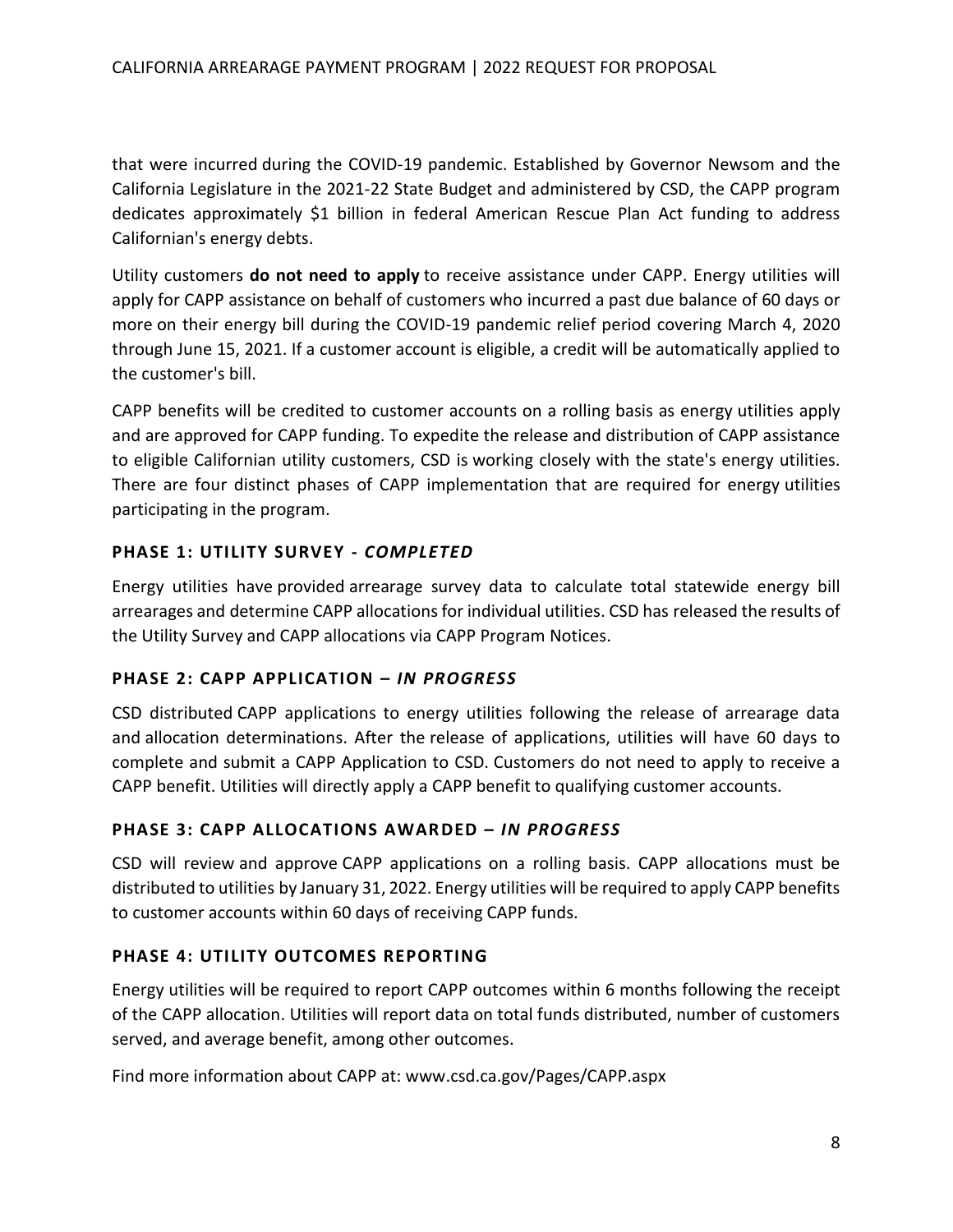that were incurred during the COVID-19 pandemic. Established by Governor Newsom and the California Legislature in the 2021-22 State Budget and administered by CSD, the CAPP program dedicates approximately $1 billion in federal American Rescue Plan Act funding to address Californian's energy debts.

Utility customers **do not need to apply** to receive assistance under CAPP. Energy utilities will apply for CAPP assistance on behalf of customers who incurred a past due balance of 60 days or more on their energy bill during the COVID-19 pandemic relief period covering March 4, 2020 through June 15, 2021. If a customer account is eligible, a credit will be automatically applied to the customer's bill.

CAPP benefits will be credited to customer accounts on a rolling basis as energy utilities apply and are approved for CAPP funding. To expedite the release and distribution of CAPP assistance to eligible Californian utility customers, CSD is working closely with the state's energy utilities. There are four distinct phases of CAPP implementation that are required for energy utilities participating in the program.

### PHASE 1: UTILITY SURVEY - *COMPLETED*

Energy utilities have provided arrearage survey data to calculate total statewide energy bill arrearages and determine CAPP allocations for individual utilities. CSD has released the results of the Utility Survey and CAPP allocations via CAPP Program Notices.

### PHASE 2: CAPP APPLICATION – *IN PROGRESS*

CSD distributed CAPP applications to energy utilities following the release of arrearage data and allocation determinations. After the release of applications, utilities will have 60 days to complete and submit a CAPP Application to CSD. Customers do not need to apply to receive a CAPP benefit. Utilities will directly apply a CAPP benefit to qualifying customer accounts.

### PHASE 3: CAPP ALLOCATIONS AWARDED – *IN PROGRESS*

CSD will review and approve CAPP applications on a rolling basis. CAPP allocations must be distributed to utilities by January 31, 2022. Energy utilities will be required to apply CAPP benefits to customer accounts within 60 days of receiving CAPP funds.

### PHASE 4: UTILITY OUTCOMES REPORTING

Energy utilities will be required to report CAPP outcomes within 6 months following the receipt of the CAPP allocation. Utilities will report data on total funds distributed, number of customers served, and average benefit, among other outcomes.

Find more information about CAPP at: www.csd.ca.gov/Pages/CAPP.aspx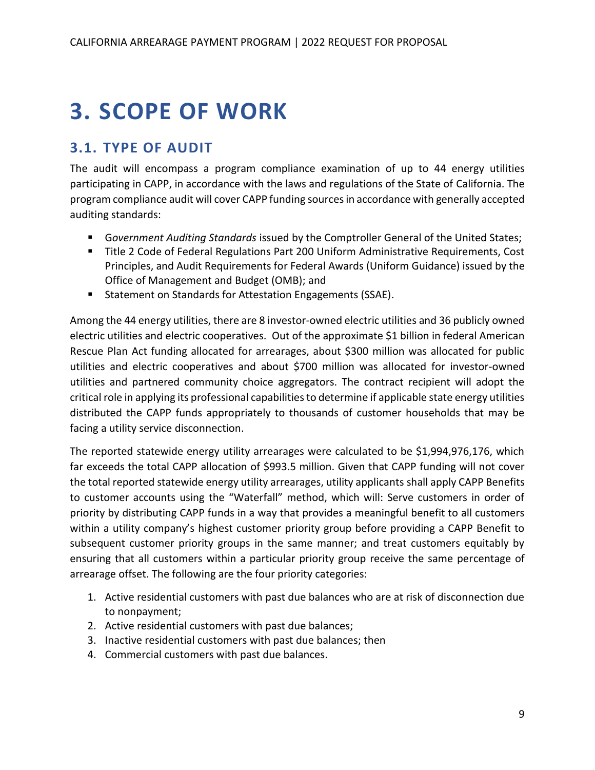# 3. SCOPE OF WORK

## 3.1. TYPE OF AUDIT

The audit will encompass a program compliance examination of up to 44 energy utilities participating in CAPP, in accordance with the laws and regulations of the State of California. The program compliance audit will cover CAPP funding sources in accordance with generally accepted auditing standards:

- G*overnment Auditing Standards* issued by the Comptroller General of the United States;
- Title 2 Code of Federal Regulations Part 200 Uniform Administrative Requirements, Cost Principles, and Audit Requirements for Federal Awards (Uniform Guidance) issued by the Office of Management and Budget (OMB); and
- Statement on Standards for Attestation Engagements (SSAE).

Among the 44 energy utilities, there are 8 investor-owned electric utilities and 36 publicly owned electric utilities and electric cooperatives. Out of the approximate $1 billion in federal American Rescue Plan Act funding allocated for arrearages, about $300 million was allocated for public utilities and electric cooperatives and about $700 million was allocated for investor-owned utilities and partnered community choice aggregators. The contract recipient will adopt the critical role in applying its professional capabilities to determine if applicable state energy utilities distributed the CAPP funds appropriately to thousands of customer households that may be facing a utility service disconnection.

The reported statewide energy utility arrearages were calculated to be $1,994,976,176, which far exceeds the total CAPP allocation of $993.5 million. Given that CAPP funding will not cover the total reported statewide energy utility arrearages, utility applicants shall apply CAPP Benefits to customer accounts using the "Waterfall" method, which will: Serve customers in order of priority by distributing CAPP funds in a way that provides a meaningful benefit to all customers within a utility company's highest customer priority group before providing a CAPP Benefit to subsequent customer priority groups in the same manner; and treat customers equitably by ensuring that all customers within a particular priority group receive the same percentage of arrearage offset. The following are the four priority categories:

1. Active residential customers with past due balances who are at risk of disconnection due to nonpayment;
2. Active residential customers with past due balances;
3. Inactive residential customers with past due balances; then
4. Commercial customers with past due balances.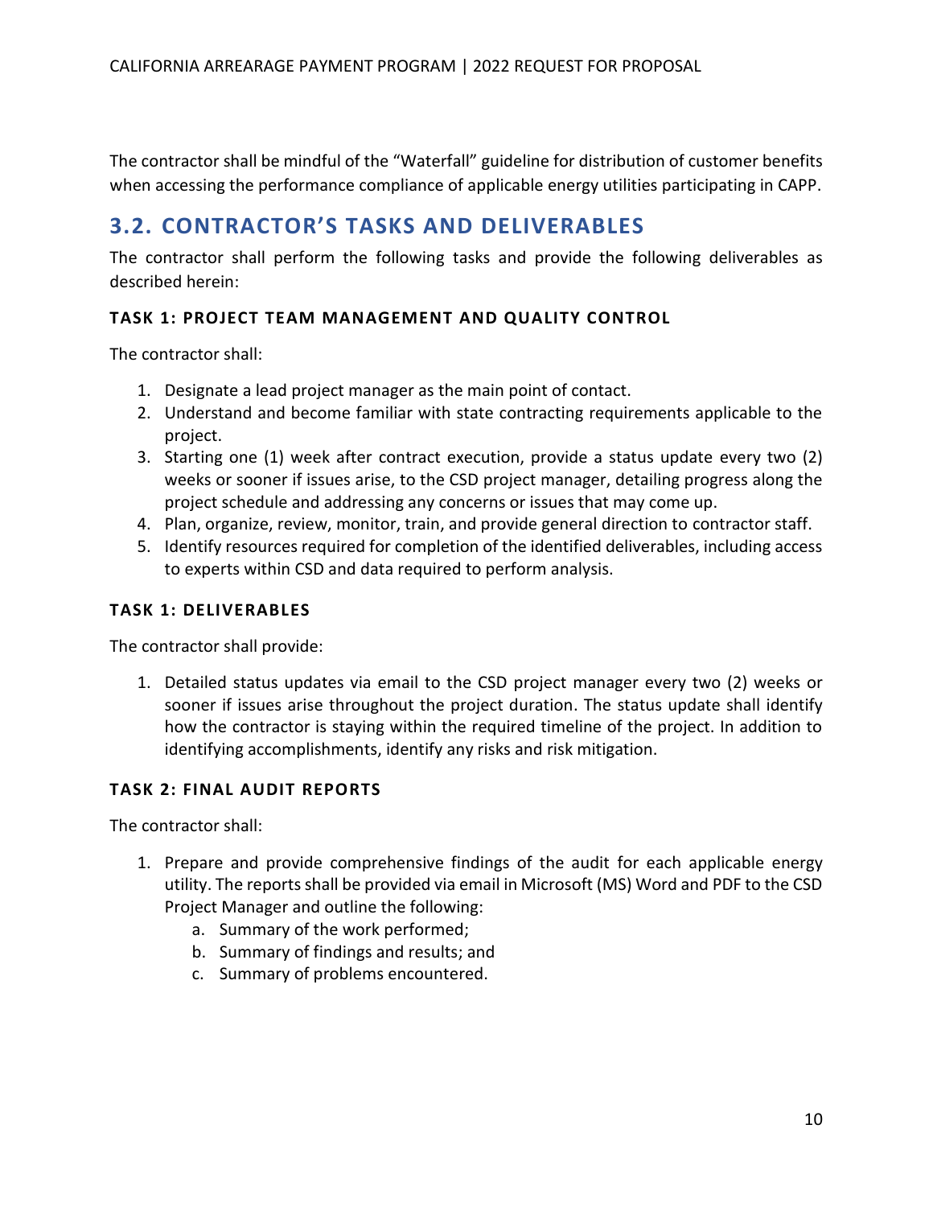The contractor shall be mindful of the "Waterfall" guideline for distribution of customer benefits when accessing the performance compliance of applicable energy utilities participating in CAPP.

## 3.2. CONTRACTOR'S TASKS AND DELIVERABLES

The contractor shall perform the following tasks and provide the following deliverables as described herein:

#### TASK 1: PROJECT TEAM MANAGEMENT AND QUALITY CONTROL

The contractor shall:

1. Designate a lead project manager as the main point of contact.
2. Understand and become familiar with state contracting requirements applicable to the project.
3. Starting one (1) week after contract execution, provide a status update every two (2) weeks or sooner if issues arise, to the CSD project manager, detailing progress along the project schedule and addressing any concerns or issues that may come up.
4. Plan, organize, review, monitor, train, and provide general direction to contractor staff.
5. Identify resources required for completion of the identified deliverables, including access to experts within CSD and data required to perform analysis.

#### TASK 1: DELIVERABLES

The contractor shall provide:

1. Detailed status updates via email to the CSD project manager every two (2) weeks or sooner if issues arise throughout the project duration. The status update shall identify how the contractor is staying within the required timeline of the project. In addition to identifying accomplishments, identify any risks and risk mitigation.

#### TASK 2: FINAL AUDIT REPORTS

The contractor shall:

1. Prepare and provide comprehensive findings of the audit for each applicable energy utility. The reports shall be provided via email in Microsoft (MS) Word and PDF to the CSD Project Manager and outline the following:
    a. Summary of the work performed;
    b. Summary of findings and results; and
    c. Summary of problems encountered.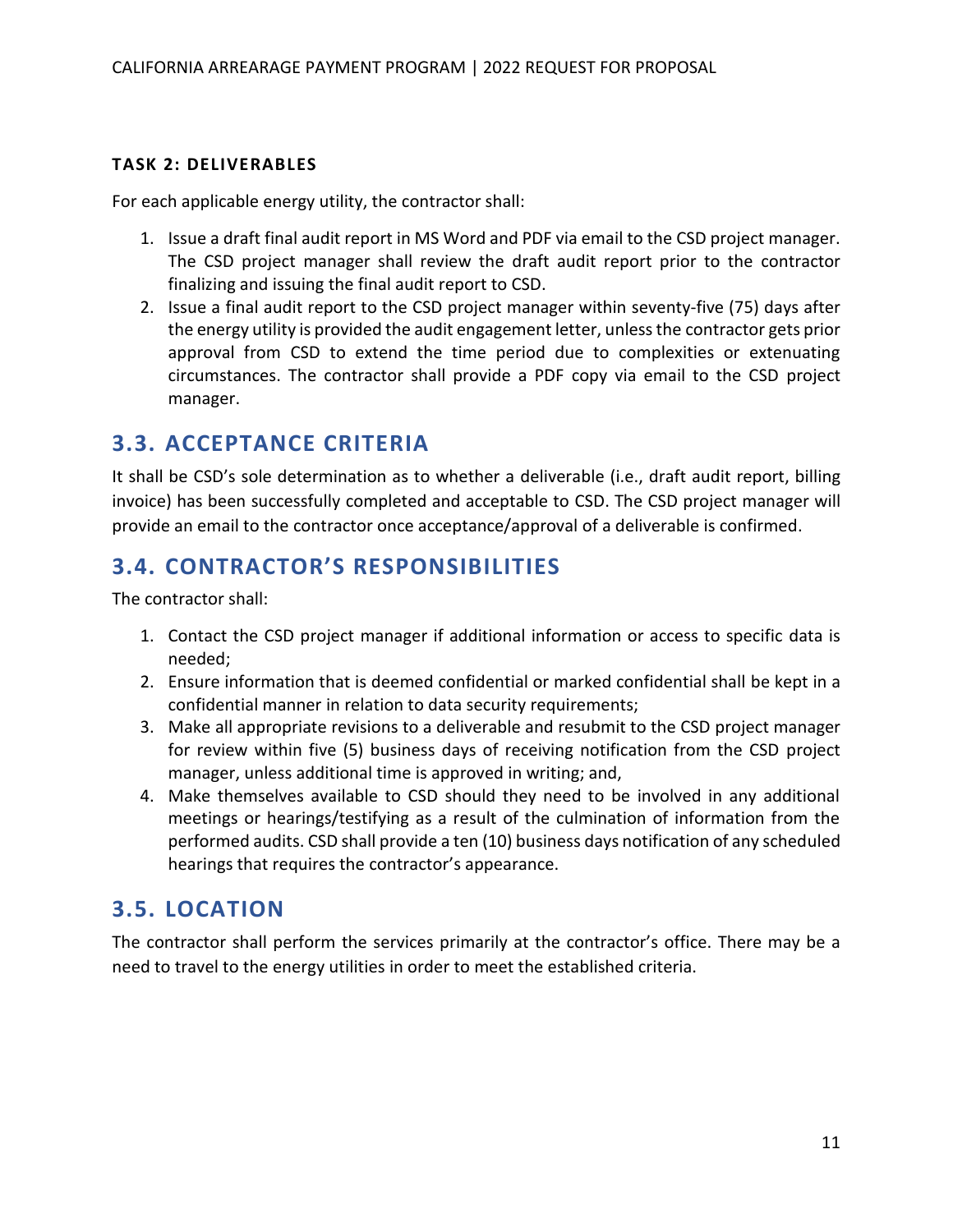#### TASK 2: DELIVERABLES

For each applicable energy utility, the contractor shall:

1. Issue a draft final audit report in MS Word and PDF via email to the CSD project manager. The CSD project manager shall review the draft audit report prior to the contractor finalizing and issuing the final audit report to CSD.
2. Issue a final audit report to the CSD project manager within seventy-five (75) days after the energy utility is provided the audit engagement letter, unless the contractor gets prior approval from CSD to extend the time period due to complexities or extenuating circumstances. The contractor shall provide a PDF copy via email to the CSD project manager.

## 3.3. ACCEPTANCE CRITERIA

It shall be CSD's sole determination as to whether a deliverable (i.e., draft audit report, billing invoice) has been successfully completed and acceptable to CSD. The CSD project manager will provide an email to the contractor once acceptance/approval of a deliverable is confirmed.

## 3.4. CONTRACTOR'S RESPONSIBILITIES

The contractor shall:

1. Contact the CSD project manager if additional information or access to specific data is needed;
2. Ensure information that is deemed confidential or marked confidential shall be kept in a confidential manner in relation to data security requirements;
3. Make all appropriate revisions to a deliverable and resubmit to the CSD project manager for review within five (5) business days of receiving notification from the CSD project manager, unless additional time is approved in writing; and,
4. Make themselves available to CSD should they need to be involved in any additional meetings or hearings/testifying as a result of the culmination of information from the performed audits. CSD shall provide a ten (10) business days notification of any scheduled hearings that requires the contractor's appearance.

## 3.5. LOCATION

The contractor shall perform the services primarily at the contractor's office. There may be a need to travel to the energy utilities in order to meet the established criteria.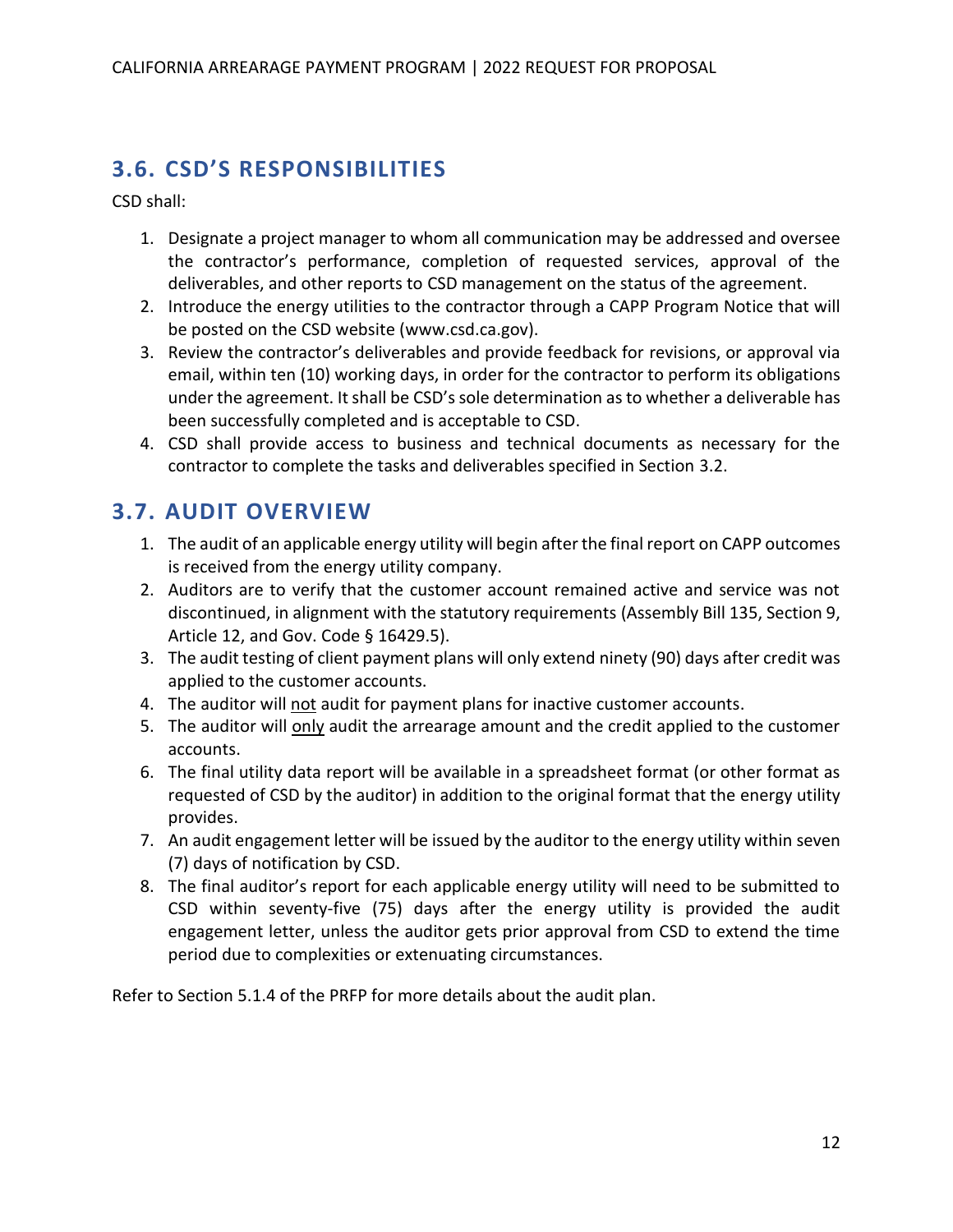## 3.6. CSD'S RESPONSIBILITIES

CSD shall:

1. Designate a project manager to whom all communication may be addressed and oversee the contractor's performance, completion of requested services, approval of the deliverables, and other reports to CSD management on the status of the agreement.
2. Introduce the energy utilities to the contractor through a CAPP Program Notice that will be posted on the CSD website (www.csd.ca.gov).
3. Review the contractor's deliverables and provide feedback for revisions, or approval via email, within ten (10) working days, in order for the contractor to perform its obligations under the agreement. It shall be CSD's sole determination as to whether a deliverable has been successfully completed and is acceptable to CSD.
4. CSD shall provide access to business and technical documents as necessary for the contractor to complete the tasks and deliverables specified in Section 3.2.

## 3.7. AUDIT OVERVIEW

1. The audit of an applicable energy utility will begin after the final report on CAPP outcomes is received from the energy utility company.
2. Auditors are to verify that the customer account remained active and service was not discontinued, in alignment with the statutory requirements (Assembly Bill 135, Section 9, Article 12, and Gov. Code § 16429.5).
3. The audit testing of client payment plans will only extend ninety (90) days after credit was applied to the customer accounts.
4. The auditor will <u>not</u> audit for payment plans for inactive customer accounts.
5. The auditor will <u>only</u> audit the arrearage amount and the credit applied to the customer accounts.
6. The final utility data report will be available in a spreadsheet format (or other format as requested of CSD by the auditor) in addition to the original format that the energy utility provides.
7. An audit engagement letter will be issued by the auditor to the energy utility within seven (7) days of notification by CSD.
8. The final auditor's report for each applicable energy utility will need to be submitted to CSD within seventy-five (75) days after the energy utility is provided the audit engagement letter, unless the auditor gets prior approval from CSD to extend the time period due to complexities or extenuating circumstances.

Refer to Section 5.1.4 of the PRFP for more details about the audit plan.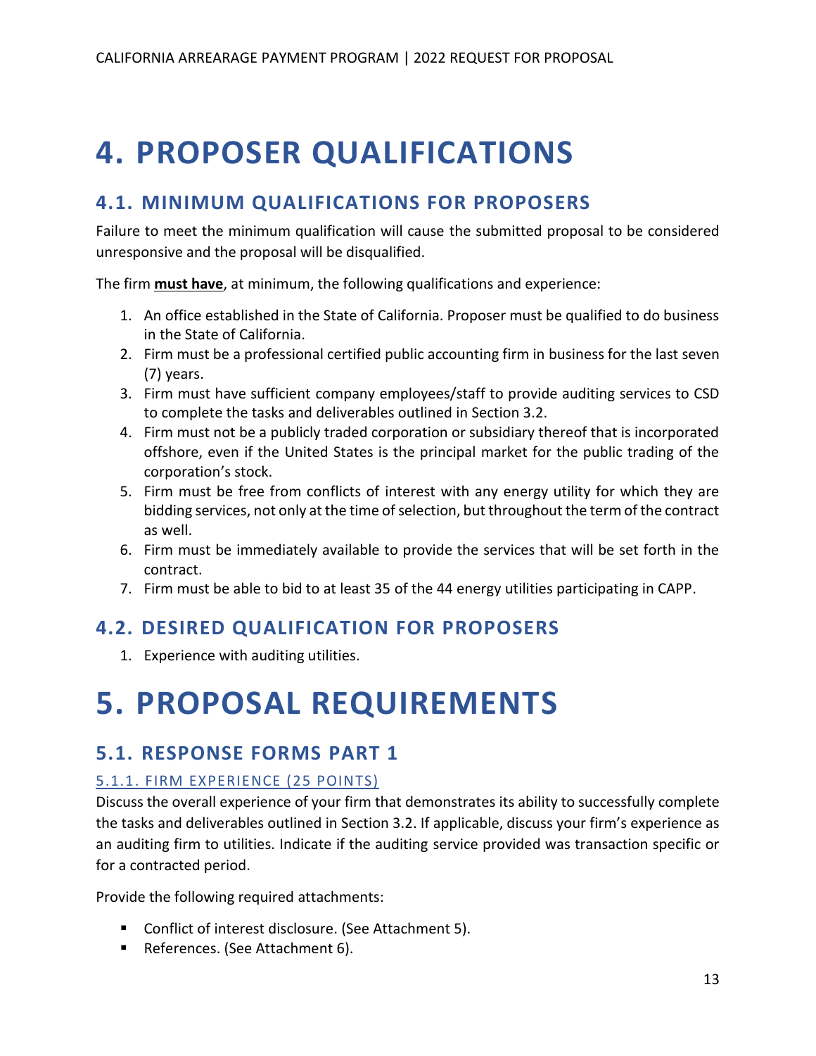# 4. PROPOSER QUALIFICATIONS

## 4.1. MINIMUM QUALIFICATIONS FOR PROPOSERS

Failure to meet the minimum qualification will cause the submitted proposal to be considered unresponsive and the proposal will be disqualified.

The firm **must have**, at minimum, the following qualifications and experience:

1. An office established in the State of California. Proposer must be qualified to do business in the State of California.
2. Firm must be a professional certified public accounting firm in business for the last seven (7) years.
3. Firm must have sufficient company employees/staff to provide auditing services to CSD to complete the tasks and deliverables outlined in Section 3.2.
4. Firm must not be a publicly traded corporation or subsidiary thereof that is incorporated offshore, even if the United States is the principal market for the public trading of the corporation's stock.
5. Firm must be free from conflicts of interest with any energy utility for which they are bidding services, not only at the time of selection, but throughout the term of the contract as well.
6. Firm must be immediately available to provide the services that will be set forth in the contract.
7. Firm must be able to bid to at least 35 of the 44 energy utilities participating in CAPP.

## 4.2. DESIRED QUALIFICATION FOR PROPOSERS

1. Experience with auditing utilities.

# 5. PROPOSAL REQUIREMENTS

## 5.1. RESPONSE FORMS PART 1

### 5.1.1. FIRM EXPERIENCE (25 POINTS)

Discuss the overall experience of your firm that demonstrates its ability to successfully complete the tasks and deliverables outlined in Section 3.2. If applicable, discuss your firm's experience as an auditing firm to utilities. Indicate if the auditing service provided was transaction specific or for a contracted period.

Provide the following required attachments:

- Conflict of interest disclosure. (See Attachment 5).
- References. (See Attachment 6).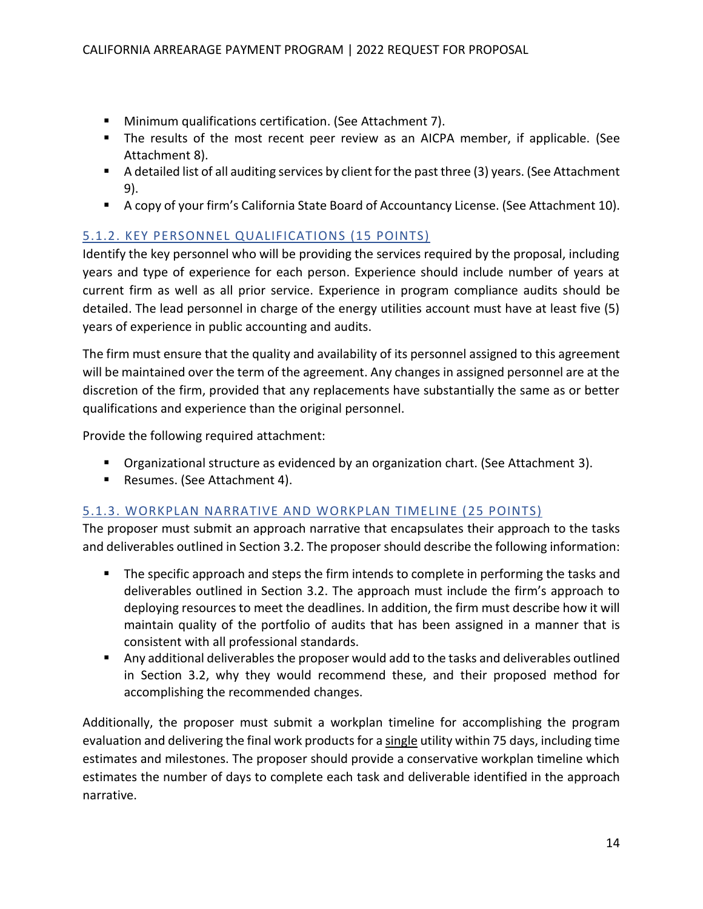- Minimum qualifications certification. (See Attachment 7).
- The results of the most recent peer review as an AICPA member, if applicable. (See Attachment 8).
- A detailed list of all auditing services by client for the past three (3) years. (See Attachment 9).
- A copy of your firm's California State Board of Accountancy License. (See Attachment 10).

#### 5.1.2. KEY PERSONNEL QUALIFICATIONS (15 POINTS)

Identify the key personnel who will be providing the services required by the proposal, including years and type of experience for each person. Experience should include number of years at current firm as well as all prior service. Experience in program compliance audits should be detailed. The lead personnel in charge of the energy utilities account must have at least five (5) years of experience in public accounting and audits.

The firm must ensure that the quality and availability of its personnel assigned to this agreement will be maintained over the term of the agreement. Any changes in assigned personnel are at the discretion of the firm, provided that any replacements have substantially the same as or better qualifications and experience than the original personnel.

Provide the following required attachment:

- Organizational structure as evidenced by an organization chart. (See Attachment 3).
- Resumes. (See Attachment 4).

#### 5.1.3. WORKPLAN NARRATIVE AND WORKPLAN TIMELINE (25 POINTS)

The proposer must submit an approach narrative that encapsulates their approach to the tasks and deliverables outlined in Section 3.2. The proposer should describe the following information:

- The specific approach and steps the firm intends to complete in performing the tasks and deliverables outlined in Section 3.2. The approach must include the firm's approach to deploying resources to meet the deadlines. In addition, the firm must describe how it will maintain quality of the portfolio of audits that has been assigned in a manner that is consistent with all professional standards.
- Any additional deliverables the proposer would add to the tasks and deliverables outlined in Section 3.2, why they would recommend these, and their proposed method for accomplishing the recommended changes.

Additionally, the proposer must submit a workplan timeline for accomplishing the program evaluation and delivering the final work products for a <u>single</u> utility within 75 days, including time estimates and milestones. The proposer should provide a conservative workplan timeline which estimates the number of days to complete each task and deliverable identified in the approach narrative.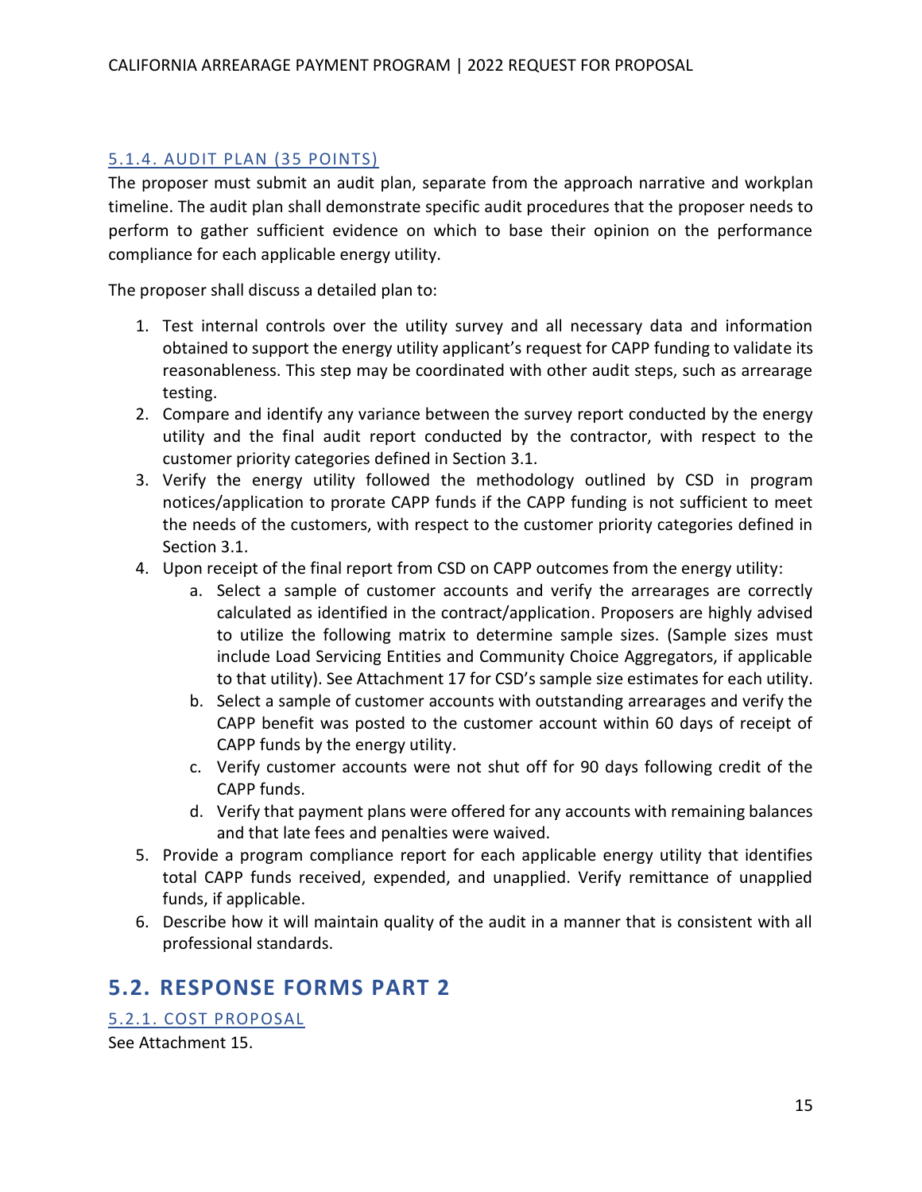#### 5.1.4. AUDIT PLAN (35 POINTS)

The proposer must submit an audit plan, separate from the approach narrative and workplan timeline. The audit plan shall demonstrate specific audit procedures that the proposer needs to perform to gather sufficient evidence on which to base their opinion on the performance compliance for each applicable energy utility.

The proposer shall discuss a detailed plan to:

1. Test internal controls over the utility survey and all necessary data and information obtained to support the energy utility applicant's request for CAPP funding to validate its reasonableness. This step may be coordinated with other audit steps, such as arrearage testing.
2. Compare and identify any variance between the survey report conducted by the energy utility and the final audit report conducted by the contractor, with respect to the customer priority categories defined in Section 3.1.
3. Verify the energy utility followed the methodology outlined by CSD in program notices/application to prorate CAPP funds if the CAPP funding is not sufficient to meet the needs of the customers, with respect to the customer priority categories defined in Section 3.1.
4. Upon receipt of the final report from CSD on CAPP outcomes from the energy utility:
   a. Select a sample of customer accounts and verify the arrearages are correctly calculated as identified in the contract/application. Proposers are highly advised to utilize the following matrix to determine sample sizes. (Sample sizes must include Load Servicing Entities and Community Choice Aggregators, if applicable to that utility). See Attachment 17 for CSD's sample size estimates for each utility.
   b. Select a sample of customer accounts with outstanding arrearages and verify the CAPP benefit was posted to the customer account within 60 days of receipt of CAPP funds by the energy utility.
   c. Verify customer accounts were not shut off for 90 days following credit of the CAPP funds.
   d. Verify that payment plans were offered for any accounts with remaining balances and that late fees and penalties were waived.
5. Provide a program compliance report for each applicable energy utility that identifies total CAPP funds received, expended, and unapplied. Verify remittance of unapplied funds, if applicable.
6. Describe how it will maintain quality of the audit in a manner that is consistent with all professional standards.

## 5.2. RESPONSE FORMS PART 2

#### 5.2.1. COST PROPOSAL

See Attachment 15.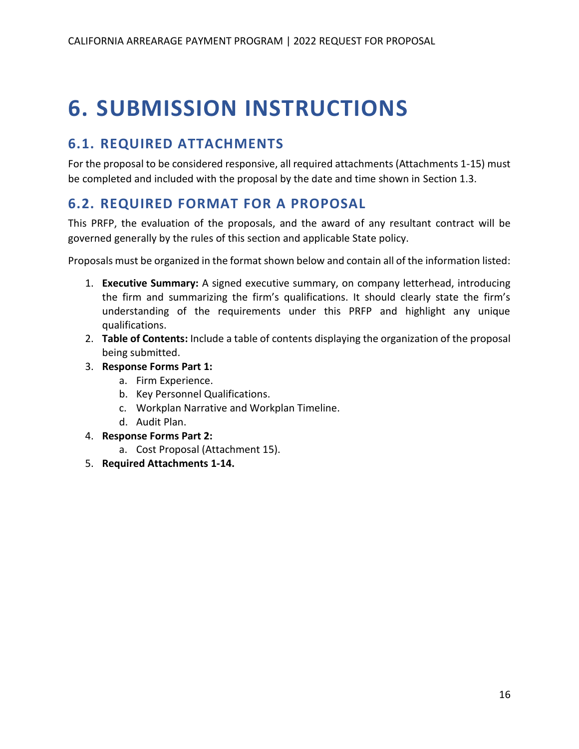# 6. SUBMISSION INSTRUCTIONS

## 6.1. REQUIRED ATTACHMENTS

For the proposal to be considered responsive, all required attachments (Attachments 1-15) must be completed and included with the proposal by the date and time shown in Section 1.3.

## 6.2. REQUIRED FORMAT FOR A PROPOSAL

This PRFP, the evaluation of the proposals, and the award of any resultant contract will be governed generally by the rules of this section and applicable State policy.

Proposals must be organized in the format shown below and contain all of the information listed:

1. **Executive Summary:** A signed executive summary, on company letterhead, introducing the firm and summarizing the firm's qualifications. It should clearly state the firm's understanding of the requirements under this PRFP and highlight any unique qualifications.
2. **Table of Contents:** Include a table of contents displaying the organization of the proposal being submitted.
3. **Response Forms Part 1:**
    a. Firm Experience.
    b. Key Personnel Qualifications.
    c. Workplan Narrative and Workplan Timeline.
    d. Audit Plan.
4. **Response Forms Part 2:**
    a. Cost Proposal (Attachment 15).
5. **Required Attachments 1-14.**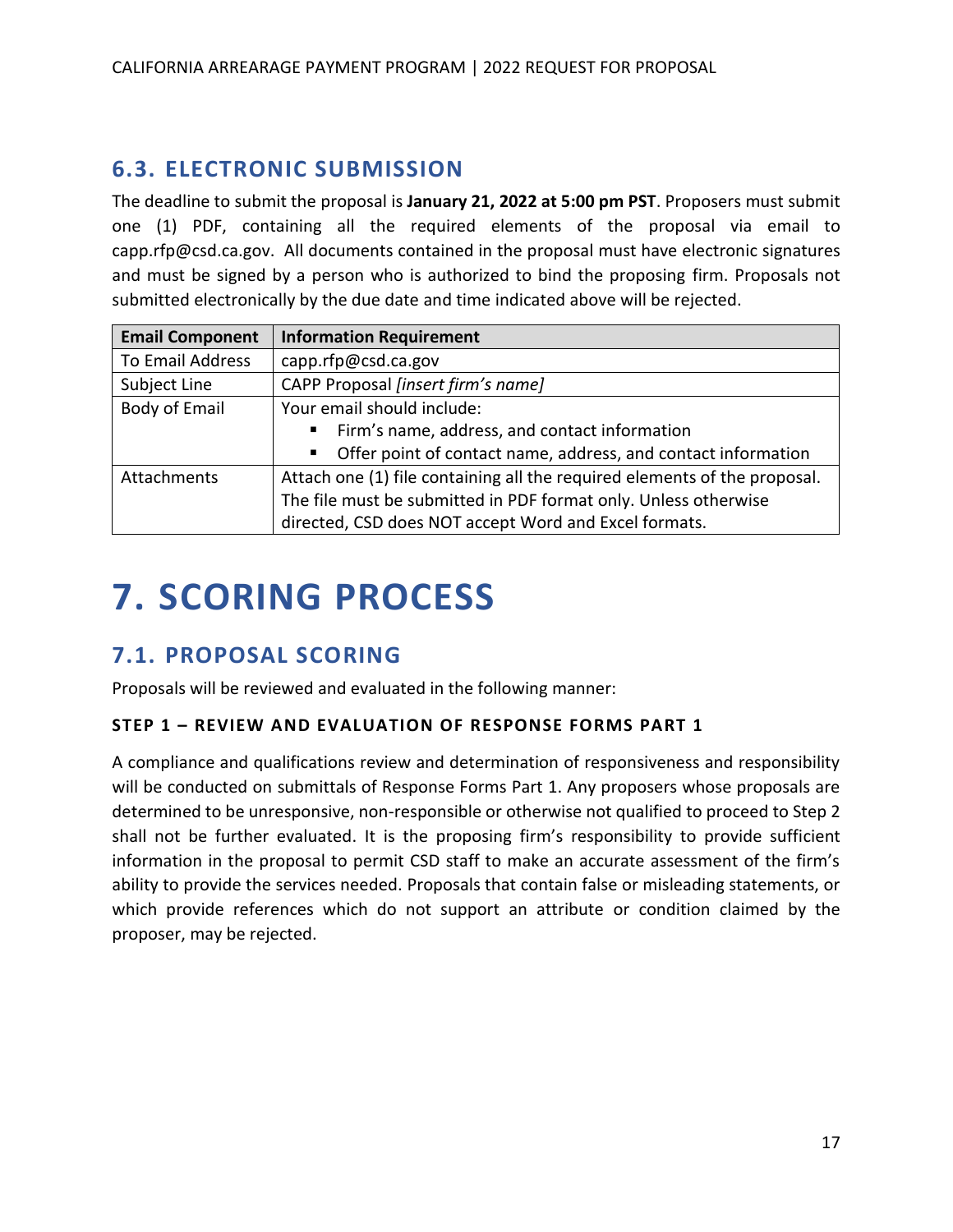## 6.3. ELECTRONIC SUBMISSION

The deadline to submit the proposal is **January 21, 2022 at 5:00 pm PST**. Proposers must submit one (1) PDF, containing all the required elements of the proposal via email to capp.rfp@csd.ca.gov. All documents contained in the proposal must have electronic signatures and must be signed by a person who is authorized to bind the proposing firm. Proposals not submitted electronically by the due date and time indicated above will be rejected.

| Email Component | Information Requirement |
|---|---|
| To Email Address | capp.rfp@csd.ca.gov |
| Subject Line | CAPP Proposal *[insert firm's name]* |
| Body of Email | Your email should include:<br>▪ Firm's name, address, and contact information<br>▪ Offer point of contact name, address, and contact information |
| Attachments | Attach one (1) file containing all the required elements of the proposal. The file must be submitted in PDF format only. Unless otherwise directed, CSD does NOT accept Word and Excel formats. |

# 7. SCORING PROCESS

## 7.1. PROPOSAL SCORING

Proposals will be reviewed and evaluated in the following manner:

**STEP 1 – REVIEW AND EVALUATION OF RESPONSE FORMS PART 1**

A compliance and qualifications review and determination of responsiveness and responsibility will be conducted on submittals of Response Forms Part 1. Any proposers whose proposals are determined to be unresponsive, non-responsible or otherwise not qualified to proceed to Step 2 shall not be further evaluated. It is the proposing firm's responsibility to provide sufficient information in the proposal to permit CSD staff to make an accurate assessment of the firm's ability to provide the services needed. Proposals that contain false or misleading statements, or which provide references which do not support an attribute or condition claimed by the proposer, may be rejected.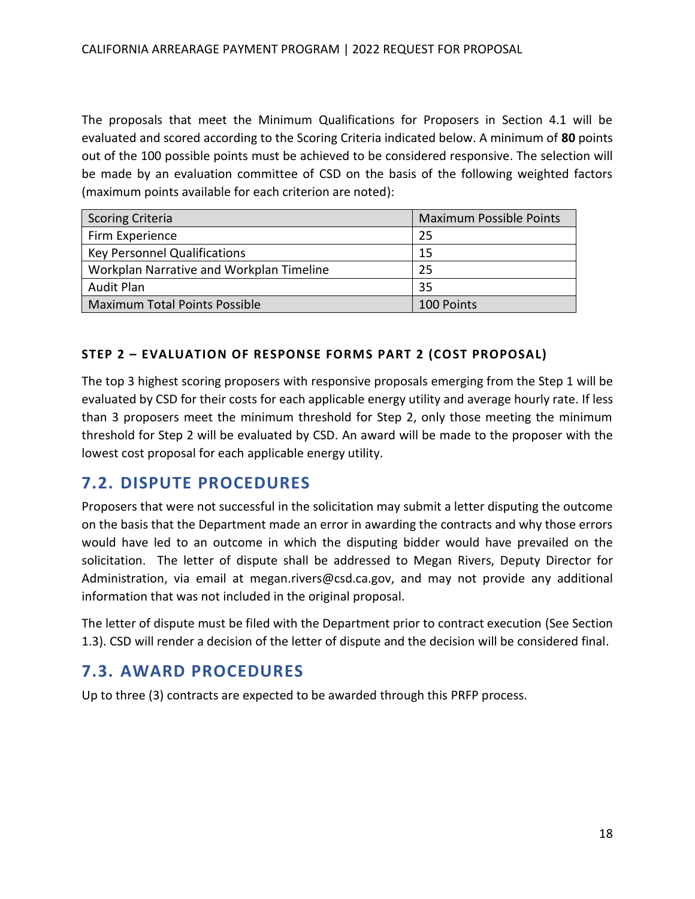The proposals that meet the Minimum Qualifications for Proposers in Section 4.1 will be evaluated and scored according to the Scoring Criteria indicated below. A minimum of **80** points out of the 100 possible points must be achieved to be considered responsive. The selection will be made by an evaluation committee of CSD on the basis of the following weighted factors (maximum points available for each criterion are noted):

| Scoring Criteria | Maximum Possible Points |
|---|---|
| Firm Experience | 25 |
| Key Personnel Qualifications | 15 |
| Workplan Narrative and Workplan Timeline | 25 |
| Audit Plan | 35 |
| Maximum Total Points Possible | 100 Points |

#### STEP 2 – EVALUATION OF RESPONSE FORMS PART 2 (COST PROPOSAL)

The top 3 highest scoring proposers with responsive proposals emerging from the Step 1 will be evaluated by CSD for their costs for each applicable energy utility and average hourly rate. If less than 3 proposers meet the minimum threshold for Step 2, only those meeting the minimum threshold for Step 2 will be evaluated by CSD. An award will be made to the proposer with the lowest cost proposal for each applicable energy utility.

## 7.2. DISPUTE PROCEDURES

Proposers that were not successful in the solicitation may submit a letter disputing the outcome on the basis that the Department made an error in awarding the contracts and why those errors would have led to an outcome in which the disputing bidder would have prevailed on the solicitation. The letter of dispute shall be addressed to Megan Rivers, Deputy Director for Administration, via email at megan.rivers@csd.ca.gov, and may not provide any additional information that was not included in the original proposal.

The letter of dispute must be filed with the Department prior to contract execution (See Section 1.3). CSD will render a decision of the letter of dispute and the decision will be considered final.

## 7.3. AWARD PROCEDURES

Up to three (3) contracts are expected to be awarded through this PRFP process.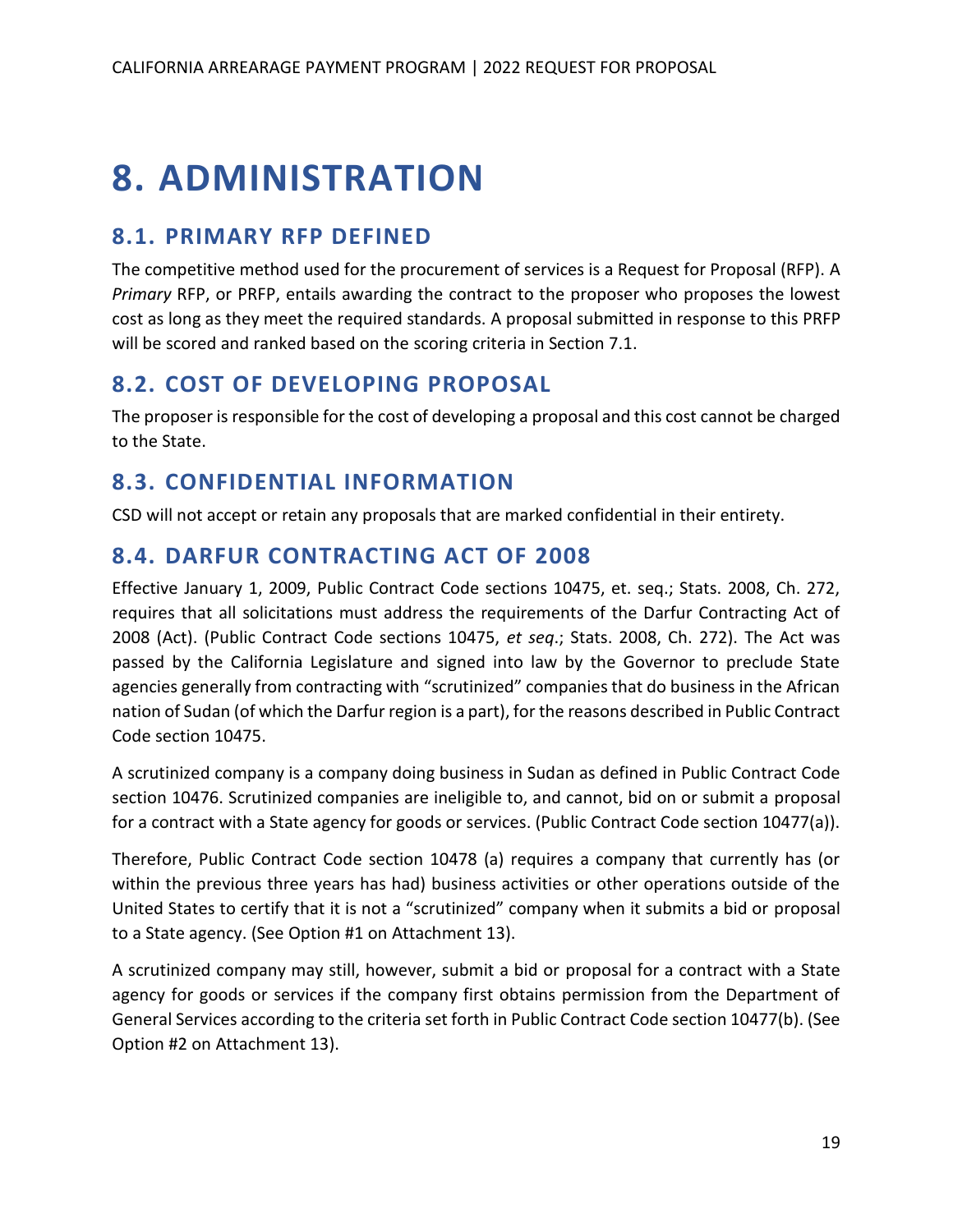# 8. ADMINISTRATION

## 8.1. PRIMARY RFP DEFINED

The competitive method used for the procurement of services is a Request for Proposal (RFP). A *Primary* RFP, or PRFP, entails awarding the contract to the proposer who proposes the lowest cost as long as they meet the required standards. A proposal submitted in response to this PRFP will be scored and ranked based on the scoring criteria in Section 7.1.

## 8.2. COST OF DEVELOPING PROPOSAL

The proposer is responsible for the cost of developing a proposal and this cost cannot be charged to the State.

## 8.3. CONFIDENTIAL INFORMATION

CSD will not accept or retain any proposals that are marked confidential in their entirety.

## 8.4. DARFUR CONTRACTING ACT OF 2008

Effective January 1, 2009, Public Contract Code sections 10475, et. seq.; Stats. 2008, Ch. 272, requires that all solicitations must address the requirements of the Darfur Contracting Act of 2008 (Act). (Public Contract Code sections 10475, *et seq*.; Stats. 2008, Ch. 272). The Act was passed by the California Legislature and signed into law by the Governor to preclude State agencies generally from contracting with "scrutinized" companies that do business in the African nation of Sudan (of which the Darfur region is a part), for the reasons described in Public Contract Code section 10475.

A scrutinized company is a company doing business in Sudan as defined in Public Contract Code section 10476. Scrutinized companies are ineligible to, and cannot, bid on or submit a proposal for a contract with a State agency for goods or services. (Public Contract Code section 10477(a)).

Therefore, Public Contract Code section 10478 (a) requires a company that currently has (or within the previous three years has had) business activities or other operations outside of the United States to certify that it is not a "scrutinized" company when it submits a bid or proposal to a State agency. (See Option #1 on Attachment 13).

A scrutinized company may still, however, submit a bid or proposal for a contract with a State agency for goods or services if the company first obtains permission from the Department of General Services according to the criteria set forth in Public Contract Code section 10477(b). (See Option #2 on Attachment 13).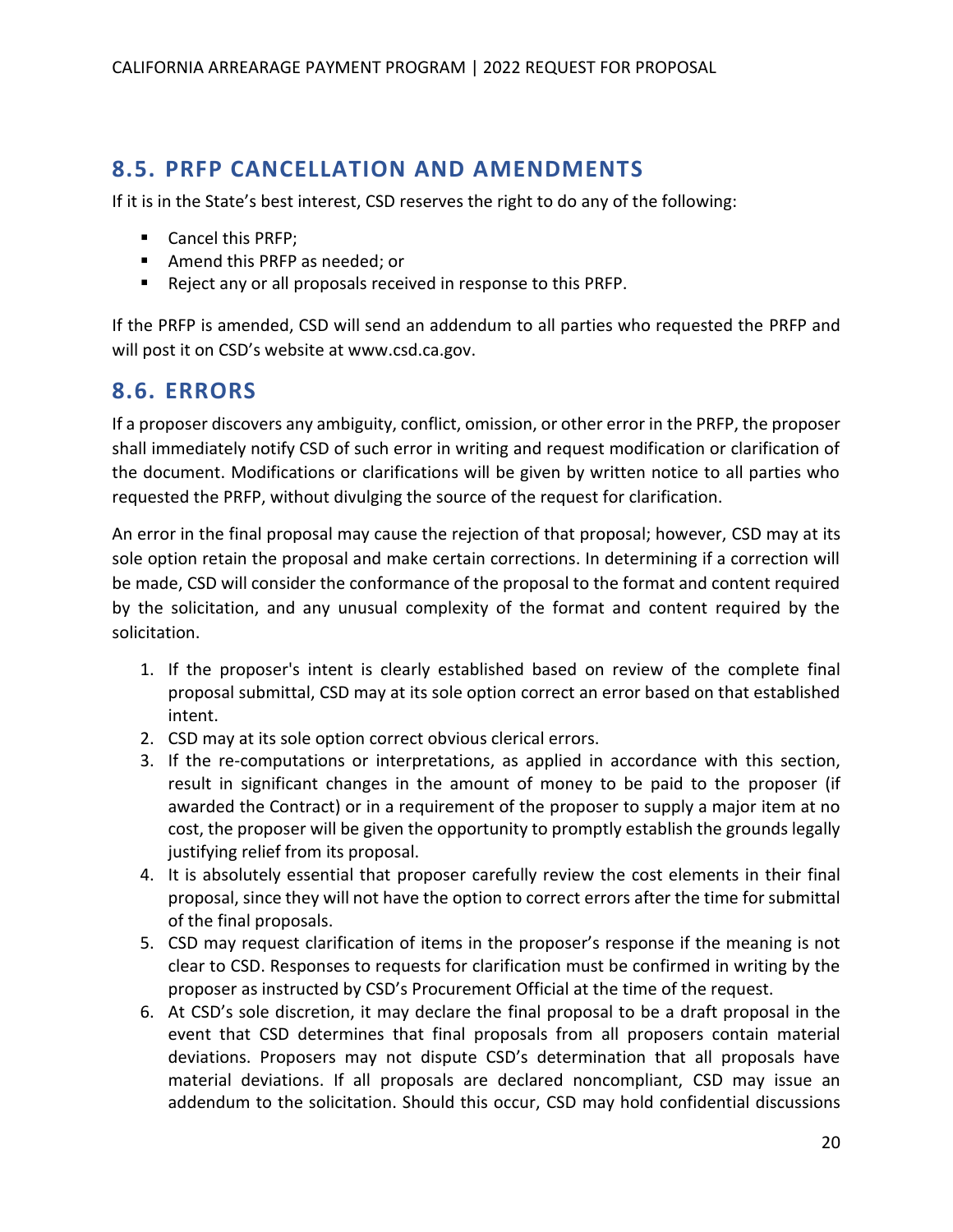## 8.5. PRFP CANCELLATION AND AMENDMENTS

If it is in the State's best interest, CSD reserves the right to do any of the following:

- Cancel this PRFP;
- Amend this PRFP as needed; or
- Reject any or all proposals received in response to this PRFP.

If the PRFP is amended, CSD will send an addendum to all parties who requested the PRFP and will post it on CSD's website at www.csd.ca.gov.

## 8.6. ERRORS

If a proposer discovers any ambiguity, conflict, omission, or other error in the PRFP, the proposer shall immediately notify CSD of such error in writing and request modification or clarification of the document. Modifications or clarifications will be given by written notice to all parties who requested the PRFP, without divulging the source of the request for clarification.

An error in the final proposal may cause the rejection of that proposal; however, CSD may at its sole option retain the proposal and make certain corrections. In determining if a correction will be made, CSD will consider the conformance of the proposal to the format and content required by the solicitation, and any unusual complexity of the format and content required by the solicitation.

1. If the proposer's intent is clearly established based on review of the complete final proposal submittal, CSD may at its sole option correct an error based on that established intent.
2. CSD may at its sole option correct obvious clerical errors.
3. If the re-computations or interpretations, as applied in accordance with this section, result in significant changes in the amount of money to be paid to the proposer (if awarded the Contract) or in a requirement of the proposer to supply a major item at no cost, the proposer will be given the opportunity to promptly establish the grounds legally justifying relief from its proposal.
4. It is absolutely essential that proposer carefully review the cost elements in their final proposal, since they will not have the option to correct errors after the time for submittal of the final proposals.
5. CSD may request clarification of items in the proposer's response if the meaning is not clear to CSD. Responses to requests for clarification must be confirmed in writing by the proposer as instructed by CSD's Procurement Official at the time of the request.
6. At CSD's sole discretion, it may declare the final proposal to be a draft proposal in the event that CSD determines that final proposals from all proposers contain material deviations. Proposers may not dispute CSD's determination that all proposals have material deviations. If all proposals are declared noncompliant, CSD may issue an addendum to the solicitation. Should this occur, CSD may hold confidential discussions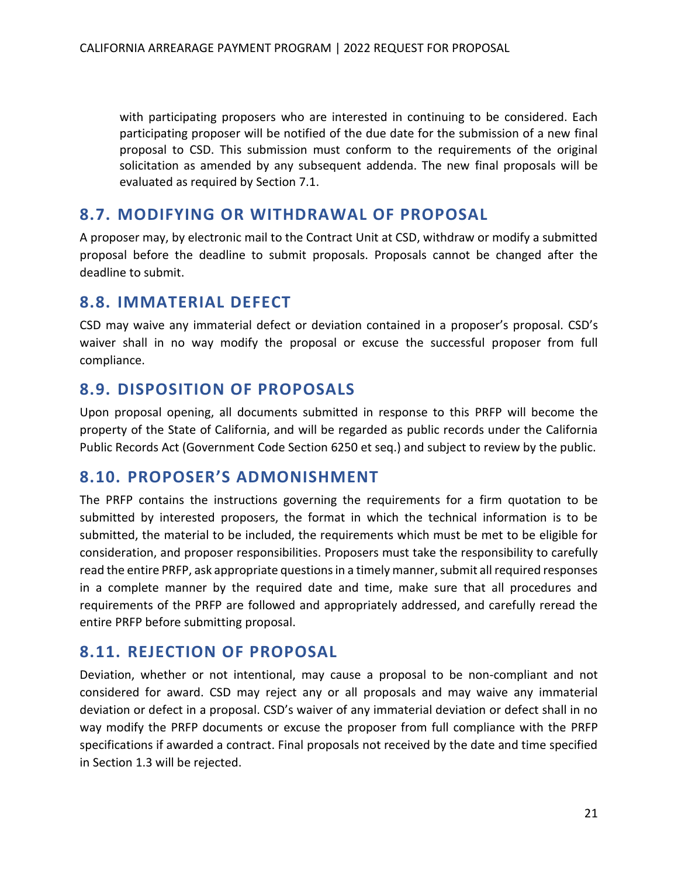with participating proposers who are interested in continuing to be considered. Each participating proposer will be notified of the due date for the submission of a new final proposal to CSD. This submission must conform to the requirements of the original solicitation as amended by any subsequent addenda. The new final proposals will be evaluated as required by Section 7.1.

## 8.7. MODIFYING OR WITHDRAWAL OF PROPOSAL

A proposer may, by electronic mail to the Contract Unit at CSD, withdraw or modify a submitted proposal before the deadline to submit proposals. Proposals cannot be changed after the deadline to submit.

## 8.8. IMMATERIAL DEFECT

CSD may waive any immaterial defect or deviation contained in a proposer's proposal. CSD's waiver shall in no way modify the proposal or excuse the successful proposer from full compliance.

## 8.9. DISPOSITION OF PROPOSALS

Upon proposal opening, all documents submitted in response to this PRFP will become the property of the State of California, and will be regarded as public records under the California Public Records Act (Government Code Section 6250 et seq.) and subject to review by the public.

## 8.10. PROPOSER'S ADMONISHMENT

The PRFP contains the instructions governing the requirements for a firm quotation to be submitted by interested proposers, the format in which the technical information is to be submitted, the material to be included, the requirements which must be met to be eligible for consideration, and proposer responsibilities. Proposers must take the responsibility to carefully read the entire PRFP, ask appropriate questions in a timely manner, submit all required responses in a complete manner by the required date and time, make sure that all procedures and requirements of the PRFP are followed and appropriately addressed, and carefully reread the entire PRFP before submitting proposal.

## 8.11. REJECTION OF PROPOSAL

Deviation, whether or not intentional, may cause a proposal to be non-compliant and not considered for award. CSD may reject any or all proposals and may waive any immaterial deviation or defect in a proposal. CSD's waiver of any immaterial deviation or defect shall in no way modify the PRFP documents or excuse the proposer from full compliance with the PRFP specifications if awarded a contract. Final proposals not received by the date and time specified in Section 1.3 will be rejected.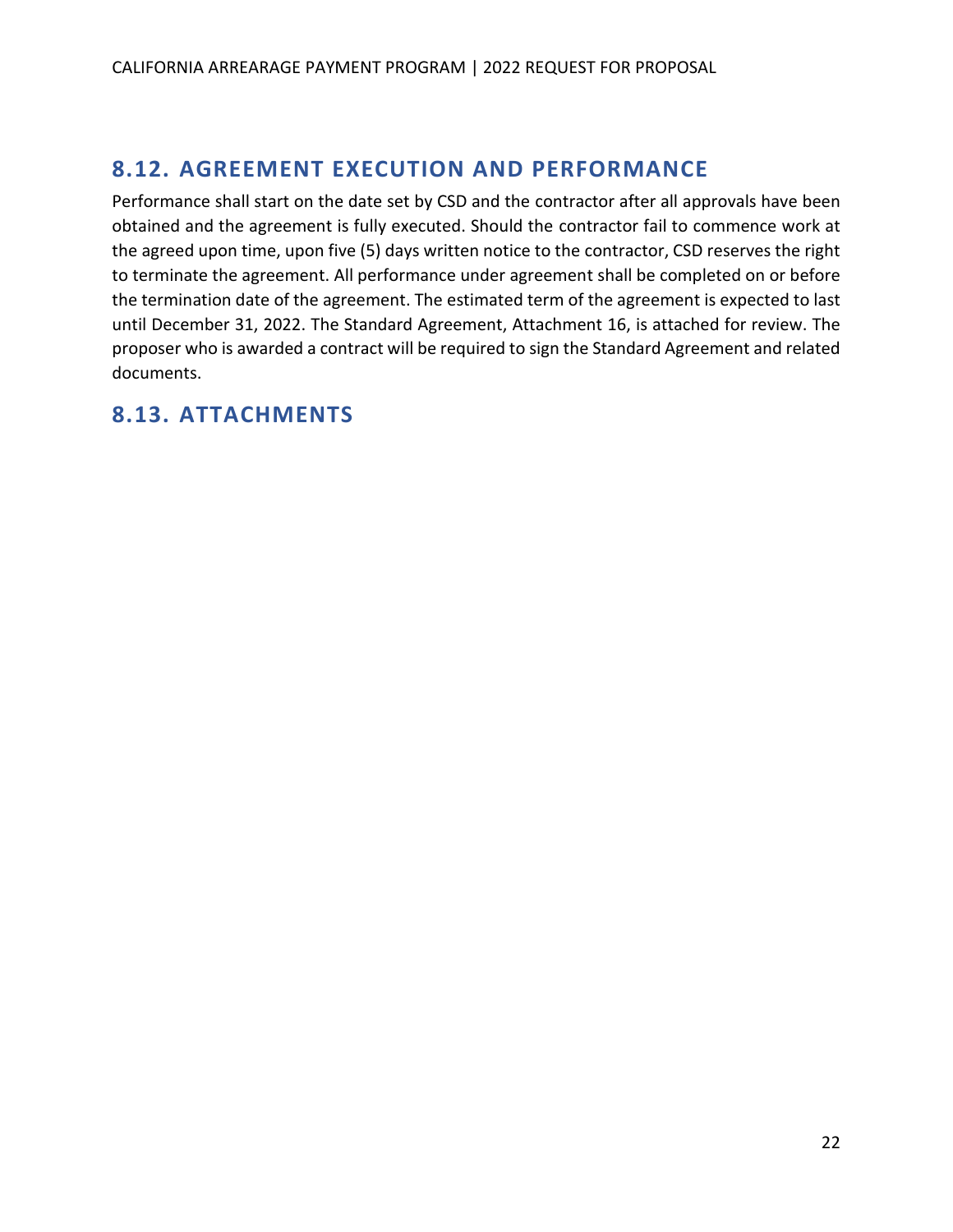## 8.12. AGREEMENT EXECUTION AND PERFORMANCE

Performance shall start on the date set by CSD and the contractor after all approvals have been obtained and the agreement is fully executed. Should the contractor fail to commence work at the agreed upon time, upon five (5) days written notice to the contractor, CSD reserves the right to terminate the agreement. All performance under agreement shall be completed on or before the termination date of the agreement. The estimated term of the agreement is expected to last until December 31, 2022. The Standard Agreement, Attachment 16, is attached for review. The proposer who is awarded a contract will be required to sign the Standard Agreement and related documents.

## 8.13. ATTACHMENTS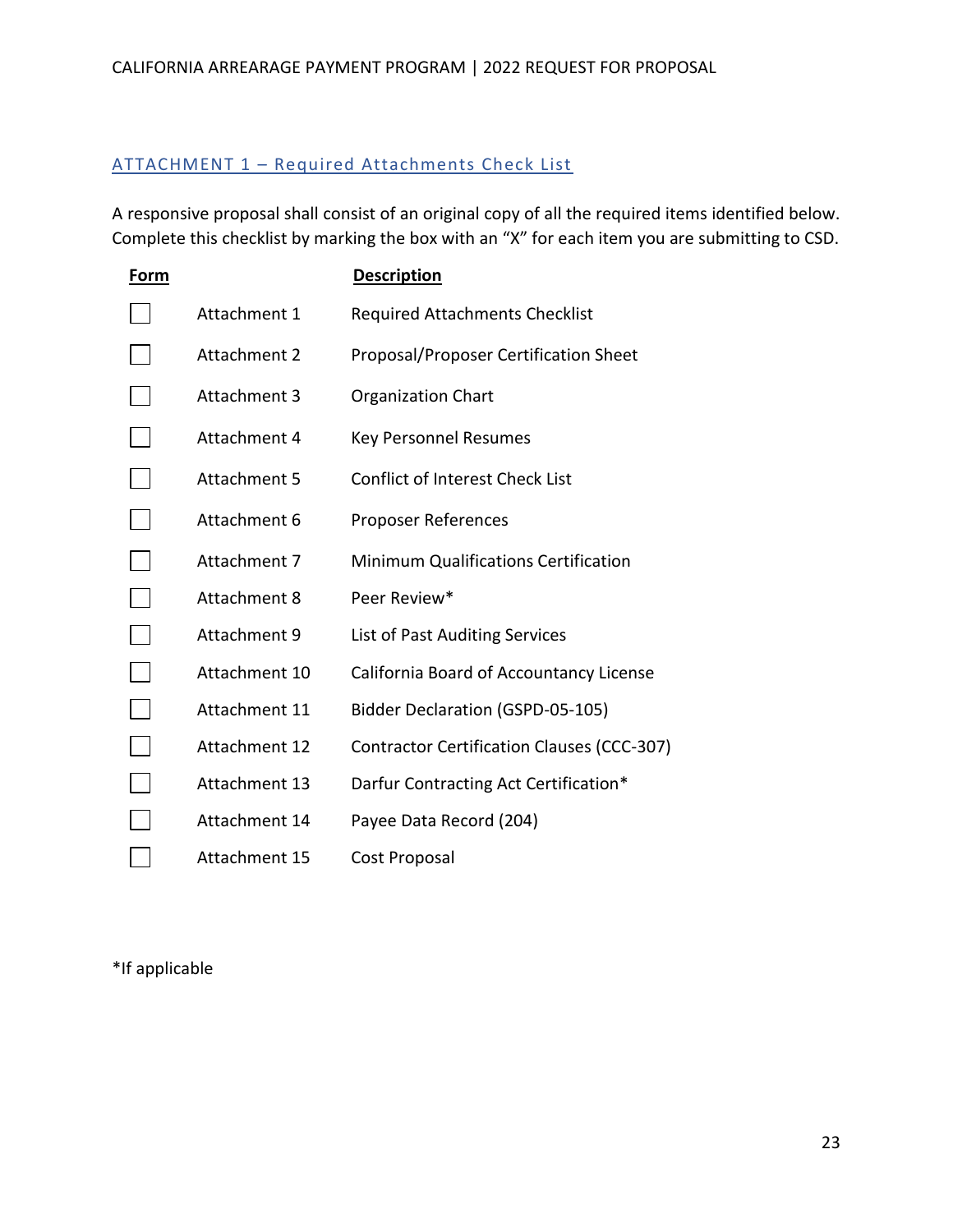## ATTACHMENT 1 – Required Attachments Check List

A responsive proposal shall consist of an original copy of all the required items identified below. Complete this checklist by marking the box with an "X" for each item you are submitting to CSD.

| Form | | Description |
|---|---|---|
| ☐ | Attachment 1 | Required Attachments Checklist |
| ☐ | Attachment 2 | Proposal/Proposer Certification Sheet |
| ☐ | Attachment 3 | Organization Chart |
| ☐ | Attachment 4 | Key Personnel Resumes |
| ☐ | Attachment 5 | Conflict of Interest Check List |
| ☐ | Attachment 6 | Proposer References |
| ☐ | Attachment 7 | Minimum Qualifications Certification |
| ☐ | Attachment 8 | Peer Review* |
| ☐ | Attachment 9 | List of Past Auditing Services |
| ☐ | Attachment 10 | California Board of Accountancy License |
| ☐ | Attachment 11 | Bidder Declaration (GSPD-05-105) |
| ☐ | Attachment 12 | Contractor Certification Clauses (CCC-307) |
| ☐ | Attachment 13 | Darfur Contracting Act Certification* |
| ☐ | Attachment 14 | Payee Data Record (204) |
| ☐ | Attachment 15 | Cost Proposal |

*If applicable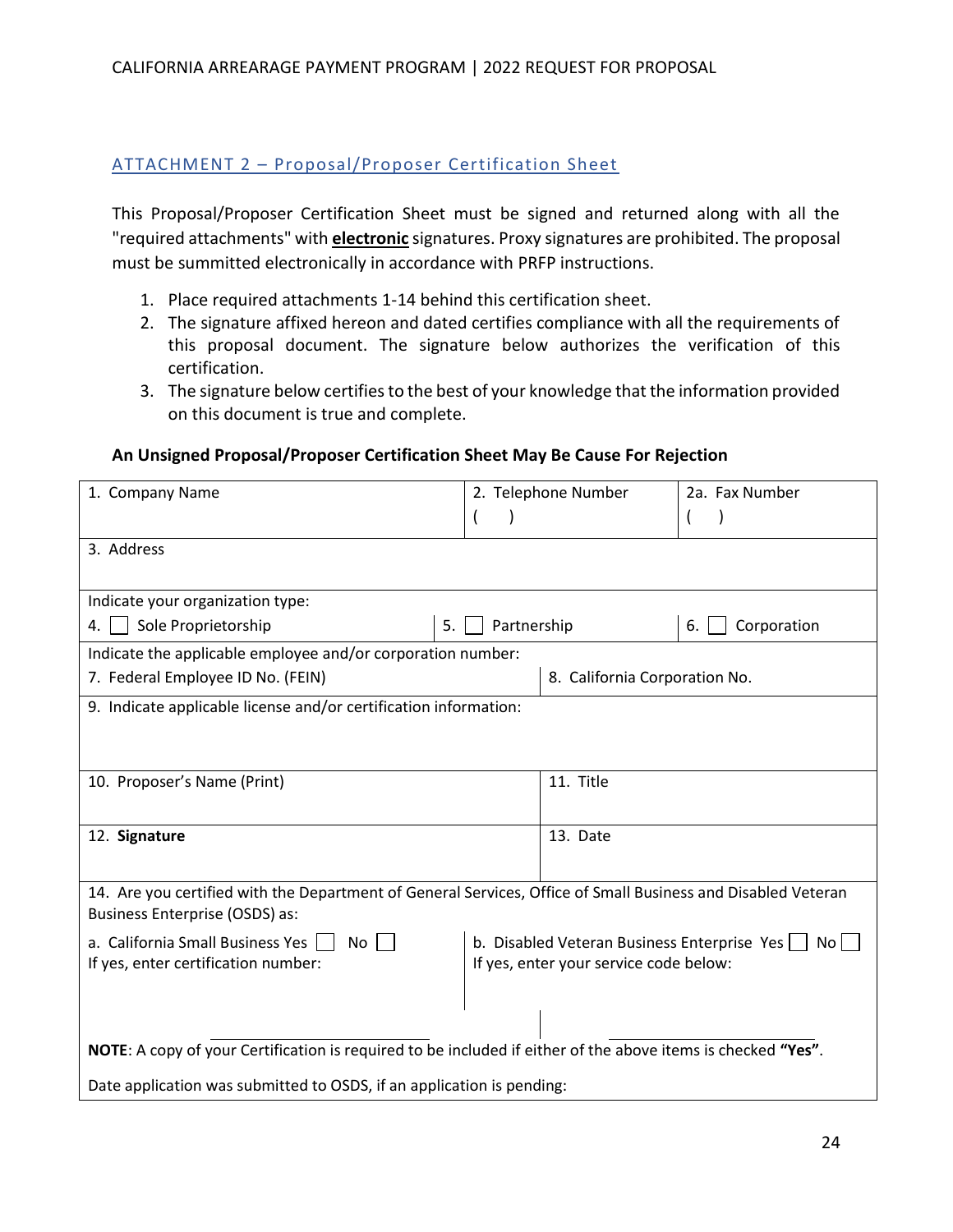## ATTACHMENT 2 – Proposal/Proposer Certification Sheet

This Proposal/Proposer Certification Sheet must be signed and returned along with all the "required attachments" with **electronic** signatures. Proxy signatures are prohibited. The proposal must be summitted electronically in accordance with PRFP instructions.

1. Place required attachments 1-14 behind this certification sheet.
2. The signature affixed hereon and dated certifies compliance with all the requirements of this proposal document. The signature below authorizes the verification of this certification.
3. The signature below certifies to the best of your knowledge that the information provided on this document is true and complete.

**An Unsigned Proposal/Proposer Certification Sheet May Be Cause For Rejection**

| 1. Company Name | 2. Telephone Number ( ) | 2a. Fax Number ( ) |
|---|---|---|
| 3. Address | | |
| Indicate your organization type: | | |
| 4. ☐ Sole Proprietorship | 5. ☐ Partnership | 6. ☐ Corporation |
| Indicate the applicable employee and/or corporation number: | | |
| 7. Federal Employee ID No. (FEIN) | 8. California Corporation No. | |
| 9. Indicate applicable license and/or certification information: | | |
| 10. Proposer's Name (Print) | 11. Title | |
| 12. **Signature** | 13. Date | |
| 14. Are you certified with the Department of General Services, Office of Small Business and Disabled Veteran Business Enterprise (OSDS) as: | | |
| a. California Small Business Yes ☐ No ☐<br>If yes, enter certification number: | b. Disabled Veteran Business Enterprise Yes ☐ No ☐<br>If yes, enter your service code below: | |
| **NOTE**: A copy of your Certification is required to be included if either of the above items is checked **"Yes"**. | | |
| Date application was submitted to OSDS, if an application is pending: | | |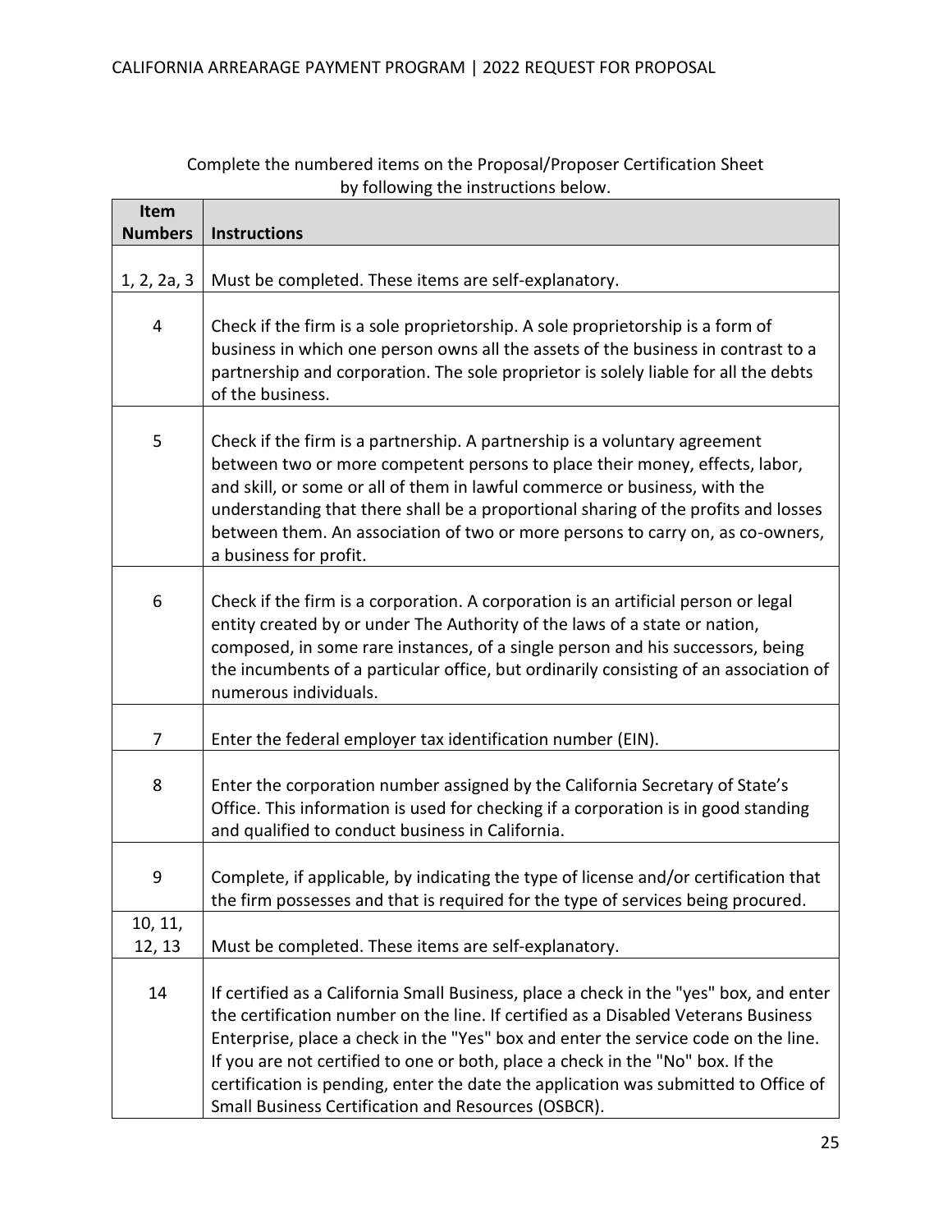Complete the numbered items on the Proposal/Proposer Certification Sheet by following the instructions below.

| Item Numbers | Instructions |
|---|---|
| 1, 2, 2a, 3 | Must be completed. These items are self-explanatory. |
| 4 | Check if the firm is a sole proprietorship. A sole proprietorship is a form of business in which one person owns all the assets of the business in contrast to a partnership and corporation. The sole proprietor is solely liable for all the debts of the business. |
| 5 | Check if the firm is a partnership. A partnership is a voluntary agreement between two or more competent persons to place their money, effects, labor, and skill, or some or all of them in lawful commerce or business, with the understanding that there shall be a proportional sharing of the profits and losses between them. An association of two or more persons to carry on, as co-owners, a business for profit. |
| 6 | Check if the firm is a corporation. A corporation is an artificial person or legal entity created by or under The Authority of the laws of a state or nation, composed, in some rare instances, of a single person and his successors, being the incumbents of a particular office, but ordinarily consisting of an association of numerous individuals. |
| 7 | Enter the federal employer tax identification number (EIN). |
| 8 | Enter the corporation number assigned by the California Secretary of State's Office. This information is used for checking if a corporation is in good standing and qualified to conduct business in California. |
| 9 | Complete, if applicable, by indicating the type of license and/or certification that the firm possesses and that is required for the type of services being procured. |
| 10, 11, 12, 13 | Must be completed. These items are self-explanatory. |
| 14 | If certified as a California Small Business, place a check in the "yes" box, and enter the certification number on the line. If certified as a Disabled Veterans Business Enterprise, place a check in the "Yes" box and enter the service code on the line. If you are not certified to one or both, place a check in the "No" box. If the certification is pending, enter the date the application was submitted to Office of Small Business Certification and Resources (OSBCR). |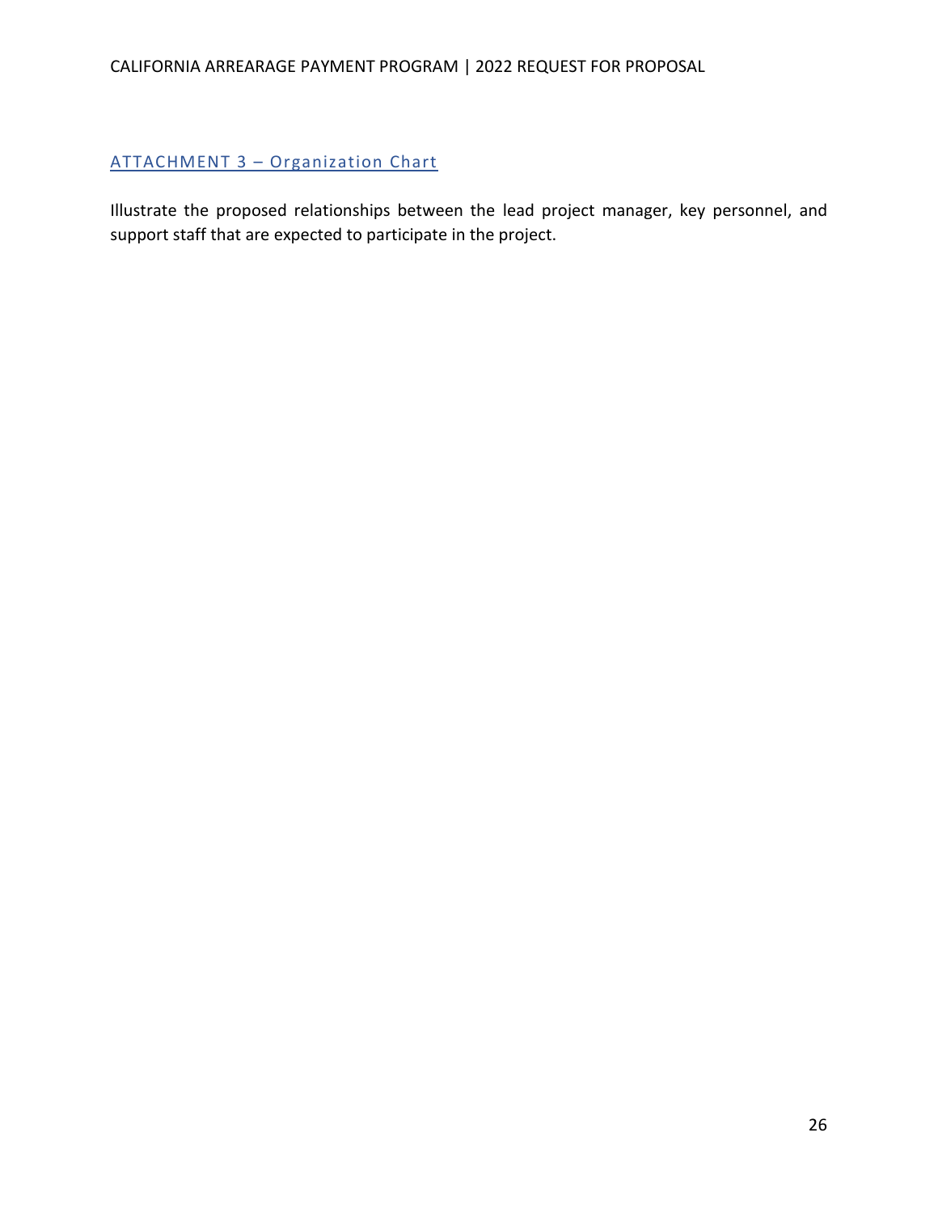## ATTACHMENT 3 – Organization Chart

Illustrate the proposed relationships between the lead project manager, key personnel, and support staff that are expected to participate in the project.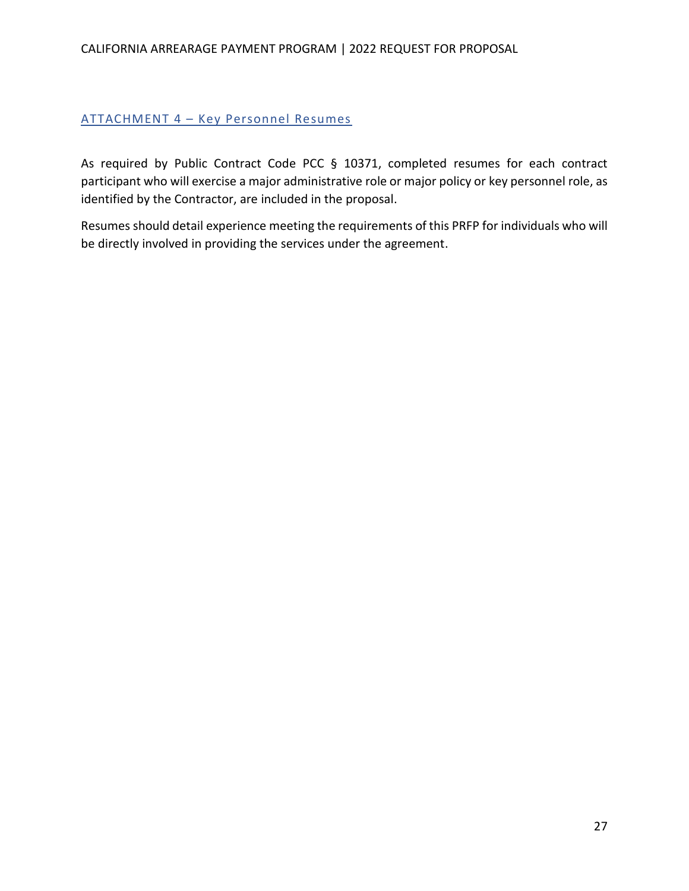## ATTACHMENT 4 – Key Personnel Resumes

As required by Public Contract Code PCC § 10371, completed resumes for each contract participant who will exercise a major administrative role or major policy or key personnel role, as identified by the Contractor, are included in the proposal.

Resumes should detail experience meeting the requirements of this PRFP for individuals who will be directly involved in providing the services under the agreement.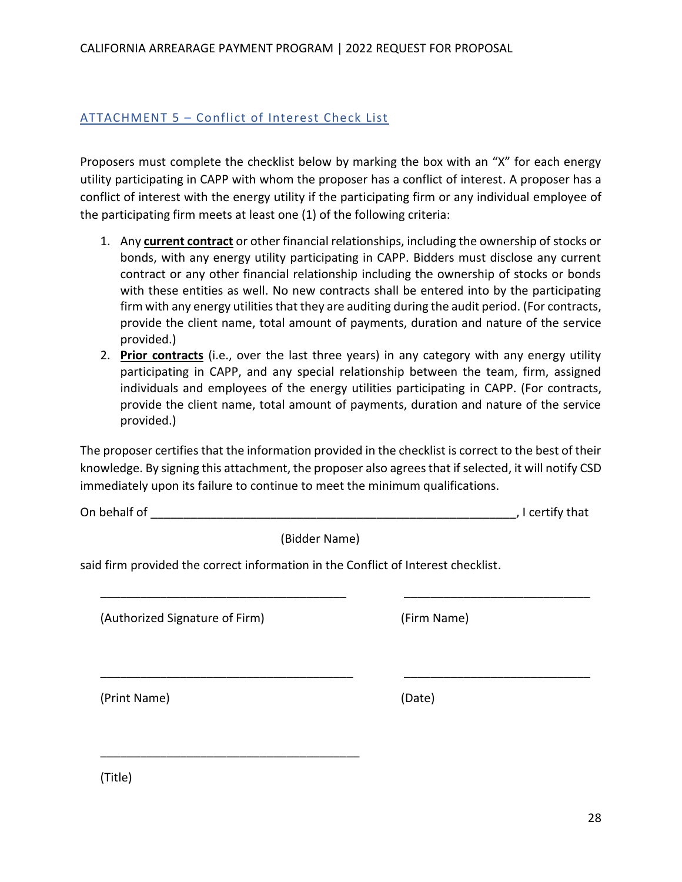## ATTACHMENT 5 – Conflict of Interest Check List

Proposers must complete the checklist below by marking the box with an "X" for each energy utility participating in CAPP with whom the proposer has a conflict of interest. A proposer has a conflict of interest with the energy utility if the participating firm or any individual employee of the participating firm meets at least one (1) of the following criteria:

1. Any **current contract** or other financial relationships, including the ownership of stocks or bonds, with any energy utility participating in CAPP. Bidders must disclose any current contract or any other financial relationship including the ownership of stocks or bonds with these entities as well. No new contracts shall be entered into by the participating firm with any energy utilities that they are auditing during the audit period. (For contracts, provide the client name, total amount of payments, duration and nature of the service provided.)
2. **Prior contracts** (i.e., over the last three years) in any category with any energy utility participating in CAPP, and any special relationship between the team, firm, assigned individuals and employees of the energy utilities participating in CAPP. (For contracts, provide the client name, total amount of payments, duration and nature of the service provided.)

The proposer certifies that the information provided in the checklist is correct to the best of their knowledge. By signing this attachment, the proposer also agrees that if selected, it will notify CSD immediately upon its failure to continue to meet the minimum qualifications.

On behalf of _______________________________________________________, I certify that

(Bidder Name)

said firm provided the correct information in the Conflict of Interest checklist.

_____________________________________ _____________________________

(Authorized Signature of Firm) (Firm Name)

_____________________________________ _____________________________

(Print Name) (Date)

_____________________________________

(Title)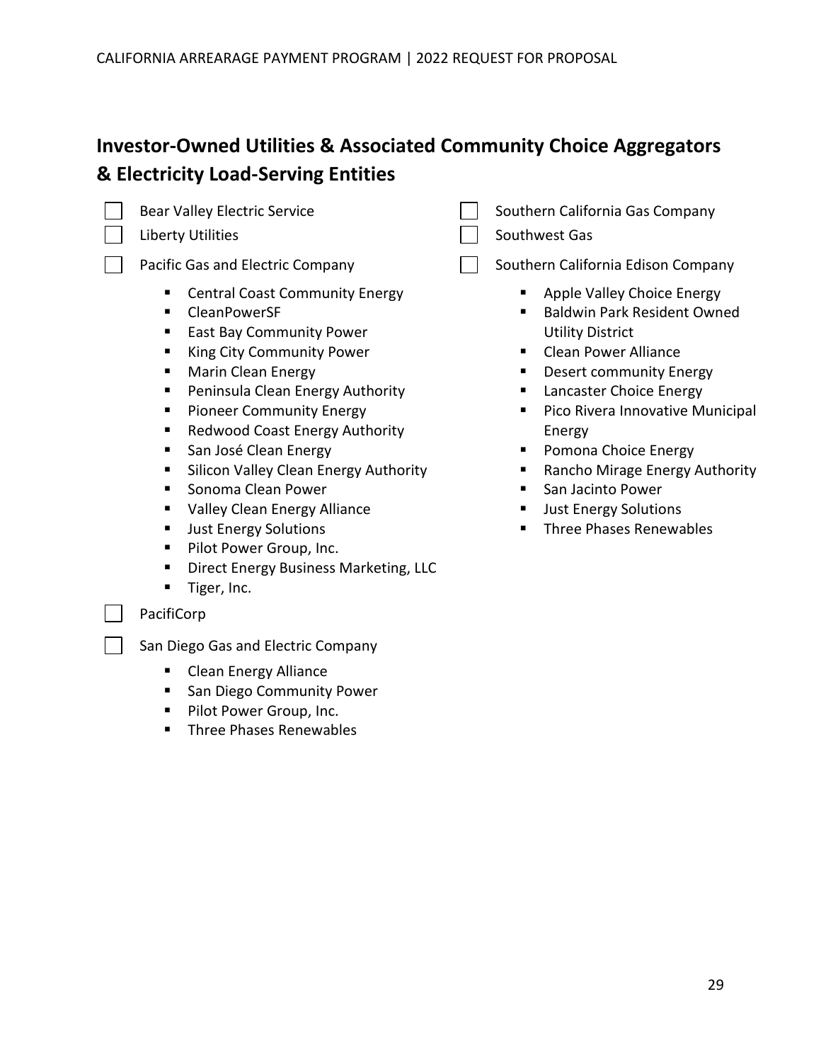## Investor-Owned Utilities & Associated Community Choice Aggregators & Electricity Load-Serving Entities

- [ ] Bear Valley Electric Service
- [ ] Liberty Utilities
- [ ] Pacific Gas and Electric Company
  - Central Coast Community Energy
  - CleanPowerSF
  - East Bay Community Power
  - King City Community Power
  - Marin Clean Energy
  - Peninsula Clean Energy Authority
  - Pioneer Community Energy
  - Redwood Coast Energy Authority
  - San José Clean Energy
  - Silicon Valley Clean Energy Authority
  - Sonoma Clean Power
  - Valley Clean Energy Alliance
  - Just Energy Solutions
  - Pilot Power Group, Inc.
  - Direct Energy Business Marketing, LLC
  - Tiger, Inc.
- [ ] PacifiCorp
- [ ] San Diego Gas and Electric Company
  - Clean Energy Alliance
  - San Diego Community Power
  - Pilot Power Group, Inc.
  - Three Phases Renewables
- [ ] Southern California Gas Company
- [ ] Southwest Gas
- [ ] Southern California Edison Company
  - Apple Valley Choice Energy
  - Baldwin Park Resident Owned Utility District
  - Clean Power Alliance
  - Desert community Energy
  - Lancaster Choice Energy
  - Pico Rivera Innovative Municipal Energy
  - Pomona Choice Energy
  - Rancho Mirage Energy Authority
  - San Jacinto Power
  - Just Energy Solutions
  - Three Phases Renewables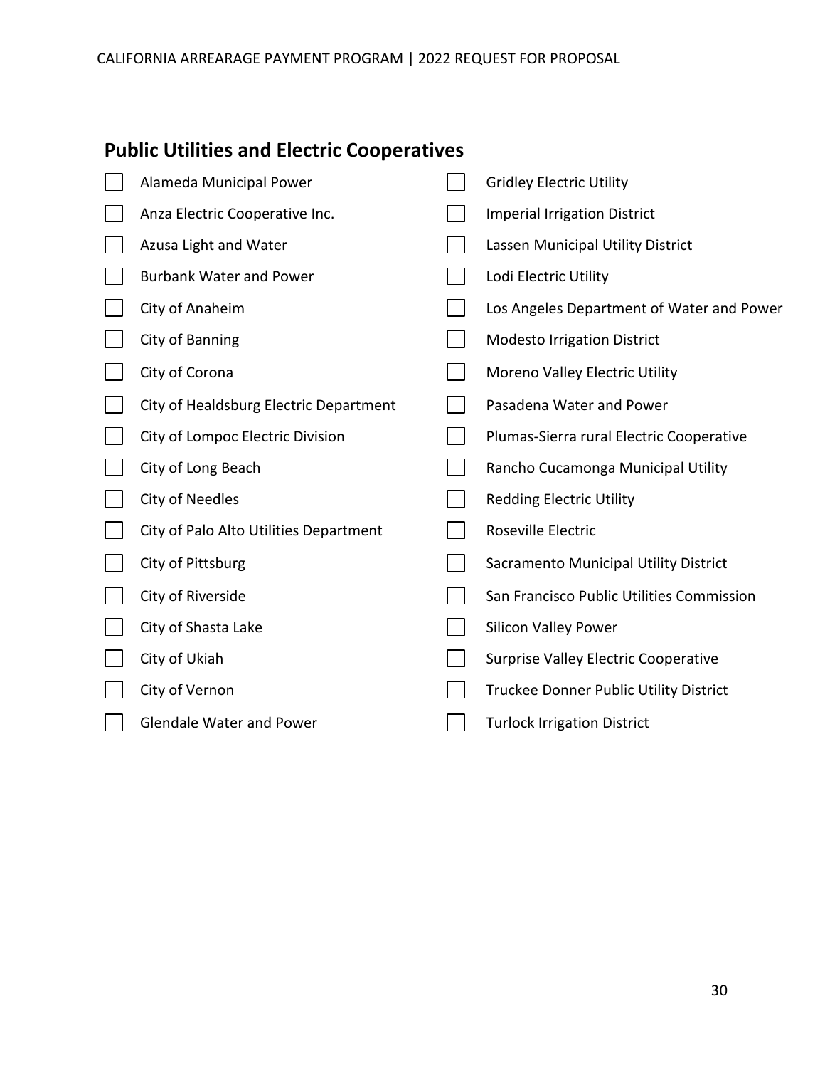## Public Utilities and Electric Cooperatives

- [ ] Alameda Municipal Power
- [ ] Anza Electric Cooperative Inc.
- [ ] Azusa Light and Water
- [ ] Burbank Water and Power
- [ ] City of Anaheim
- [ ] City of Banning
- [ ] City of Corona
- [ ] City of Healdsburg Electric Department
- [ ] City of Lompoc Electric Division
- [ ] City of Long Beach
- [ ] City of Needles
- [ ] City of Palo Alto Utilities Department
- [ ] City of Pittsburg
- [ ] City of Riverside
- [ ] City of Shasta Lake
- [ ] City of Ukiah
- [ ] City of Vernon
- [ ] Glendale Water and Power
- [ ] Gridley Electric Utility
- [ ] Imperial Irrigation District
- [ ] Lassen Municipal Utility District
- [ ] Lodi Electric Utility
- [ ] Los Angeles Department of Water and Power
- [ ] Modesto Irrigation District
- [ ] Moreno Valley Electric Utility
- [ ] Pasadena Water and Power
- [ ] Plumas-Sierra rural Electric Cooperative
- [ ] Rancho Cucamonga Municipal Utility
- [ ] Redding Electric Utility
- [ ] Roseville Electric
- [ ] Sacramento Municipal Utility District
- [ ] San Francisco Public Utilities Commission
- [ ] Silicon Valley Power
- [ ] Surprise Valley Electric Cooperative
- [ ] Truckee Donner Public Utility District
- [ ] Turlock Irrigation District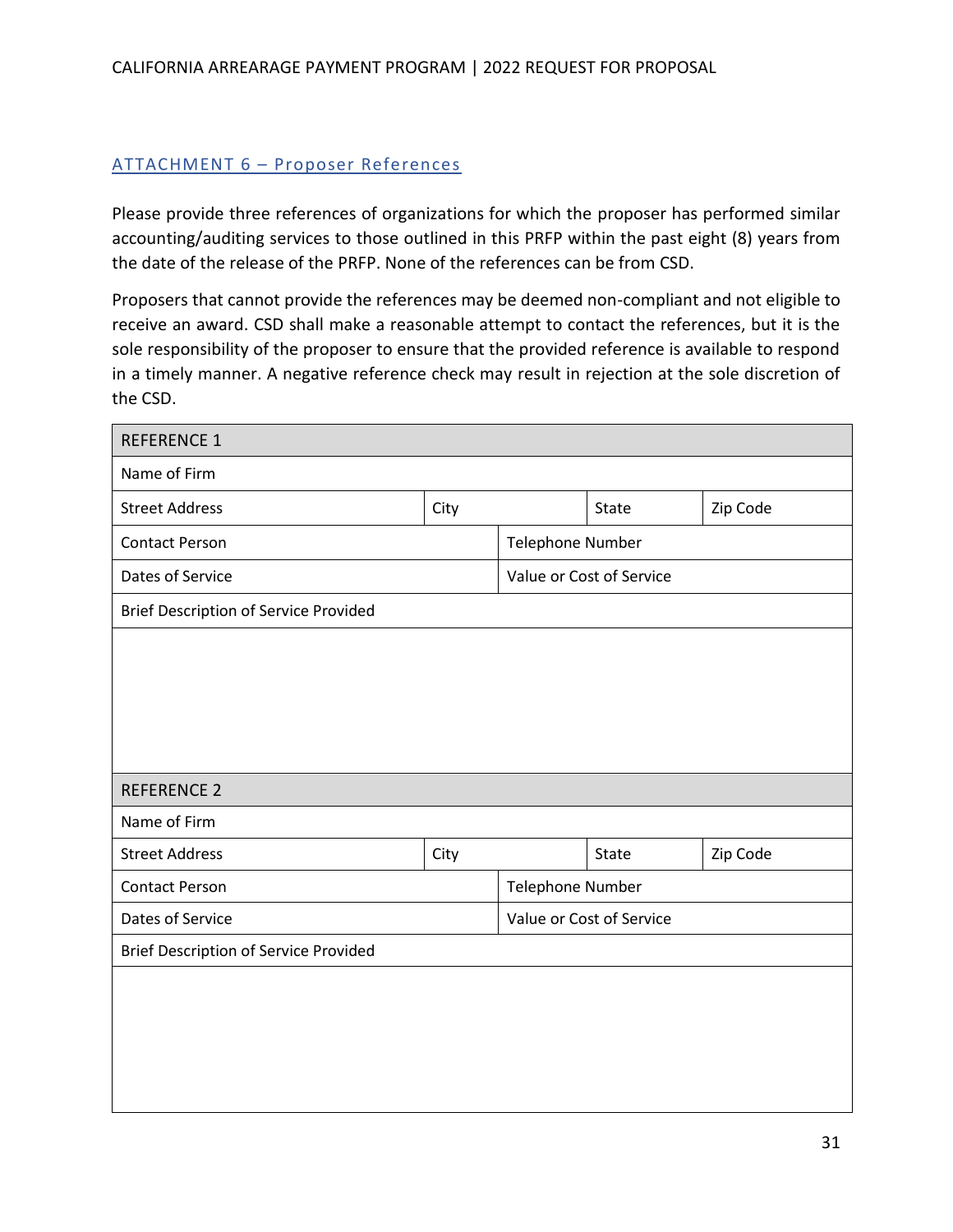## ATTACHMENT 6 – Proposer References

Please provide three references of organizations for which the proposer has performed similar accounting/auditing services to those outlined in this PRFP within the past eight (8) years from the date of the release of the PRFP. None of the references can be from CSD.

Proposers that cannot provide the references may be deemed non-compliant and not eligible to receive an award. CSD shall make a reasonable attempt to contact the references, but it is the sole responsibility of the proposer to ensure that the provided reference is available to respond in a timely manner. A negative reference check may result in rejection at the sole discretion of the CSD.

| REFERENCE 1 | | | |
|---|---|---|---|
| Name of Firm | | | |
| Street Address | City | State | Zip Code |
| Contact Person | | Telephone Number | |
| Dates of Service | | Value or Cost of Service | |
| Brief Description of Service Provided | | | |
| | | | |

| REFERENCE 2 | | | |
|---|---|---|---|
| Name of Firm | | | |
| Street Address | City | State | Zip Code |
| Contact Person | | Telephone Number | |
| Dates of Service | | Value or Cost of Service | |
| Brief Description of Service Provided | | | |
| | | | |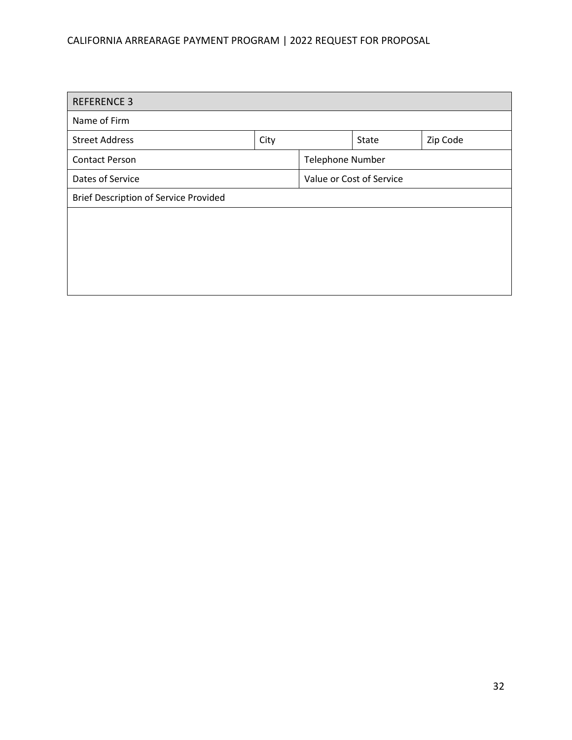| REFERENCE 3 | | | |
|---|---|---|---|
| Name of Firm | | | |
| Street Address | City | State | Zip Code |
| Contact Person | | Telephone Number | |
| Dates of Service | | Value or Cost of Service | |
| Brief Description of Service Provided | | | |
| | | | |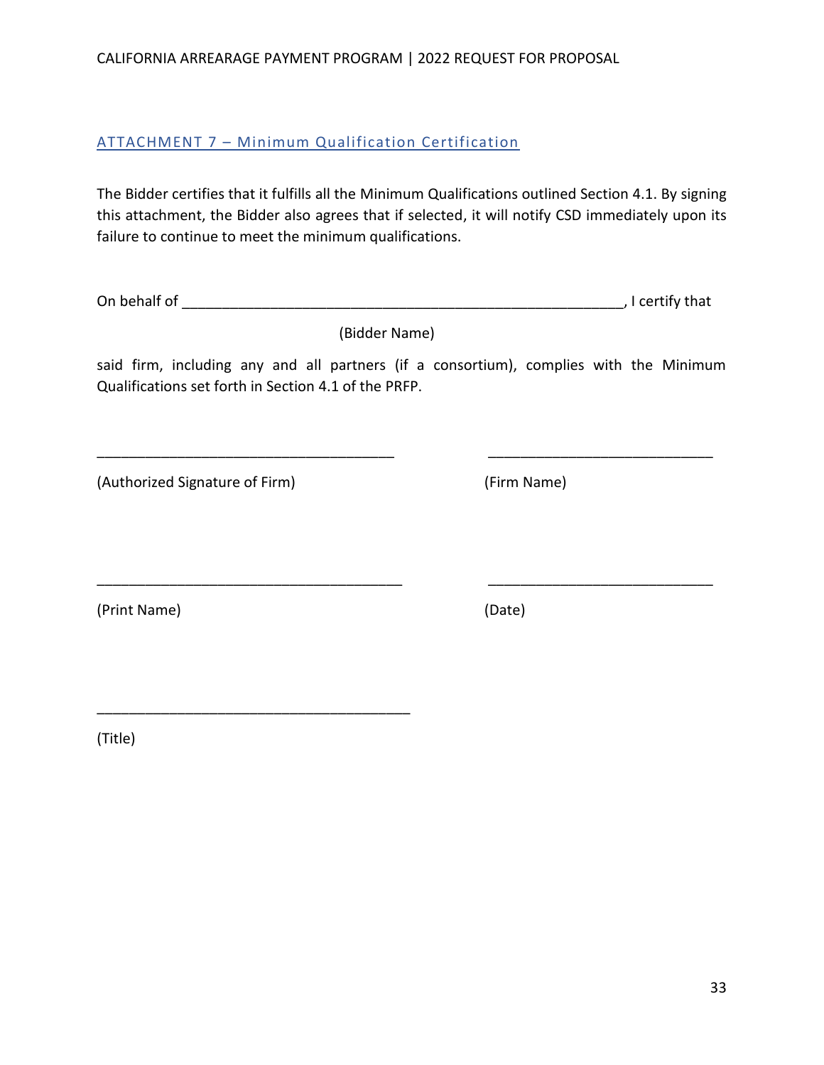## ATTACHMENT 7 – Minimum Qualification Certification

The Bidder certifies that it fulfills all the Minimum Qualifications outlined Section 4.1. By signing this attachment, the Bidder also agrees that if selected, it will notify CSD immediately upon its failure to continue to meet the minimum qualifications.

On behalf of ________________________________________________________, I certify that

(Bidder Name)

said firm, including any and all partners (if a consortium), complies with the Minimum Qualifications set forth in Section 4.1 of the PRFP.

_____________________________________ (Authorized Signature of Firm)

_____________________________ (Firm Name)

______________________________________ (Print Name)

_____________________________ (Date)

_______________________________________ (Title)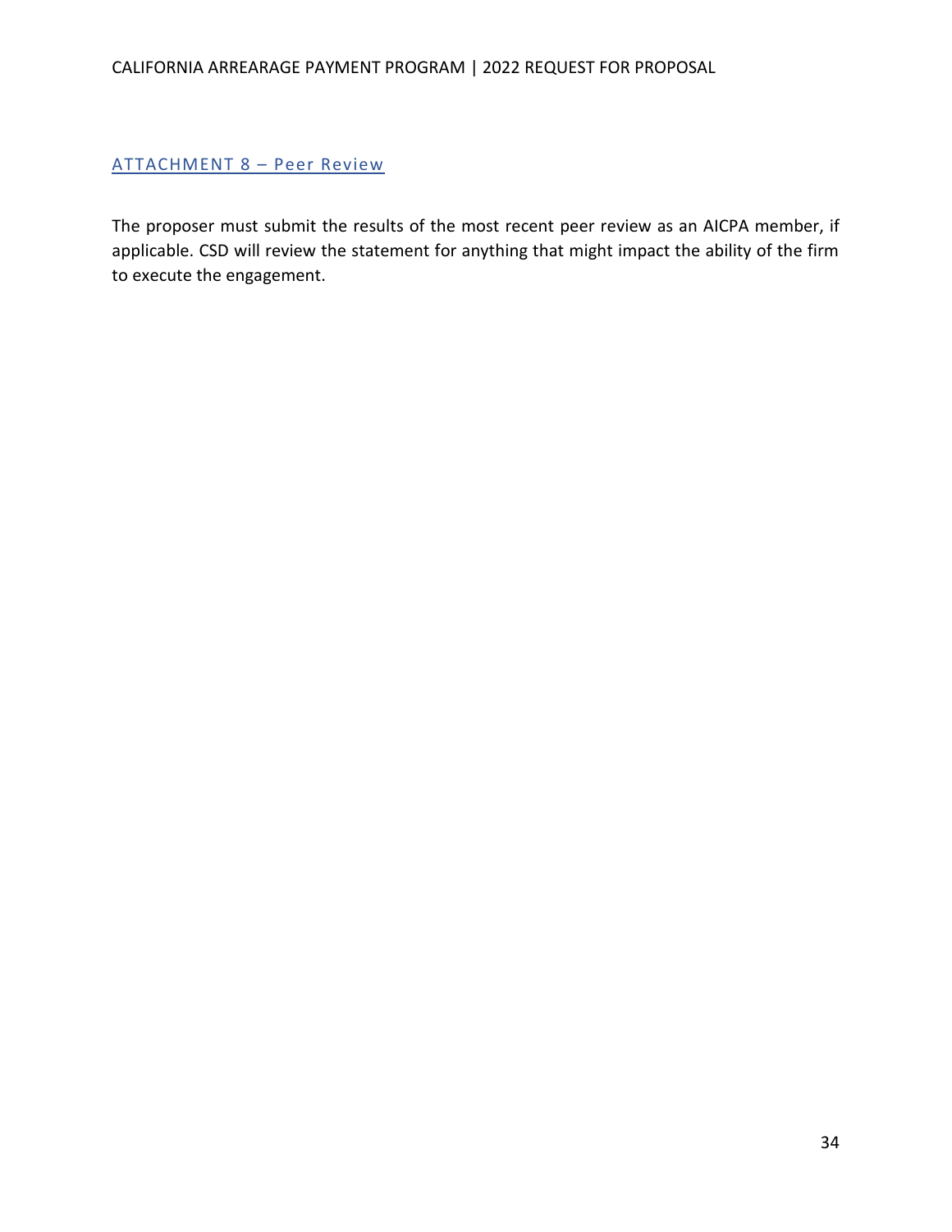## ATTACHMENT 8 – Peer Review

The proposer must submit the results of the most recent peer review as an AICPA member, if applicable. CSD will review the statement for anything that might impact the ability of the firm to execute the engagement.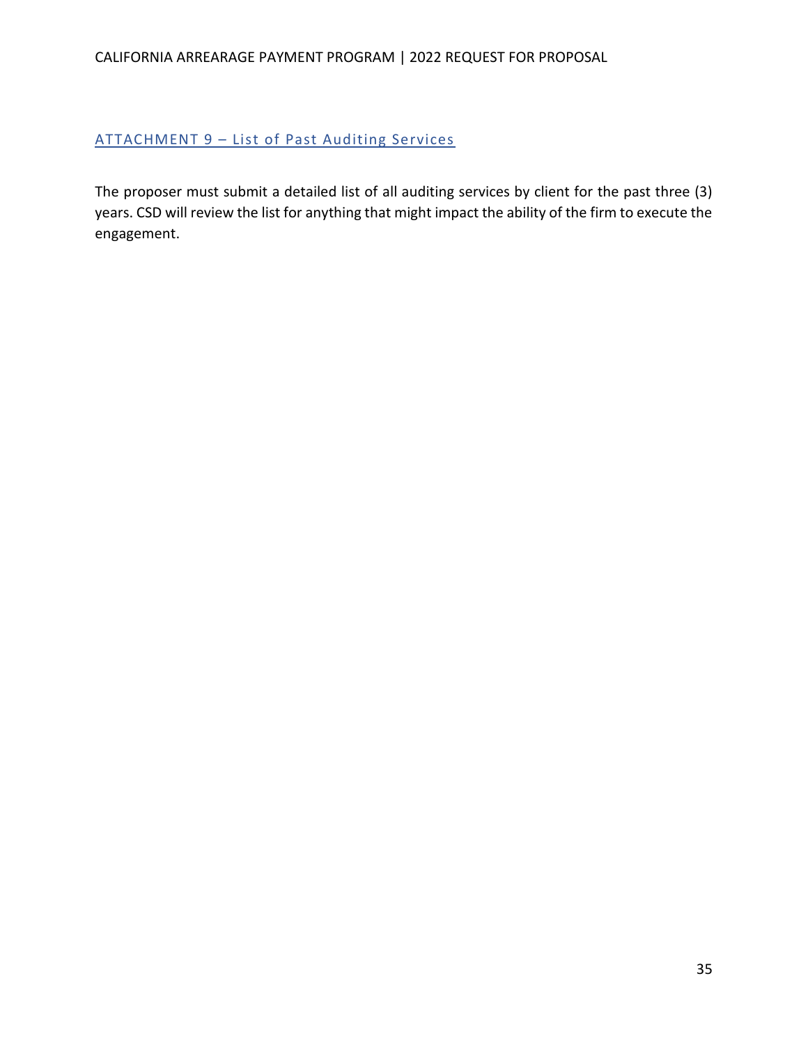## ATTACHMENT 9 – List of Past Auditing Services

The proposer must submit a detailed list of all auditing services by client for the past three (3) years. CSD will review the list for anything that might impact the ability of the firm to execute the engagement.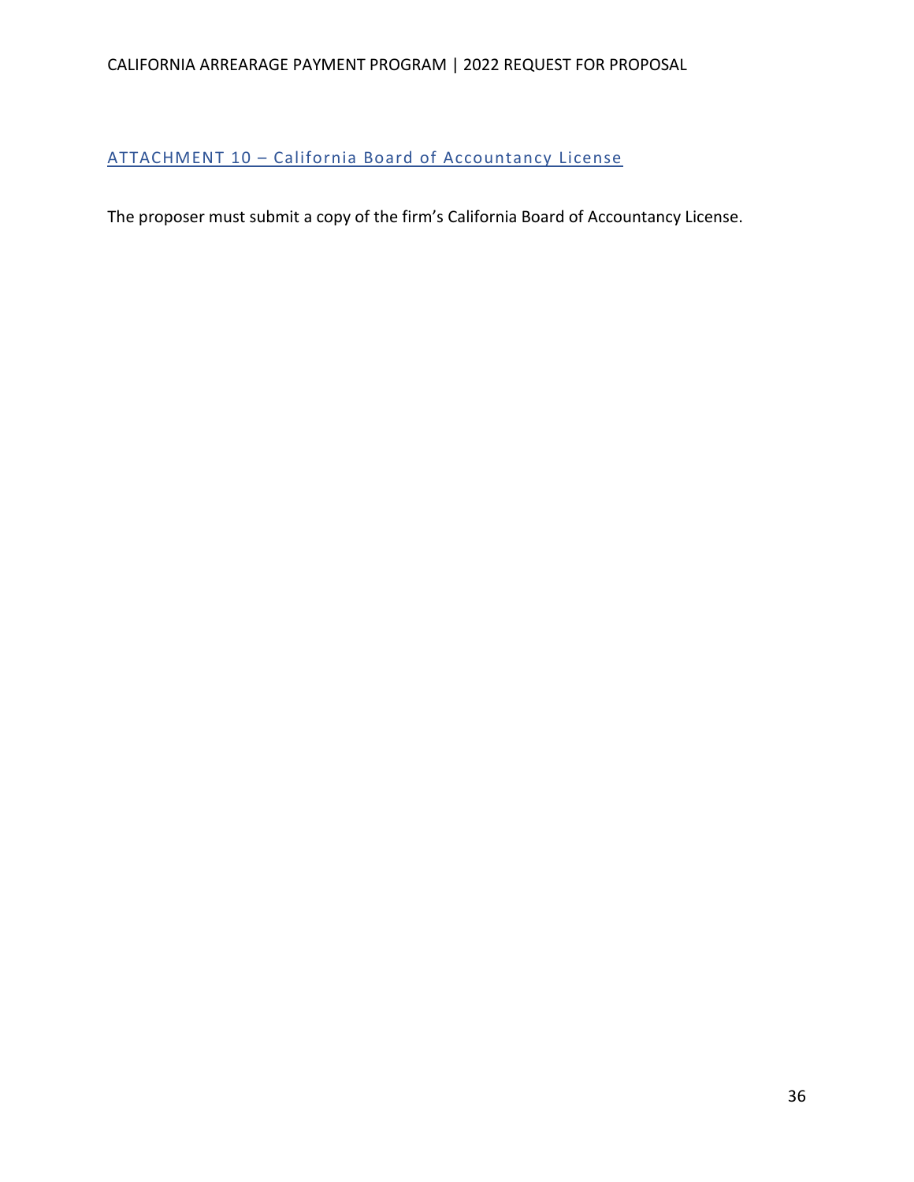## ATTACHMENT 10 – California Board of Accountancy License

The proposer must submit a copy of the firm's California Board of Accountancy License.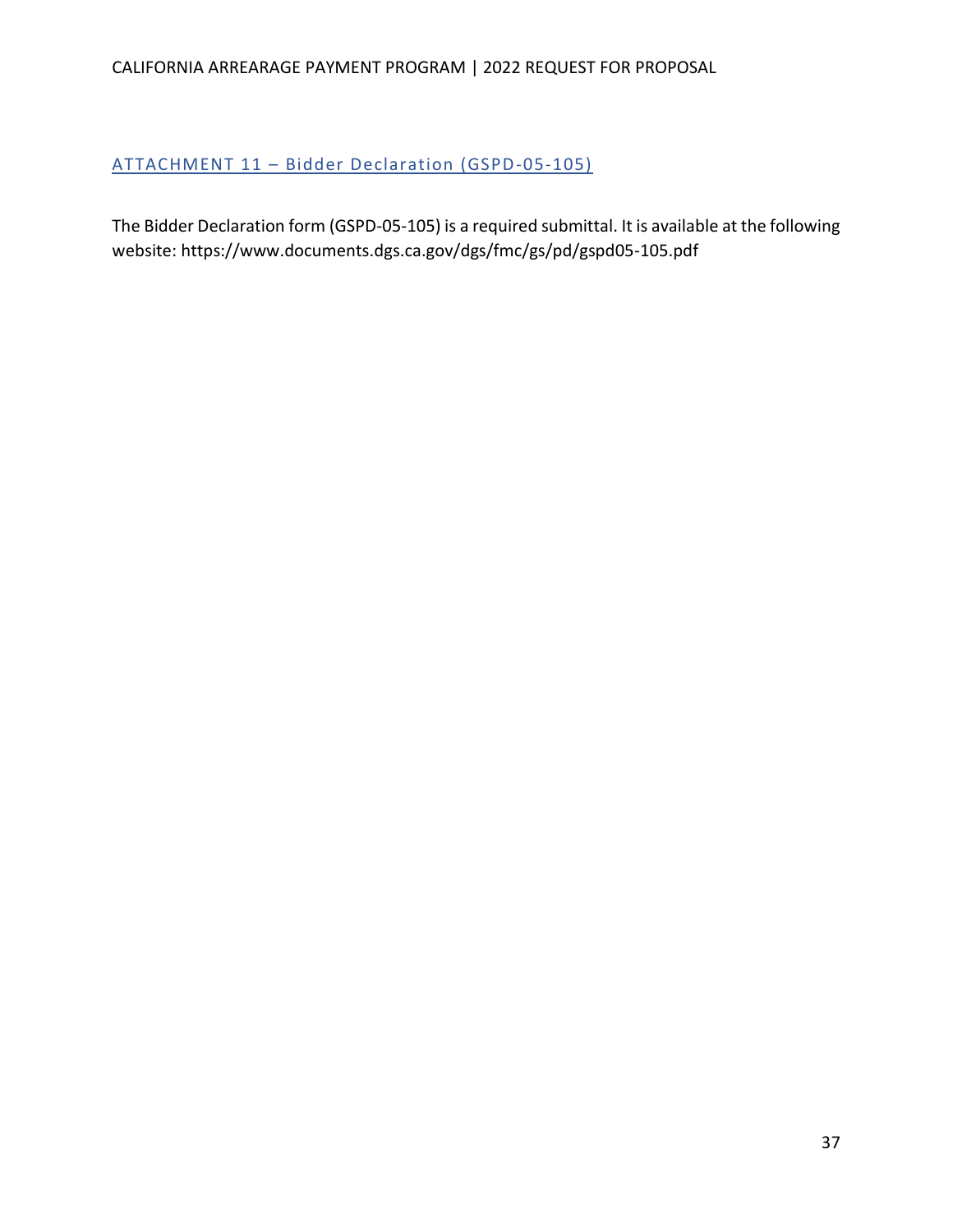## ATTACHMENT 11 – Bidder Declaration (GSPD-05-105)

The Bidder Declaration form (GSPD-05-105) is a required submittal. It is available at the following website: https://www.documents.dgs.ca.gov/dgs/fmc/gs/pd/gspd05-105.pdf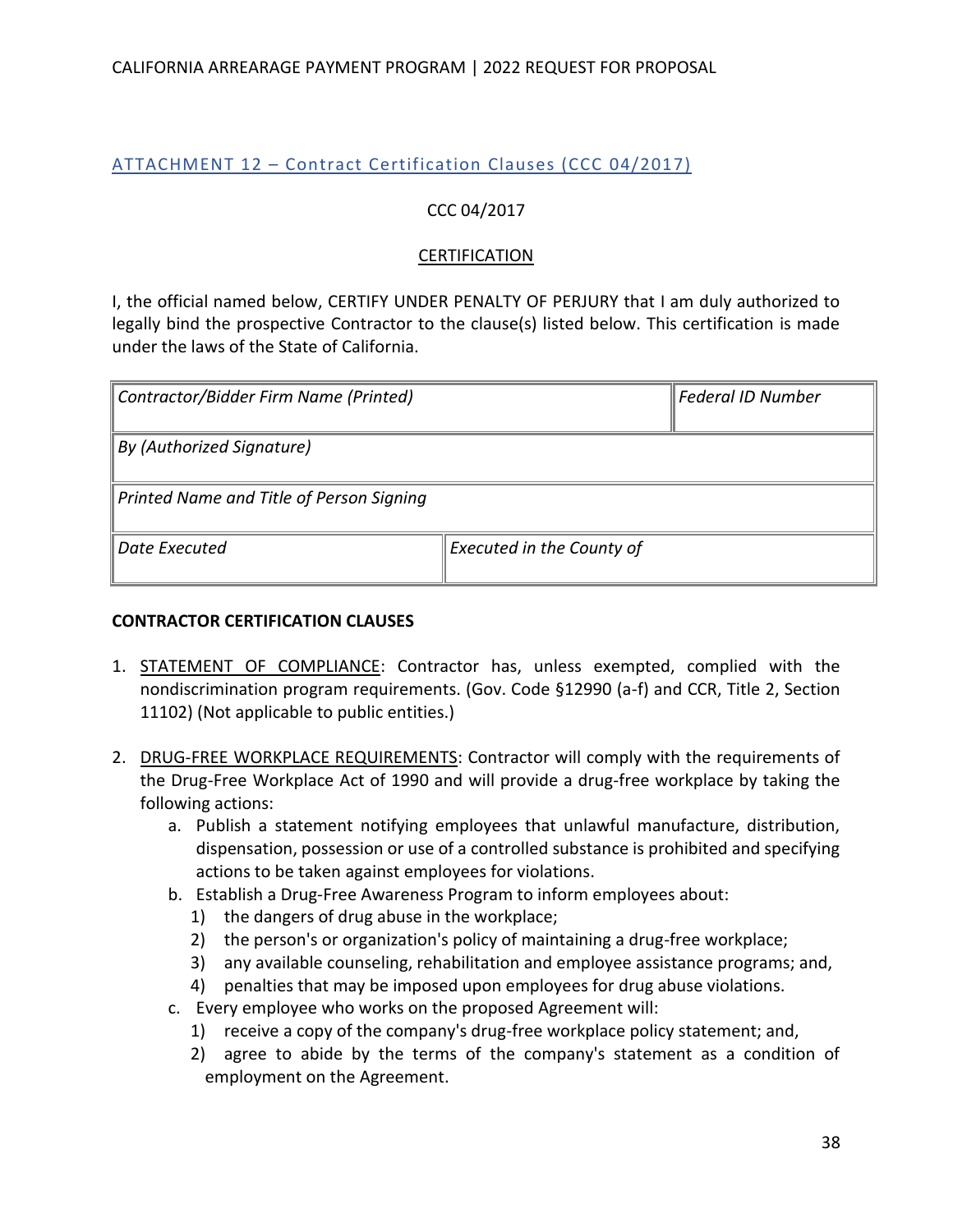## ATTACHMENT 12 – Contract Certification Clauses (CCC 04/2017)

CCC 04/2017

CERTIFICATION

I, the official named below, CERTIFY UNDER PENALTY OF PERJURY that I am duly authorized to legally bind the prospective Contractor to the clause(s) listed below. This certification is made under the laws of the State of California.

| *Contractor/Bidder Firm Name (Printed)* | | *Federal ID Number* |
|---|---|---|
| *By (Authorized Signature)* | | |
| *Printed Name and Title of Person Signing* | | |
| *Date Executed* | *Executed in the County of* | |

**CONTRACTOR CERTIFICATION CLAUSES**

1. STATEMENT OF COMPLIANCE: Contractor has, unless exempted, complied with the nondiscrimination program requirements. (Gov. Code §12990 (a-f) and CCR, Title 2, Section 11102) (Not applicable to public entities.)

2. DRUG-FREE WORKPLACE REQUIREMENTS: Contractor will comply with the requirements of the Drug-Free Workplace Act of 1990 and will provide a drug-free workplace by taking the following actions:
   a. Publish a statement notifying employees that unlawful manufacture, distribution, dispensation, possession or use of a controlled substance is prohibited and specifying actions to be taken against employees for violations.
   b. Establish a Drug-Free Awareness Program to inform employees about:
      1) the dangers of drug abuse in the workplace;
      2) the person's or organization's policy of maintaining a drug-free workplace;
      3) any available counseling, rehabilitation and employee assistance programs; and,
      4) penalties that may be imposed upon employees for drug abuse violations.
   c. Every employee who works on the proposed Agreement will:
      1) receive a copy of the company's drug-free workplace policy statement; and,
      2) agree to abide by the terms of the company's statement as a condition of employment on the Agreement.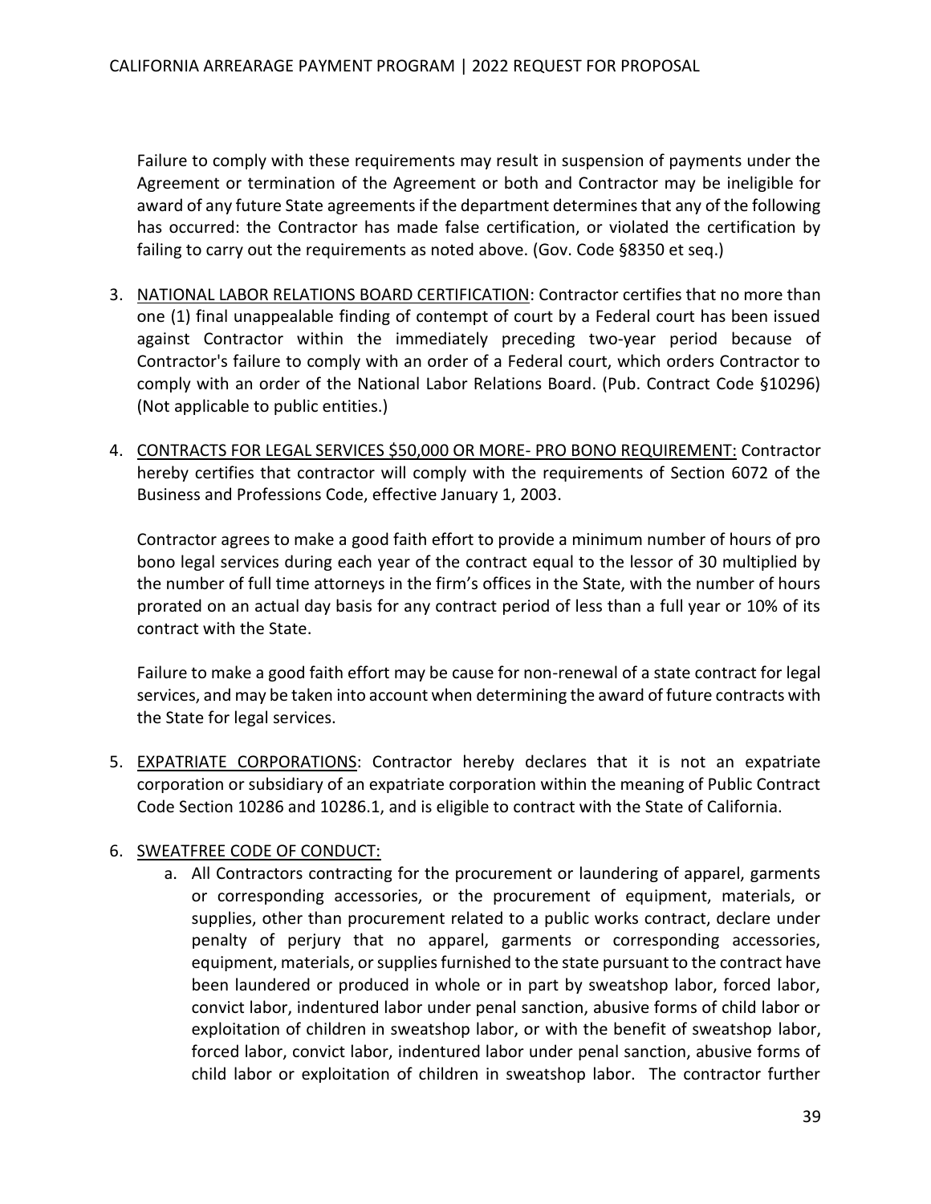Failure to comply with these requirements may result in suspension of payments under the Agreement or termination of the Agreement or both and Contractor may be ineligible for award of any future State agreements if the department determines that any of the following has occurred: the Contractor has made false certification, or violated the certification by failing to carry out the requirements as noted above. (Gov. Code §8350 et seq.)

3. NATIONAL LABOR RELATIONS BOARD CERTIFICATION: Contractor certifies that no more than one (1) final unappealable finding of contempt of court by a Federal court has been issued against Contractor within the immediately preceding two-year period because of Contractor's failure to comply with an order of a Federal court, which orders Contractor to comply with an order of the National Labor Relations Board. (Pub. Contract Code §10296) (Not applicable to public entities.)

4. CONTRACTS FOR LEGAL SERVICES $50,000 OR MORE- PRO BONO REQUIREMENT: Contractor hereby certifies that contractor will comply with the requirements of Section 6072 of the Business and Professions Code, effective January 1, 2003.

   Contractor agrees to make a good faith effort to provide a minimum number of hours of pro bono legal services during each year of the contract equal to the lessor of 30 multiplied by the number of full time attorneys in the firm's offices in the State, with the number of hours prorated on an actual day basis for any contract period of less than a full year or 10% of its contract with the State.

   Failure to make a good faith effort may be cause for non-renewal of a state contract for legal services, and may be taken into account when determining the award of future contracts with the State for legal services.

5. EXPATRIATE CORPORATIONS: Contractor hereby declares that it is not an expatriate corporation or subsidiary of an expatriate corporation within the meaning of Public Contract Code Section 10286 and 10286.1, and is eligible to contract with the State of California.

6. SWEATFREE CODE OF CONDUCT:
   a. All Contractors contracting for the procurement or laundering of apparel, garments or corresponding accessories, or the procurement of equipment, materials, or supplies, other than procurement related to a public works contract, declare under penalty of perjury that no apparel, garments or corresponding accessories, equipment, materials, or supplies furnished to the state pursuant to the contract have been laundered or produced in whole or in part by sweatshop labor, forced labor, convict labor, indentured labor under penal sanction, abusive forms of child labor or exploitation of children in sweatshop labor, or with the benefit of sweatshop labor, forced labor, convict labor, indentured labor under penal sanction, abusive forms of child labor or exploitation of children in sweatshop labor. The contractor further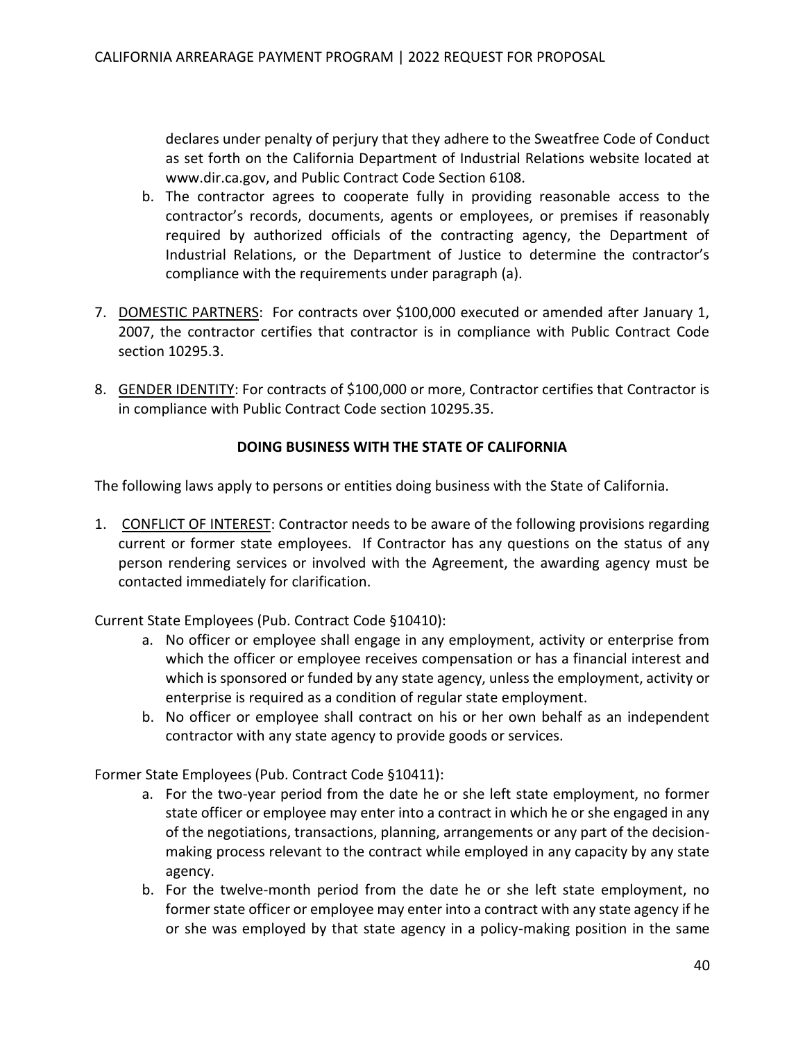declares under penalty of perjury that they adhere to the Sweatfree Code of Conduct as set forth on the California Department of Industrial Relations website located at www.dir.ca.gov, and Public Contract Code Section 6108.

   b. The contractor agrees to cooperate fully in providing reasonable access to the contractor's records, documents, agents or employees, or premises if reasonably required by authorized officials of the contracting agency, the Department of Industrial Relations, or the Department of Justice to determine the contractor's compliance with the requirements under paragraph (a).

7. DOMESTIC PARTNERS: For contracts over $100,000 executed or amended after January 1, 2007, the contractor certifies that contractor is in compliance with Public Contract Code section 10295.3.

8. GENDER IDENTITY: For contracts of $100,000 or more, Contractor certifies that Contractor is in compliance with Public Contract Code section 10295.35.

**DOING BUSINESS WITH THE STATE OF CALIFORNIA**

The following laws apply to persons or entities doing business with the State of California.

1. CONFLICT OF INTEREST: Contractor needs to be aware of the following provisions regarding current or former state employees. If Contractor has any questions on the status of any person rendering services or involved with the Agreement, the awarding agency must be contacted immediately for clarification.

Current State Employees (Pub. Contract Code §10410):

   a. No officer or employee shall engage in any employment, activity or enterprise from which the officer or employee receives compensation or has a financial interest and which is sponsored or funded by any state agency, unless the employment, activity or enterprise is required as a condition of regular state employment.
   b. No officer or employee shall contract on his or her own behalf as an independent contractor with any state agency to provide goods or services.

Former State Employees (Pub. Contract Code §10411):

   a. For the two-year period from the date he or she left state employment, no former state officer or employee may enter into a contract in which he or she engaged in any of the negotiations, transactions, planning, arrangements or any part of the decision-making process relevant to the contract while employed in any capacity by any state agency.
   b. For the twelve-month period from the date he or she left state employment, no former state officer or employee may enter into a contract with any state agency if he or she was employed by that state agency in a policy-making position in the same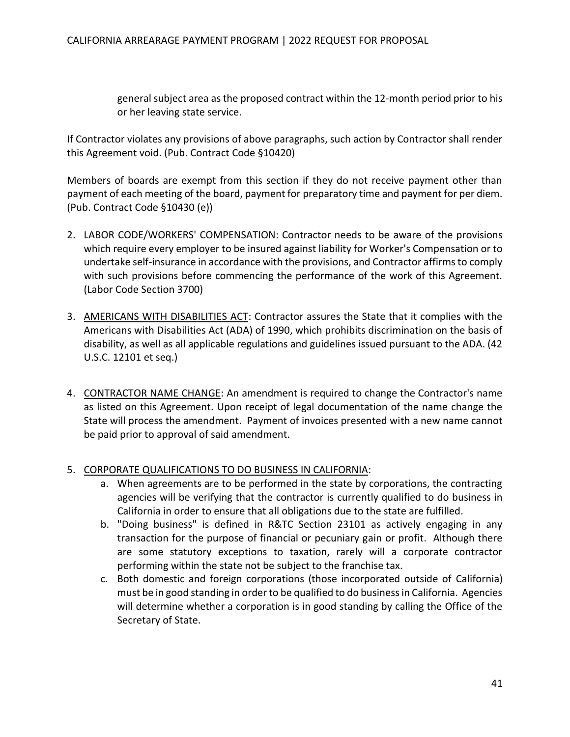general subject area as the proposed contract within the 12-month period prior to his or her leaving state service.

If Contractor violates any provisions of above paragraphs, such action by Contractor shall render this Agreement void. (Pub. Contract Code §10420)

Members of boards are exempt from this section if they do not receive payment other than payment of each meeting of the board, payment for preparatory time and payment for per diem. (Pub. Contract Code §10430 (e))

2. <u>LABOR CODE/WORKERS' COMPENSATION</u>: Contractor needs to be aware of the provisions which require every employer to be insured against liability for Worker's Compensation or to undertake self-insurance in accordance with the provisions, and Contractor affirms to comply with such provisions before commencing the performance of the work of this Agreement. (Labor Code Section 3700)

3. <u>AMERICANS WITH DISABILITIES ACT</u>: Contractor assures the State that it complies with the Americans with Disabilities Act (ADA) of 1990, which prohibits discrimination on the basis of disability, as well as all applicable regulations and guidelines issued pursuant to the ADA. (42 U.S.C. 12101 et seq.)

4. <u>CONTRACTOR NAME CHANGE</u>: An amendment is required to change the Contractor's name as listed on this Agreement. Upon receipt of legal documentation of the name change the State will process the amendment. Payment of invoices presented with a new name cannot be paid prior to approval of said amendment.

5. <u>CORPORATE QUALIFICATIONS TO DO BUSINESS IN CALIFORNIA</u>:
   a. When agreements are to be performed in the state by corporations, the contracting agencies will be verifying that the contractor is currently qualified to do business in California in order to ensure that all obligations due to the state are fulfilled.
   b. "Doing business" is defined in R&TC Section 23101 as actively engaging in any transaction for the purpose of financial or pecuniary gain or profit. Although there are some statutory exceptions to taxation, rarely will a corporate contractor performing within the state not be subject to the franchise tax.
   c. Both domestic and foreign corporations (those incorporated outside of California) must be in good standing in order to be qualified to do business in California. Agencies will determine whether a corporation is in good standing by calling the Office of the Secretary of State.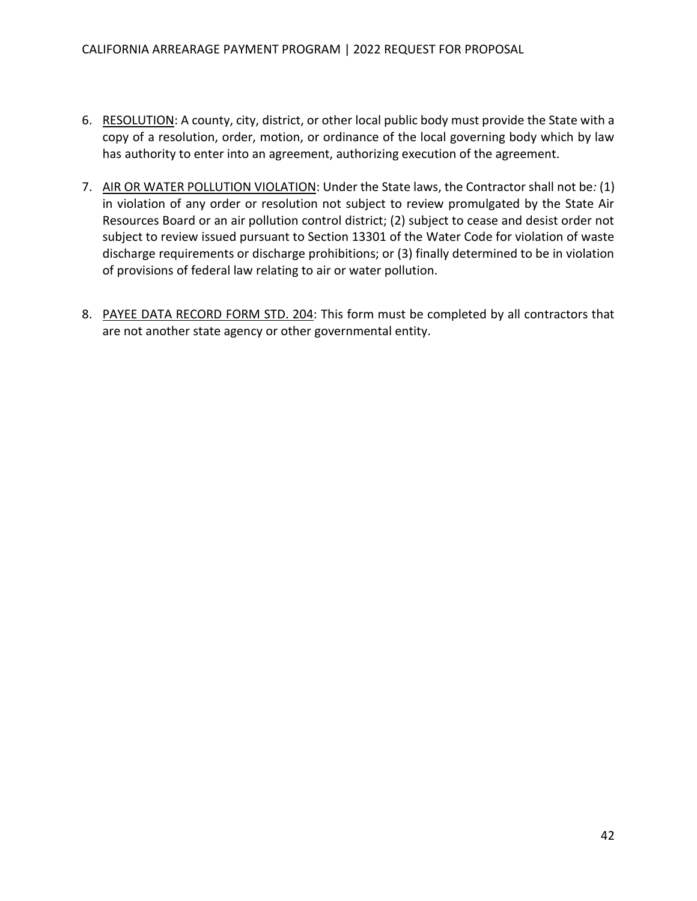6. RESOLUTION: A county, city, district, or other local public body must provide the State with a copy of a resolution, order, motion, or ordinance of the local governing body which by law has authority to enter into an agreement, authorizing execution of the agreement.

7. AIR OR WATER POLLUTION VIOLATION: Under the State laws, the Contractor shall not be*:* (1) in violation of any order or resolution not subject to review promulgated by the State Air Resources Board or an air pollution control district; (2) subject to cease and desist order not subject to review issued pursuant to Section 13301 of the Water Code for violation of waste discharge requirements or discharge prohibitions; or (3) finally determined to be in violation of provisions of federal law relating to air or water pollution.

8. PAYEE DATA RECORD FORM STD. 204: This form must be completed by all contractors that are not another state agency or other governmental entity.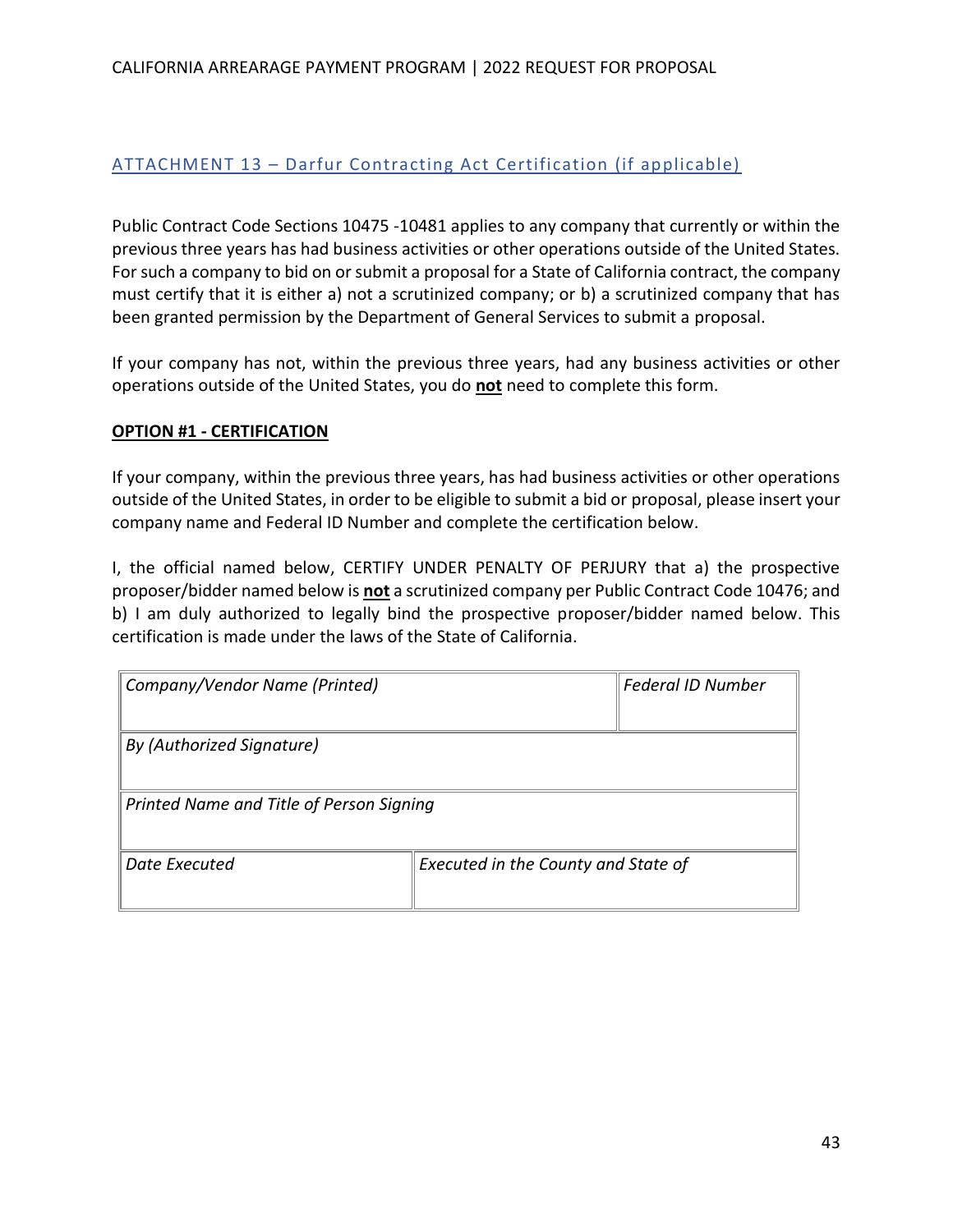## ATTACHMENT 13 – Darfur Contracting Act Certification (if applicable)

Public Contract Code Sections 10475 -10481 applies to any company that currently or within the previous three years has had business activities or other operations outside of the United States. For such a company to bid on or submit a proposal for a State of California contract, the company must certify that it is either a) not a scrutinized company; or b) a scrutinized company that has been granted permission by the Department of General Services to submit a proposal.

If your company has not, within the previous three years, had any business activities or other operations outside of the United States, you do **not** need to complete this form.

**OPTION #1 - CERTIFICATION**

If your company, within the previous three years, has had business activities or other operations outside of the United States, in order to be eligible to submit a bid or proposal, please insert your company name and Federal ID Number and complete the certification below.

I, the official named below, CERTIFY UNDER PENALTY OF PERJURY that a) the prospective proposer/bidder named below is **not** a scrutinized company per Public Contract Code 10476; and b) I am duly authorized to legally bind the prospective proposer/bidder named below. This certification is made under the laws of the State of California.

| *Company/Vendor Name (Printed)* | *Federal ID Number* |
| --- | --- |
| *By (Authorized Signature)* | |
| *Printed Name and Title of Person Signing* | |
| *Date Executed* | *Executed in the County and State of* |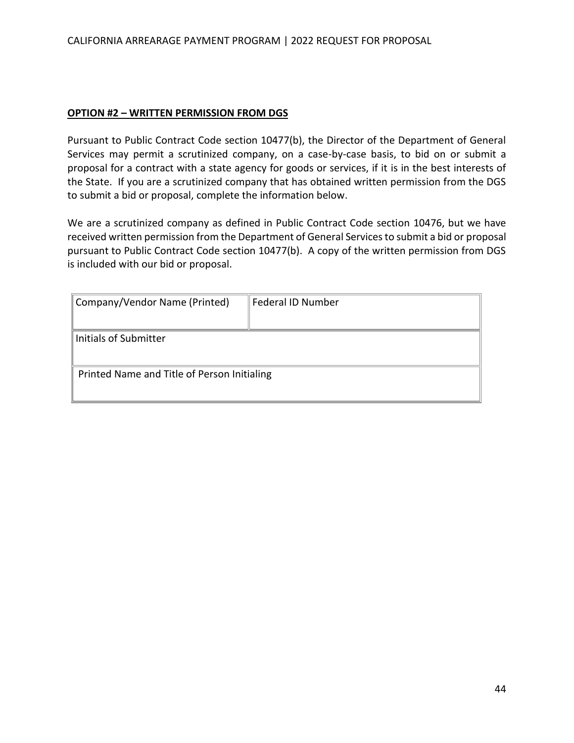**OPTION #2 – WRITTEN PERMISSION FROM DGS**

Pursuant to Public Contract Code section 10477(b), the Director of the Department of General Services may permit a scrutinized company, on a case-by-case basis, to bid on or submit a proposal for a contract with a state agency for goods or services, if it is in the best interests of the State. If you are a scrutinized company that has obtained written permission from the DGS to submit a bid or proposal, complete the information below.

We are a scrutinized company as defined in Public Contract Code section 10476, but we have received written permission from the Department of General Services to submit a bid or proposal pursuant to Public Contract Code section 10477(b). A copy of the written permission from DGS is included with our bid or proposal.

| Company/Vendor Name (Printed) | Federal ID Number |
|---|---|
| Initials of Submitter | |
| Printed Name and Title of Person Initialing | |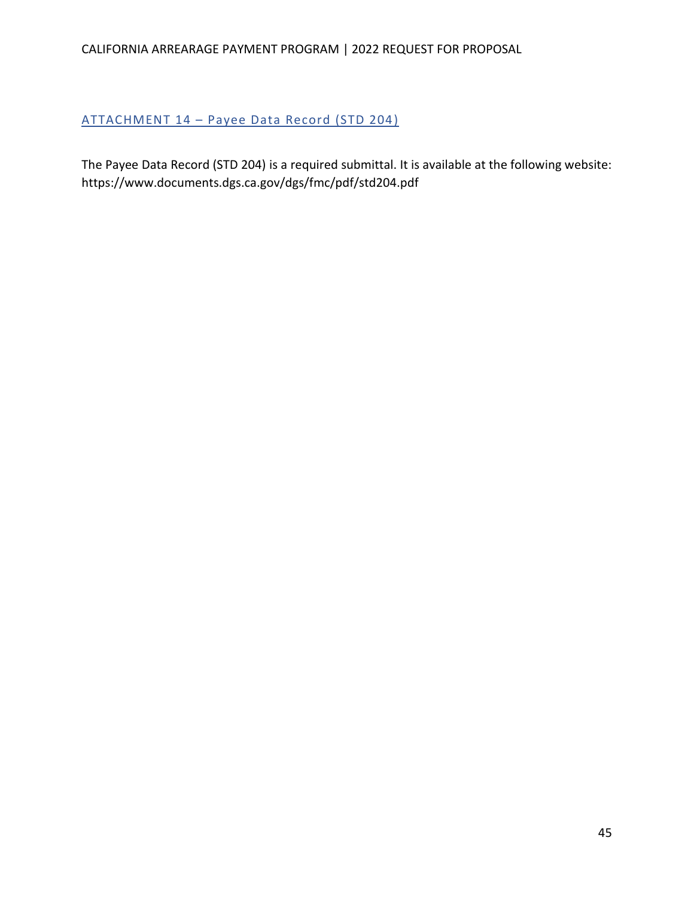## ATTACHMENT 14 – Payee Data Record (STD 204)

The Payee Data Record (STD 204) is a required submittal. It is available at the following website: https://www.documents.dgs.ca.gov/dgs/fmc/pdf/std204.pdf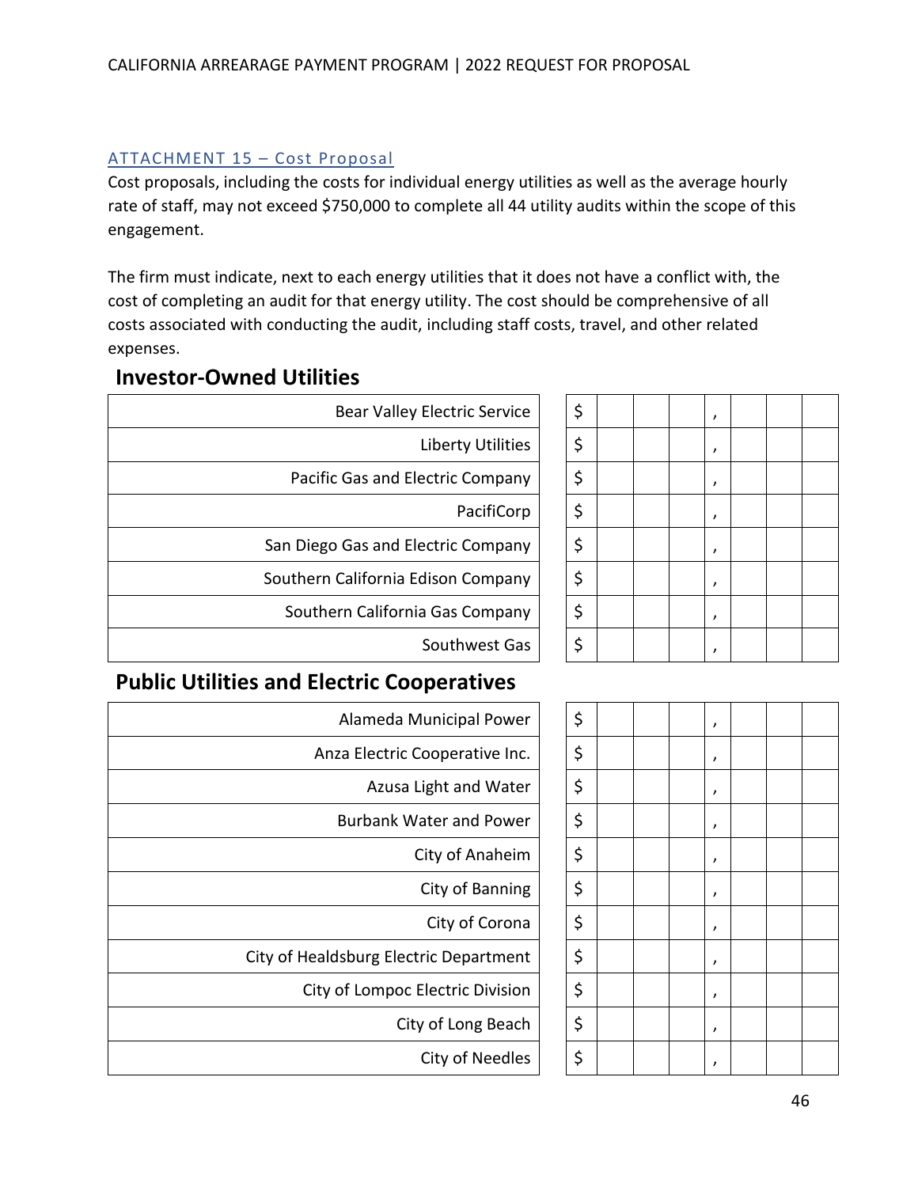## ATTACHMENT 15 – Cost Proposal

Cost proposals, including the costs for individual energy utilities as well as the average hourly rate of staff, may not exceed $750,000 to complete all 44 utility audits within the scope of this engagement.

The firm must indicate, next to each energy utilities that it does not have a conflict with, the cost of completing an audit for that energy utility. The cost should be comprehensive of all costs associated with conducting the audit, including staff costs, travel, and other related expenses.

### Investor-Owned Utilities

| Utility | Cost |
|---|---|
| Bear Valley Electric Service | $ , |
| Liberty Utilities | $ , |
| Pacific Gas and Electric Company | $ , |
| PacifiCorp | $ , |
| San Diego Gas and Electric Company | $ , |
| Southern California Edison Company | $ , |
| Southern California Gas Company | $ , |
| Southwest Gas | $ , |

### Public Utilities and Electric Cooperatives

| Utility | Cost |
|---|---|
| Alameda Municipal Power | $ , |
| Anza Electric Cooperative Inc. | $ , |
| Azusa Light and Water | $ , |
| Burbank Water and Power | $ , |
| City of Anaheim | $ , |
| City of Banning | $ , |
| City of Corona | $ , |
| City of Healdsburg Electric Department | $ , |
| City of Lompoc Electric Division | $ , |
| City of Long Beach | $ , |
| City of Needles | $ , |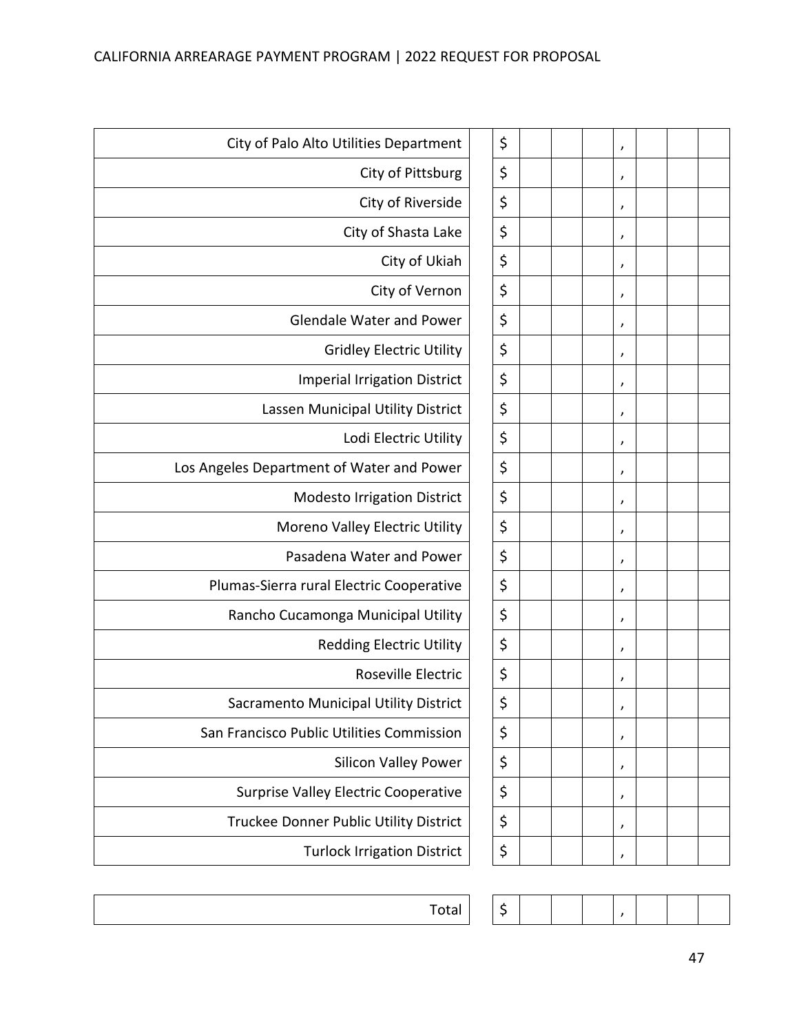| Utility | Amount |
|---|---|
| City of Palo Alto Utilities Department | $ , |
| City of Pittsburg | $ , |
| City of Riverside | $ , |
| City of Shasta Lake | $ , |
| City of Ukiah | $ , |
| City of Vernon | $ , |
| Glendale Water and Power | $ , |
| Gridley Electric Utility | $ , |
| Imperial Irrigation District | $ , |
| Lassen Municipal Utility District | $ , |
| Lodi Electric Utility | $ , |
| Los Angeles Department of Water and Power | $ , |
| Modesto Irrigation District | $ , |
| Moreno Valley Electric Utility | $ , |
| Pasadena Water and Power | $ , |
| Plumas-Sierra rural Electric Cooperative | $ , |
| Rancho Cucamonga Municipal Utility | $ , |
| Redding Electric Utility | $ , |
| Roseville Electric | $ , |
| Sacramento Municipal Utility District | $ , |
| San Francisco Public Utilities Commission | $ , |
| Silicon Valley Power | $ , |
| Surprise Valley Electric Cooperative | $ , |
| Truckee Donner Public Utility District | $ , |
| Turlock Irrigation District | $ , |
| Total | $ , |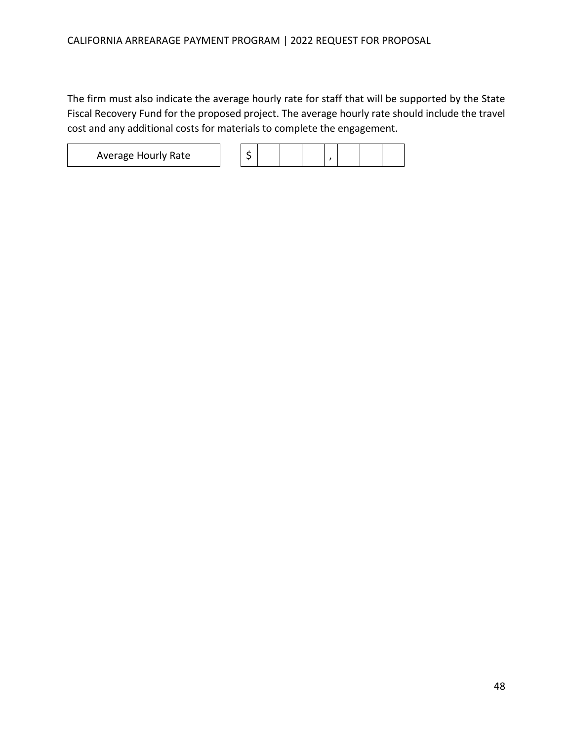The firm must also indicate the average hourly rate for staff that will be supported by the State Fiscal Recovery Fund for the proposed project. The average hourly rate should include the travel cost and any additional costs for materials to complete the engagement.

| Average Hourly Rate | $ | | | | , | | | |
|---|---|---|---|---|---|---|---|---|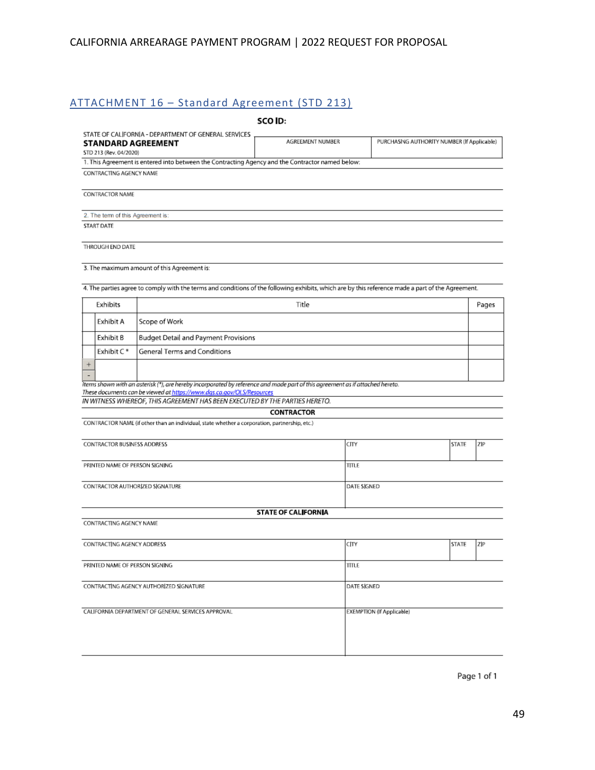## ATTACHMENT 16 – Standard Agreement (STD 213)

**SCO ID:**

STATE OF CALIFORNIA - DEPARTMENT OF GENERAL SERVICES
**STANDARD AGREEMENT**
STD 213 (Rev. 04/2020)

| AGREEMENT NUMBER | PURCHASING AUTHORITY NUMBER (If Applicable) |
|---|---|
| | |

1. This Agreement is entered into between the Contracting Agency and the Contractor named below:

CONTRACTING AGENCY NAME

CONTRACTOR NAME

2. The term of this Agreement is:

START DATE

THROUGH END DATE

3. The maximum amount of this Agreement is:

4. The parties agree to comply with the terms and conditions of the following exhibits, which are by this reference made a part of the Agreement.

| Exhibits | Title | Pages |
|---|---|---|
| Exhibit A | Scope of Work | |
| Exhibit B | Budget Detail and Payment Provisions | |
| Exhibit C * | General Terms and Conditions | |
| | | |

*Items shown with an asterisk (*), are hereby incorporated by reference and made part of this agreement as if attached hereto.*
*These documents can be viewed at https://www.dgs.ca.gov/OLS/Resources*

*IN WITNESS WHEREOF, THIS AGREEMENT HAS BEEN EXECUTED BY THE PARTIES HERETO.*

**CONTRACTOR**

CONTRACTOR NAME (if other than an individual, state whether a corporation, partnership, etc.)

| CONTRACTOR BUSINESS ADDRESS | CITY | STATE | ZIP |
|---|---|---|---|
| PRINTED NAME OF PERSON SIGNING | TITLE | | |
| CONTRACTOR AUTHORIZED SIGNATURE | DATE SIGNED | | |

**STATE OF CALIFORNIA**

CONTRACTING AGENCY NAME

| CONTRACTING AGENCY ADDRESS | CITY | STATE | ZIP |
|---|---|---|---|
| PRINTED NAME OF PERSON SIGNING | TITLE | | |
| CONTRACTING AGENCY AUTHORIZED SIGNATURE | DATE SIGNED | | |
| CALIFORNIA DEPARTMENT OF GENERAL SERVICES APPROVAL | EXEMPTION (If Applicable) | | |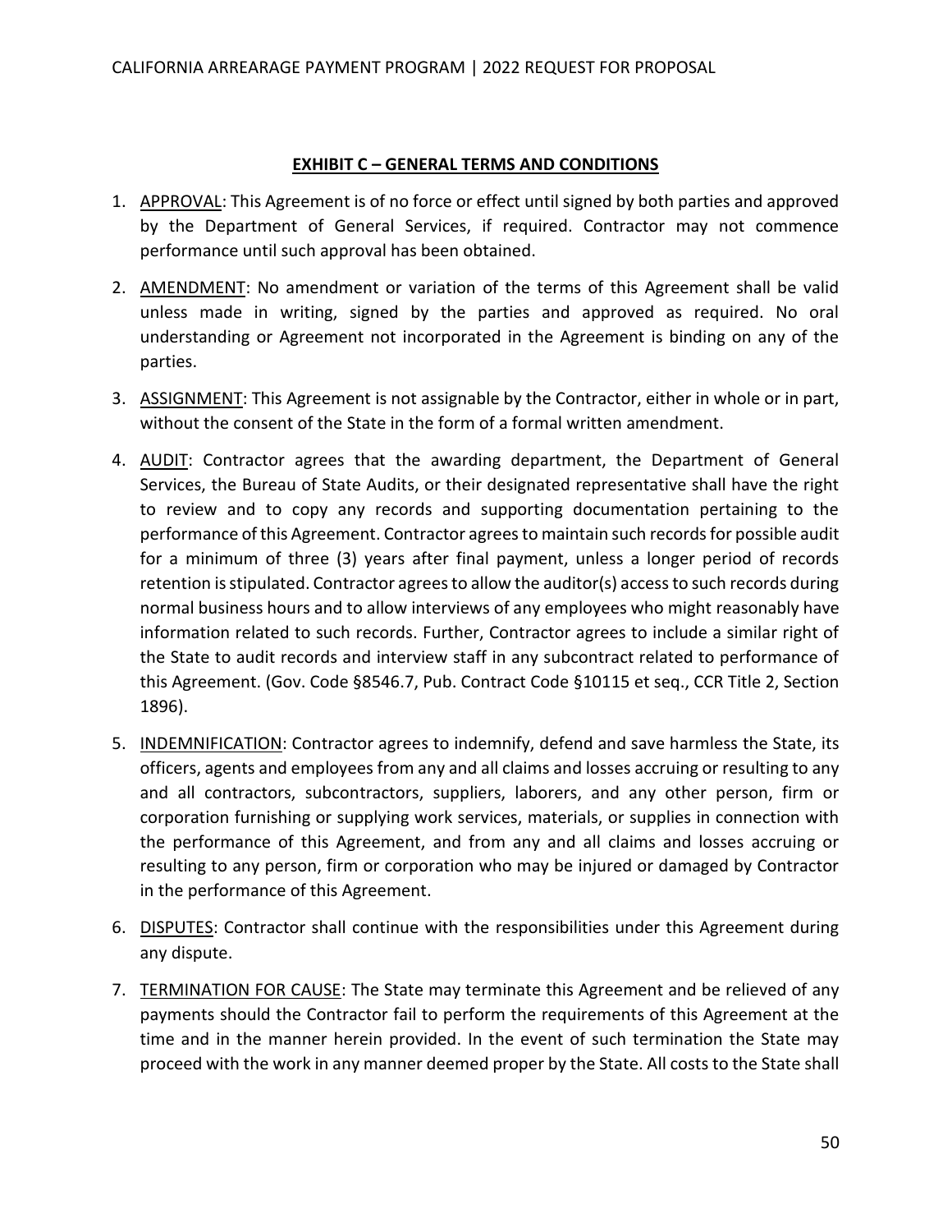## EXHIBIT C – GENERAL TERMS AND CONDITIONS

1. APPROVAL: This Agreement is of no force or effect until signed by both parties and approved by the Department of General Services, if required. Contractor may not commence performance until such approval has been obtained.

2. AMENDMENT: No amendment or variation of the terms of this Agreement shall be valid unless made in writing, signed by the parties and approved as required. No oral understanding or Agreement not incorporated in the Agreement is binding on any of the parties.

3. ASSIGNMENT: This Agreement is not assignable by the Contractor, either in whole or in part, without the consent of the State in the form of a formal written amendment.

4. AUDIT: Contractor agrees that the awarding department, the Department of General Services, the Bureau of State Audits, or their designated representative shall have the right to review and to copy any records and supporting documentation pertaining to the performance of this Agreement. Contractor agrees to maintain such records for possible audit for a minimum of three (3) years after final payment, unless a longer period of records retention is stipulated. Contractor agrees to allow the auditor(s) access to such records during normal business hours and to allow interviews of any employees who might reasonably have information related to such records. Further, Contractor agrees to include a similar right of the State to audit records and interview staff in any subcontract related to performance of this Agreement. (Gov. Code §8546.7, Pub. Contract Code §10115 et seq., CCR Title 2, Section 1896).

5. INDEMNIFICATION: Contractor agrees to indemnify, defend and save harmless the State, its officers, agents and employees from any and all claims and losses accruing or resulting to any and all contractors, subcontractors, suppliers, laborers, and any other person, firm or corporation furnishing or supplying work services, materials, or supplies in connection with the performance of this Agreement, and from any and all claims and losses accruing or resulting to any person, firm or corporation who may be injured or damaged by Contractor in the performance of this Agreement.

6. DISPUTES: Contractor shall continue with the responsibilities under this Agreement during any dispute.

7. TERMINATION FOR CAUSE: The State may terminate this Agreement and be relieved of any payments should the Contractor fail to perform the requirements of this Agreement at the time and in the manner herein provided. In the event of such termination the State may proceed with the work in any manner deemed proper by the State. All costs to the State shall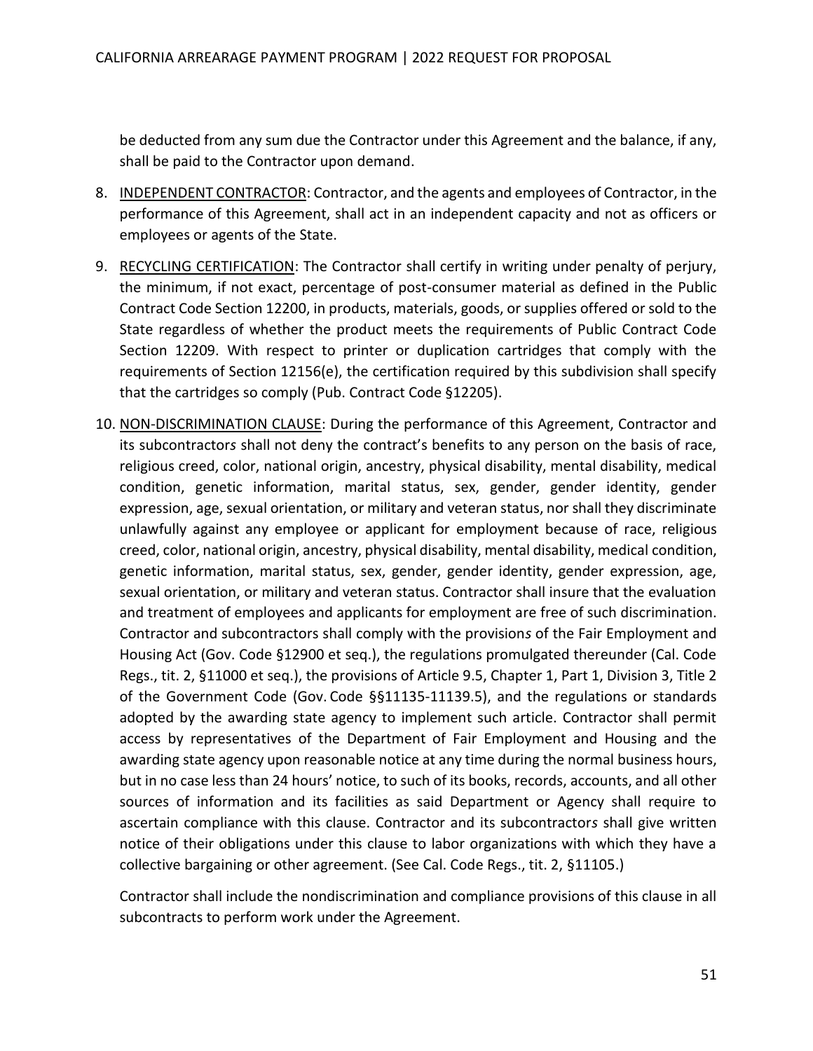be deducted from any sum due the Contractor under this Agreement and the balance, if any, shall be paid to the Contractor upon demand.

8. INDEPENDENT CONTRACTOR: Contractor, and the agents and employees of Contractor, in the performance of this Agreement, shall act in an independent capacity and not as officers or employees or agents of the State.

9. RECYCLING CERTIFICATION: The Contractor shall certify in writing under penalty of perjury, the minimum, if not exact, percentage of post-consumer material as defined in the Public Contract Code Section 12200, in products, materials, goods, or supplies offered or sold to the State regardless of whether the product meets the requirements of Public Contract Code Section 12209. With respect to printer or duplication cartridges that comply with the requirements of Section 12156(e), the certification required by this subdivision shall specify that the cartridges so comply (Pub. Contract Code §12205).

10. NON-DISCRIMINATION CLAUSE: During the performance of this Agreement, Contractor and its subcontractor*s* shall not deny the contract's benefits to any person on the basis of race, religious creed, color, national origin, ancestry, physical disability, mental disability, medical condition, genetic information, marital status, sex, gender, gender identity, gender expression, age, sexual orientation, or military and veteran status, nor shall they discriminate unlawfully against any employee or applicant for employment because of race, religious creed, color, national origin, ancestry, physical disability, mental disability, medical condition, genetic information, marital status, sex, gender, gender identity, gender expression, age, sexual orientation, or military and veteran status. Contractor shall insure that the evaluation and treatment of employees and applicants for employment are free of such discrimination. Contractor and subcontractors shall comply with the provision*s* of the Fair Employment and Housing Act (Gov. Code §12900 et seq.), the regulations promulgated thereunder (Cal. Code Regs., tit. 2, §11000 et seq.), the provisions of Article 9.5, Chapter 1, Part 1, Division 3, Title 2 of the Government Code (Gov. Code §§11135-11139.5), and the regulations or standards adopted by the awarding state agency to implement such article. Contractor shall permit access by representatives of the Department of Fair Employment and Housing and the awarding state agency upon reasonable notice at any time during the normal business hours, but in no case less than 24 hours' notice, to such of its books, records, accounts, and all other sources of information and its facilities as said Department or Agency shall require to ascertain compliance with this clause. Contractor and its subcontractor*s* shall give written notice of their obligations under this clause to labor organizations with which they have a collective bargaining or other agreement. (See Cal. Code Regs., tit. 2, §11105.)

    Contractor shall include the nondiscrimination and compliance provisions of this clause in all subcontracts to perform work under the Agreement.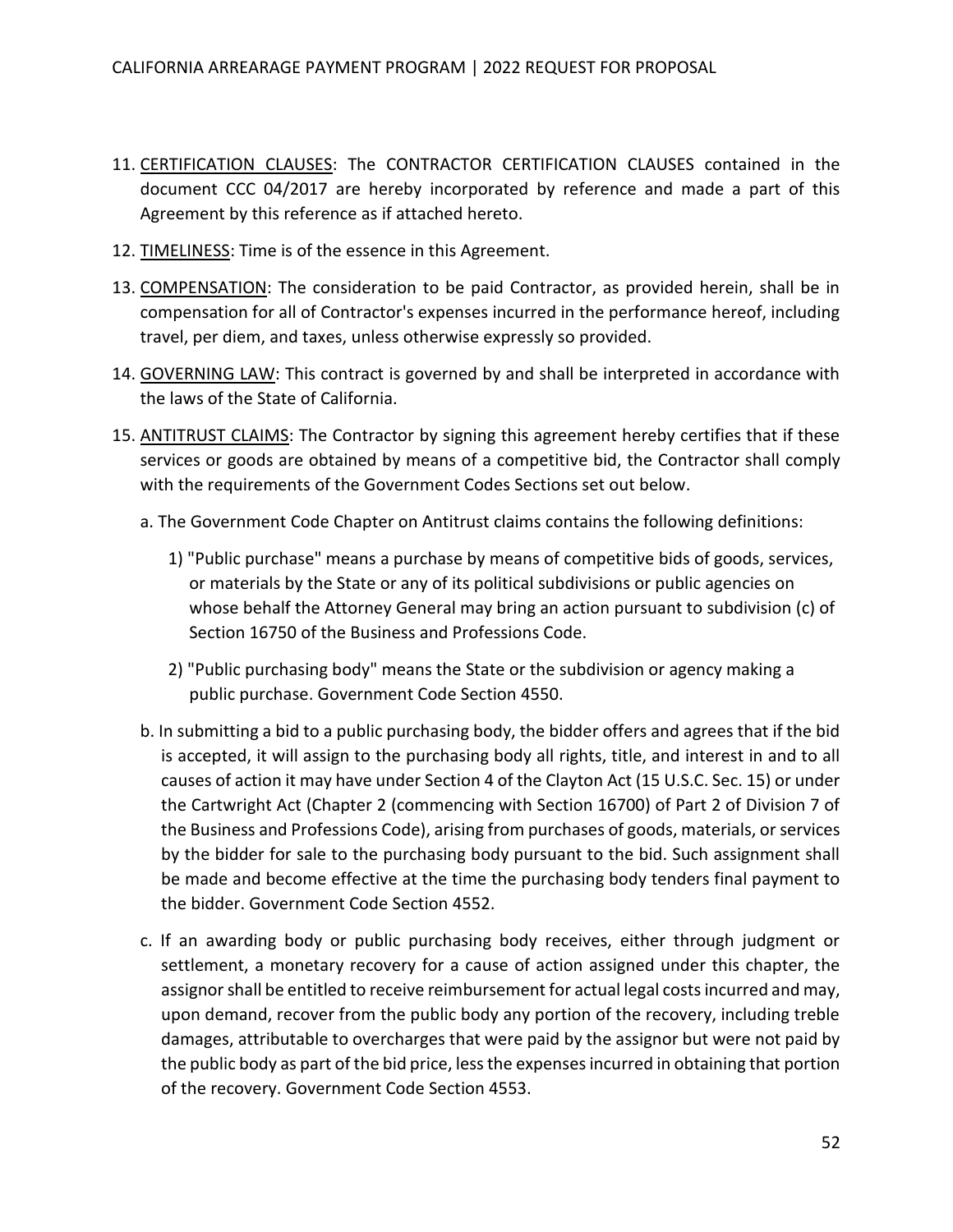11. <u>CERTIFICATION CLAUSES</u>: The CONTRACTOR CERTIFICATION CLAUSES contained in the document CCC 04/2017 are hereby incorporated by reference and made a part of this Agreement by this reference as if attached hereto.

12. <u>TIMELINESS</u>: Time is of the essence in this Agreement.

13. <u>COMPENSATION</u>: The consideration to be paid Contractor, as provided herein, shall be in compensation for all of Contractor's expenses incurred in the performance hereof, including travel, per diem, and taxes, unless otherwise expressly so provided.

14. <u>GOVERNING LAW</u>: This contract is governed by and shall be interpreted in accordance with the laws of the State of California.

15. <u>ANTITRUST CLAIMS</u>: The Contractor by signing this agreement hereby certifies that if these services or goods are obtained by means of a competitive bid, the Contractor shall comply with the requirements of the Government Codes Sections set out below.

    a. The Government Code Chapter on Antitrust claims contains the following definitions:

       1) "Public purchase" means a purchase by means of competitive bids of goods, services, or materials by the State or any of its political subdivisions or public agencies on whose behalf the Attorney General may bring an action pursuant to subdivision (c) of Section 16750 of the Business and Professions Code.

       2) "Public purchasing body" means the State or the subdivision or agency making a public purchase. Government Code Section 4550.

    b. In submitting a bid to a public purchasing body, the bidder offers and agrees that if the bid is accepted, it will assign to the purchasing body all rights, title, and interest in and to all causes of action it may have under Section 4 of the Clayton Act (15 U.S.C. Sec. 15) or under the Cartwright Act (Chapter 2 (commencing with Section 16700) of Part 2 of Division 7 of the Business and Professions Code), arising from purchases of goods, materials, or services by the bidder for sale to the purchasing body pursuant to the bid. Such assignment shall be made and become effective at the time the purchasing body tenders final payment to the bidder. Government Code Section 4552.

    c. If an awarding body or public purchasing body receives, either through judgment or settlement, a monetary recovery for a cause of action assigned under this chapter, the assignor shall be entitled to receive reimbursement for actual legal costs incurred and may, upon demand, recover from the public body any portion of the recovery, including treble damages, attributable to overcharges that were paid by the assignor but were not paid by the public body as part of the bid price, less the expenses incurred in obtaining that portion of the recovery. Government Code Section 4553.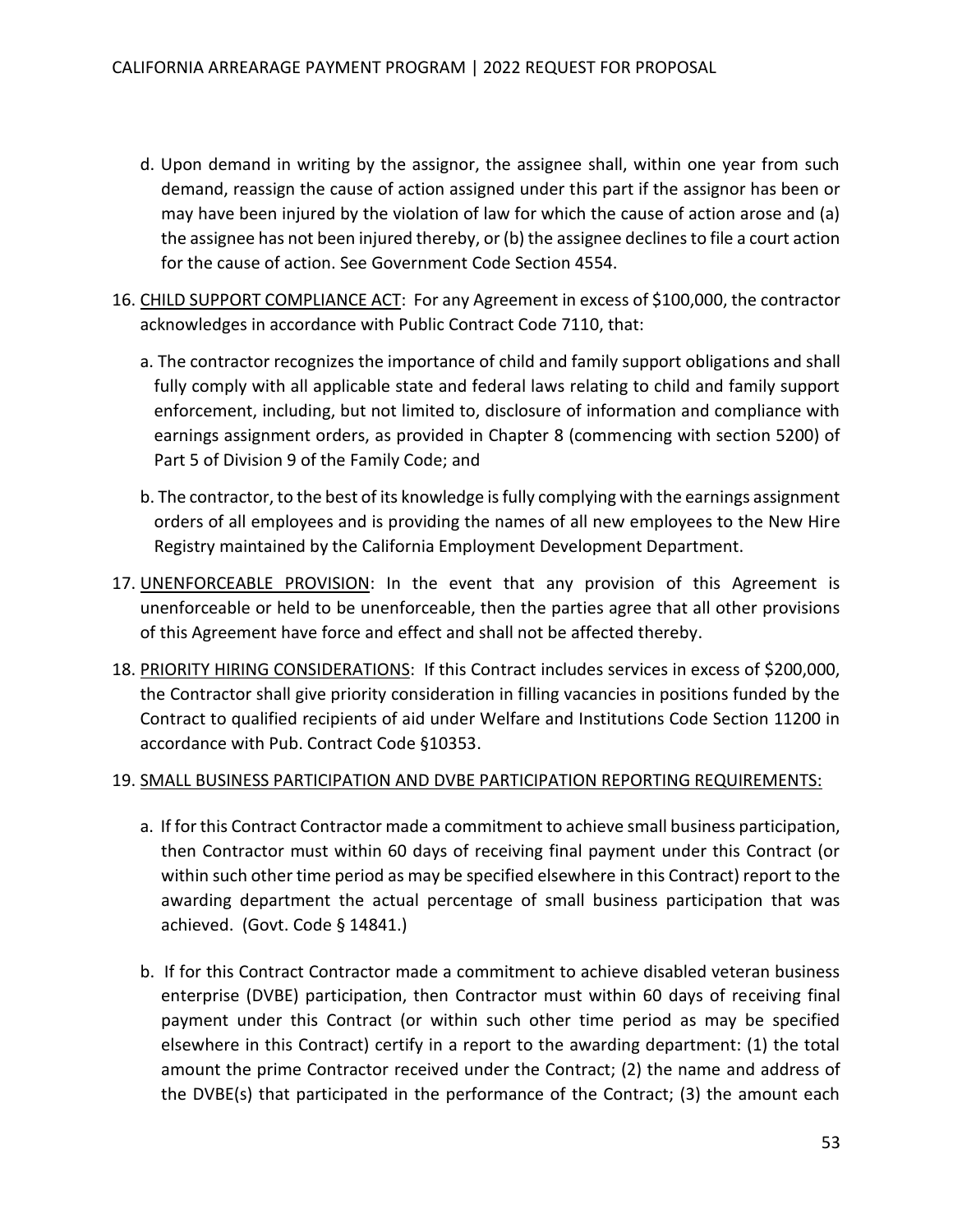d. Upon demand in writing by the assignor, the assignee shall, within one year from such demand, reassign the cause of action assigned under this part if the assignor has been or may have been injured by the violation of law for which the cause of action arose and (a) the assignee has not been injured thereby, or (b) the assignee declines to file a court action for the cause of action. See Government Code Section 4554.

16. <u>CHILD SUPPORT COMPLIANCE ACT</u>: For any Agreement in excess of $100,000, the contractor acknowledges in accordance with Public Contract Code 7110, that:

    a. The contractor recognizes the importance of child and family support obligations and shall fully comply with all applicable state and federal laws relating to child and family support enforcement, including, but not limited to, disclosure of information and compliance with earnings assignment orders, as provided in Chapter 8 (commencing with section 5200) of Part 5 of Division 9 of the Family Code; and

    b. The contractor, to the best of its knowledge is fully complying with the earnings assignment orders of all employees and is providing the names of all new employees to the New Hire Registry maintained by the California Employment Development Department.

17. <u>UNENFORCEABLE PROVISION</u>: In the event that any provision of this Agreement is unenforceable or held to be unenforceable, then the parties agree that all other provisions of this Agreement have force and effect and shall not be affected thereby.

18. <u>PRIORITY HIRING CONSIDERATIONS</u>: If this Contract includes services in excess of $200,000, the Contractor shall give priority consideration in filling vacancies in positions funded by the Contract to qualified recipients of aid under Welfare and Institutions Code Section 11200 in accordance with Pub. Contract Code §10353.

19. <u>SMALL BUSINESS PARTICIPATION AND DVBE PARTICIPATION REPORTING REQUIREMENTS:</u>

    a. If for this Contract Contractor made a commitment to achieve small business participation, then Contractor must within 60 days of receiving final payment under this Contract (or within such other time period as may be specified elsewhere in this Contract) report to the awarding department the actual percentage of small business participation that was achieved. (Govt. Code § 14841.)

    b. If for this Contract Contractor made a commitment to achieve disabled veteran business enterprise (DVBE) participation, then Contractor must within 60 days of receiving final payment under this Contract (or within such other time period as may be specified elsewhere in this Contract) certify in a report to the awarding department: (1) the total amount the prime Contractor received under the Contract; (2) the name and address of the DVBE(s) that participated in the performance of the Contract; (3) the amount each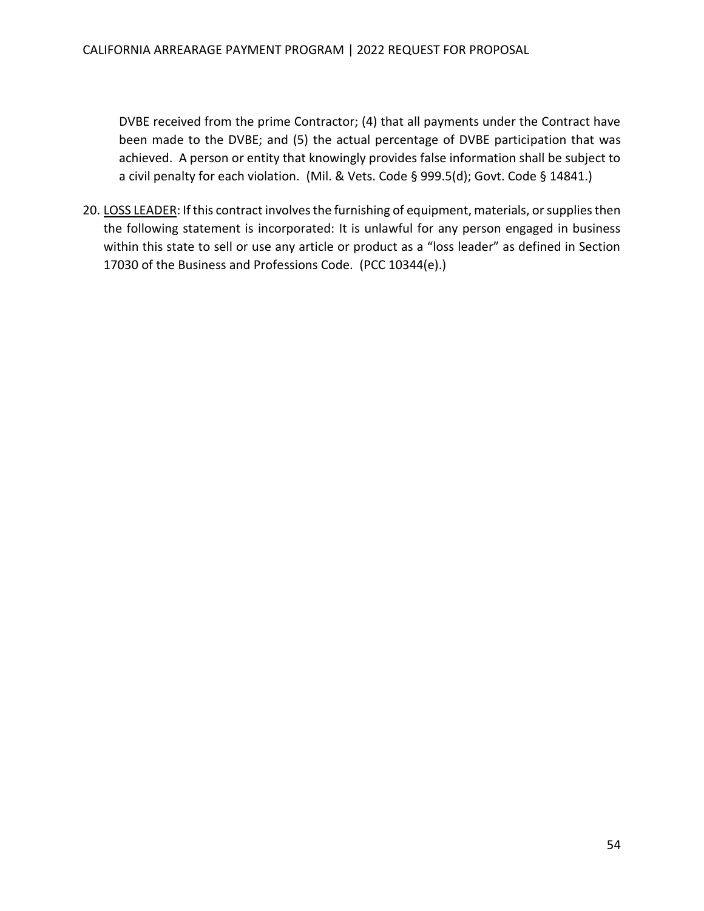DVBE received from the prime Contractor; (4) that all payments under the Contract have been made to the DVBE; and (5) the actual percentage of DVBE participation that was achieved. A person or entity that knowingly provides false information shall be subject to a civil penalty for each violation. (Mil. & Vets. Code § 999.5(d); Govt. Code § 14841.)

20. <u>LOSS LEADER</u>: If this contract involves the furnishing of equipment, materials, or supplies then the following statement is incorporated: It is unlawful for any person engaged in business within this state to sell or use any article or product as a "loss leader" as defined in Section 17030 of the Business and Professions Code. (PCC 10344(e).)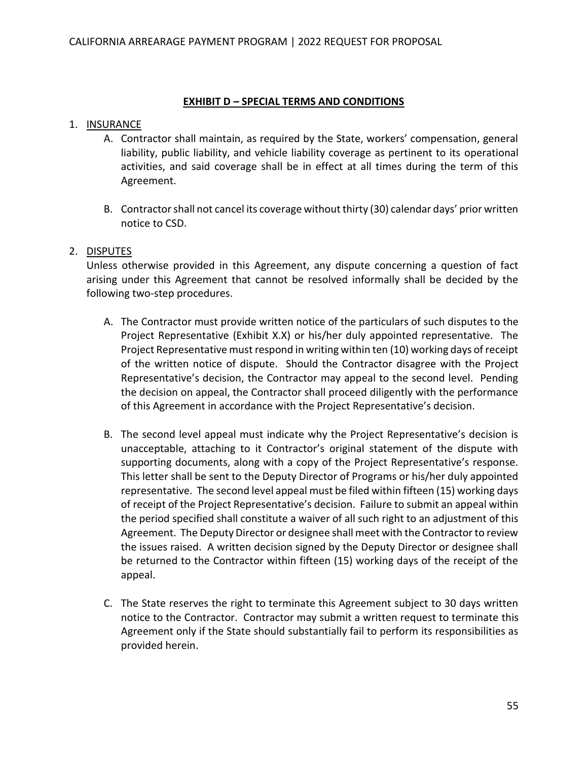## EXHIBIT D – SPECIAL TERMS AND CONDITIONS

1. INSURANCE
   A. Contractor shall maintain, as required by the State, workers' compensation, general liability, public liability, and vehicle liability coverage as pertinent to its operational activities, and said coverage shall be in effect at all times during the term of this Agreement.

   B. Contractor shall not cancel its coverage without thirty (30) calendar days' prior written notice to CSD.

2. DISPUTES

   Unless otherwise provided in this Agreement, any dispute concerning a question of fact arising under this Agreement that cannot be resolved informally shall be decided by the following two-step procedures.

   A. The Contractor must provide written notice of the particulars of such disputes to the Project Representative (Exhibit X.X) or his/her duly appointed representative. The Project Representative must respond in writing within ten (10) working days of receipt of the written notice of dispute. Should the Contractor disagree with the Project Representative's decision, the Contractor may appeal to the second level. Pending the decision on appeal, the Contractor shall proceed diligently with the performance of this Agreement in accordance with the Project Representative's decision.

   B. The second level appeal must indicate why the Project Representative's decision is unacceptable, attaching to it Contractor's original statement of the dispute with supporting documents, along with a copy of the Project Representative's response. This letter shall be sent to the Deputy Director of Programs or his/her duly appointed representative. The second level appeal must be filed within fifteen (15) working days of receipt of the Project Representative's decision. Failure to submit an appeal within the period specified shall constitute a waiver of all such right to an adjustment of this Agreement. The Deputy Director or designee shall meet with the Contractor to review the issues raised. A written decision signed by the Deputy Director or designee shall be returned to the Contractor within fifteen (15) working days of the receipt of the appeal.

   C. The State reserves the right to terminate this Agreement subject to 30 days written notice to the Contractor. Contractor may submit a written request to terminate this Agreement only if the State should substantially fail to perform its responsibilities as provided herein.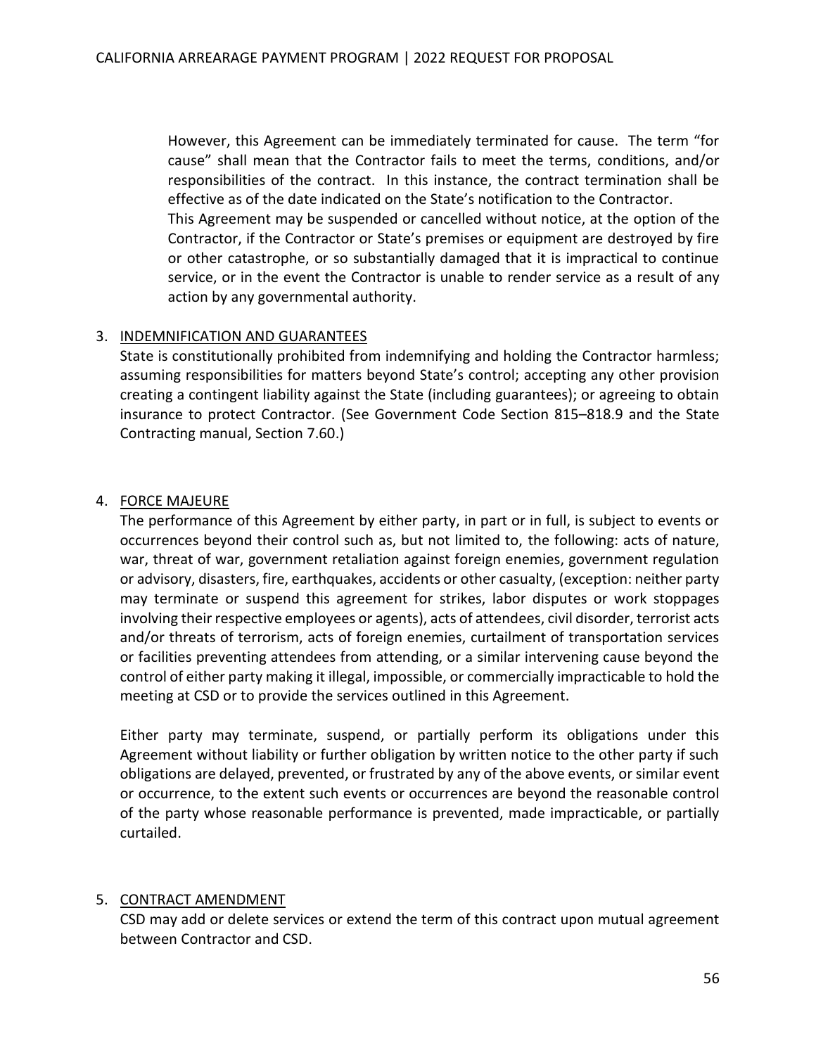However, this Agreement can be immediately terminated for cause. The term "for cause" shall mean that the Contractor fails to meet the terms, conditions, and/or responsibilities of the contract. In this instance, the contract termination shall be effective as of the date indicated on the State's notification to the Contractor.
This Agreement may be suspended or cancelled without notice, at the option of the Contractor, if the Contractor or State's premises or equipment are destroyed by fire or other catastrophe, or so substantially damaged that it is impractical to continue service, or in the event the Contractor is unable to render service as a result of any action by any governmental authority.

3. <u>INDEMNIFICATION AND GUARANTEES</u>
State is constitutionally prohibited from indemnifying and holding the Contractor harmless; assuming responsibilities for matters beyond State's control; accepting any other provision creating a contingent liability against the State (including guarantees); or agreeing to obtain insurance to protect Contractor. (See Government Code Section 815–818.9 and the State Contracting manual, Section 7.60.)

4. <u>FORCE MAJEURE</u>
The performance of this Agreement by either party, in part or in full, is subject to events or occurrences beyond their control such as, but not limited to, the following: acts of nature, war, threat of war, government retaliation against foreign enemies, government regulation or advisory, disasters, fire, earthquakes, accidents or other casualty, (exception: neither party may terminate or suspend this agreement for strikes, labor disputes or work stoppages involving their respective employees or agents), acts of attendees, civil disorder, terrorist acts and/or threats of terrorism, acts of foreign enemies, curtailment of transportation services or facilities preventing attendees from attending, or a similar intervening cause beyond the control of either party making it illegal, impossible, or commercially impracticable to hold the meeting at CSD or to provide the services outlined in this Agreement.

   Either party may terminate, suspend, or partially perform its obligations under this Agreement without liability or further obligation by written notice to the other party if such obligations are delayed, prevented, or frustrated by any of the above events, or similar event or occurrence, to the extent such events or occurrences are beyond the reasonable control of the party whose reasonable performance is prevented, made impracticable, or partially curtailed.

5. <u>CONTRACT AMENDMENT</u>
CSD may add or delete services or extend the term of this contract upon mutual agreement between Contractor and CSD.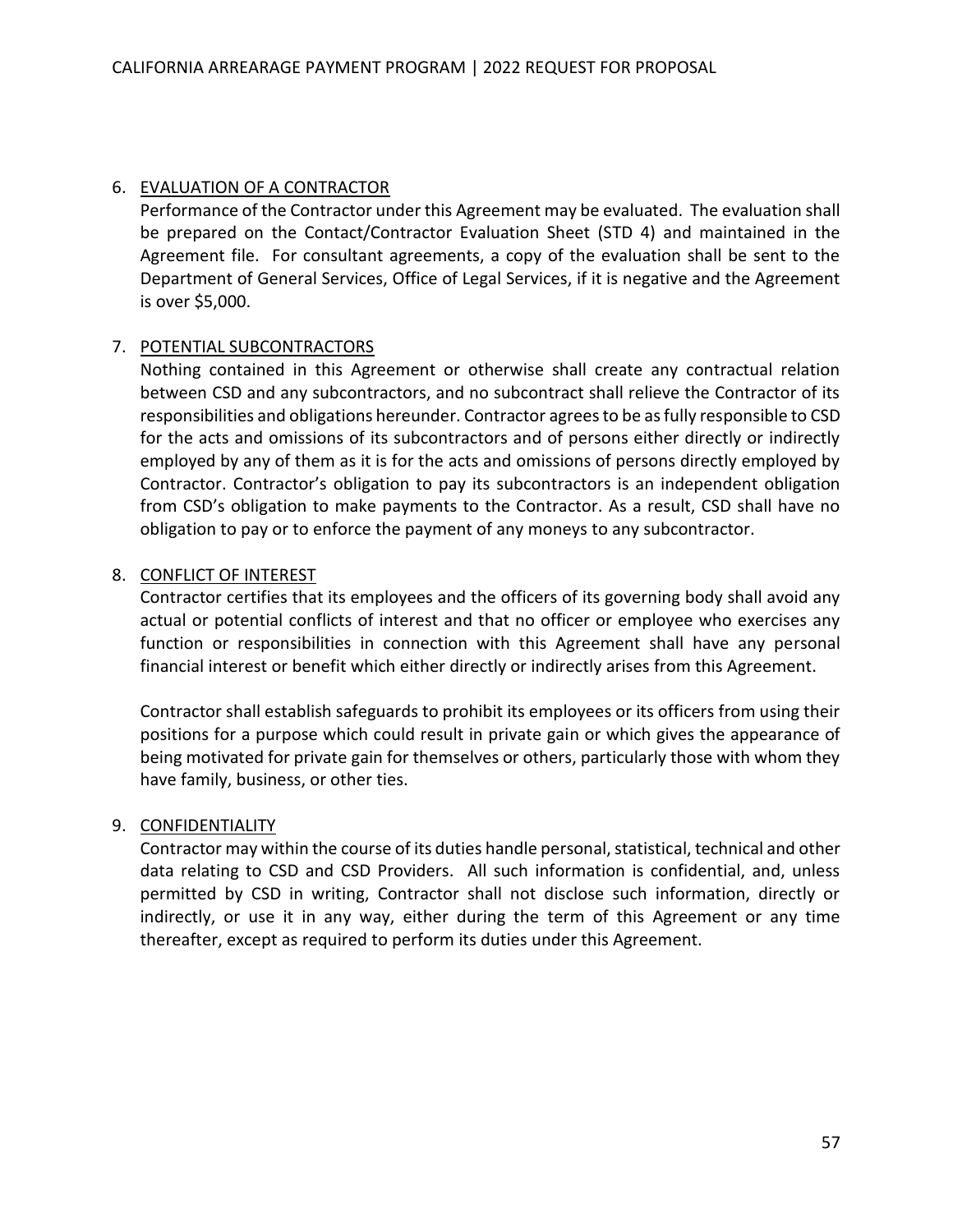6. EVALUATION OF A CONTRACTOR

   Performance of the Contractor under this Agreement may be evaluated. The evaluation shall be prepared on the Contact/Contractor Evaluation Sheet (STD 4) and maintained in the Agreement file. For consultant agreements, a copy of the evaluation shall be sent to the Department of General Services, Office of Legal Services, if it is negative and the Agreement is over $5,000.

7. POTENTIAL SUBCONTRACTORS

   Nothing contained in this Agreement or otherwise shall create any contractual relation between CSD and any subcontractors, and no subcontract shall relieve the Contractor of its responsibilities and obligations hereunder. Contractor agrees to be as fully responsible to CSD for the acts and omissions of its subcontractors and of persons either directly or indirectly employed by any of them as it is for the acts and omissions of persons directly employed by Contractor. Contractor's obligation to pay its subcontractors is an independent obligation from CSD's obligation to make payments to the Contractor. As a result, CSD shall have no obligation to pay or to enforce the payment of any moneys to any subcontractor.

8. CONFLICT OF INTEREST

   Contractor certifies that its employees and the officers of its governing body shall avoid any actual or potential conflicts of interest and that no officer or employee who exercises any function or responsibilities in connection with this Agreement shall have any personal financial interest or benefit which either directly or indirectly arises from this Agreement.

   Contractor shall establish safeguards to prohibit its employees or its officers from using their positions for a purpose which could result in private gain or which gives the appearance of being motivated for private gain for themselves or others, particularly those with whom they have family, business, or other ties.

9. CONFIDENTIALITY

   Contractor may within the course of its duties handle personal, statistical, technical and other data relating to CSD and CSD Providers. All such information is confidential, and, unless permitted by CSD in writing, Contractor shall not disclose such information, directly or indirectly, or use it in any way, either during the term of this Agreement or any time thereafter, except as required to perform its duties under this Agreement.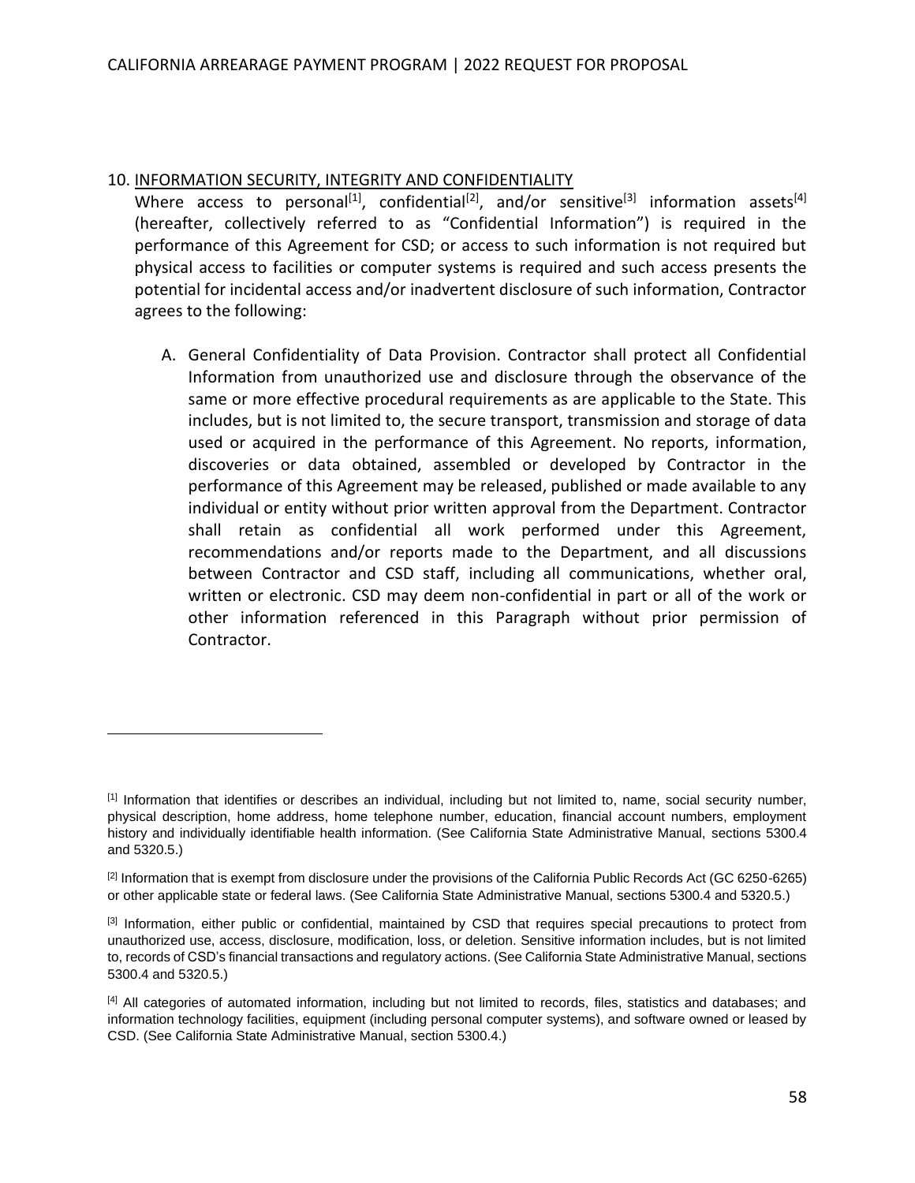10. <u>INFORMATION SECURITY, INTEGRITY AND CONFIDENTIALITY</u>

Where access to personal[1], confidential[2], and/or sensitive[3] information assets[4] (hereafter, collectively referred to as "Confidential Information") is required in the performance of this Agreement for CSD; or access to such information is not required but physical access to facilities or computer systems is required and such access presents the potential for incidental access and/or inadvertent disclosure of such information, Contractor agrees to the following:

A. General Confidentiality of Data Provision. Contractor shall protect all Confidential Information from unauthorized use and disclosure through the observance of the same or more effective procedural requirements as are applicable to the State. This includes, but is not limited to, the secure transport, transmission and storage of data used or acquired in the performance of this Agreement. No reports, information, discoveries or data obtained, assembled or developed by Contractor in the performance of this Agreement may be released, published or made available to any individual or entity without prior written approval from the Department. Contractor shall retain as confidential all work performed under this Agreement, recommendations and/or reports made to the Department, and all discussions between Contractor and CSD staff, including all communications, whether oral, written or electronic. CSD may deem non-confidential in part or all of the work or other information referenced in this Paragraph without prior permission of Contractor.

---

[1] Information that identifies or describes an individual, including but not limited to, name, social security number, physical description, home address, home telephone number, education, financial account numbers, employment history and individually identifiable health information. (See California State Administrative Manual, sections 5300.4 and 5320.5.)

[2] Information that is exempt from disclosure under the provisions of the California Public Records Act (GC 6250-6265) or other applicable state or federal laws. (See California State Administrative Manual, sections 5300.4 and 5320.5.)

[3] Information, either public or confidential, maintained by CSD that requires special precautions to protect from unauthorized use, access, disclosure, modification, loss, or deletion. Sensitive information includes, but is not limited to, records of CSD's financial transactions and regulatory actions. (See California State Administrative Manual, sections 5300.4 and 5320.5.)

[4] All categories of automated information, including but not limited to records, files, statistics and databases; and information technology facilities, equipment (including personal computer systems), and software owned or leased by CSD. (See California State Administrative Manual, section 5300.4.)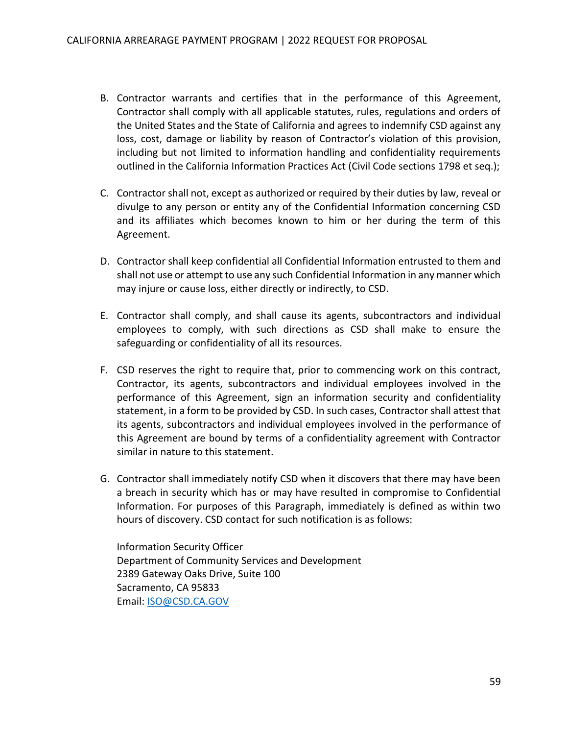B. Contractor warrants and certifies that in the performance of this Agreement, Contractor shall comply with all applicable statutes, rules, regulations and orders of the United States and the State of California and agrees to indemnify CSD against any loss, cost, damage or liability by reason of Contractor's violation of this provision, including but not limited to information handling and confidentiality requirements outlined in the California Information Practices Act (Civil Code sections 1798 et seq.);

C. Contractor shall not, except as authorized or required by their duties by law, reveal or divulge to any person or entity any of the Confidential Information concerning CSD and its affiliates which becomes known to him or her during the term of this Agreement.

D. Contractor shall keep confidential all Confidential Information entrusted to them and shall not use or attempt to use any such Confidential Information in any manner which may injure or cause loss, either directly or indirectly, to CSD.

E. Contractor shall comply, and shall cause its agents, subcontractors and individual employees to comply, with such directions as CSD shall make to ensure the safeguarding or confidentiality of all its resources.

F. CSD reserves the right to require that, prior to commencing work on this contract, Contractor, its agents, subcontractors and individual employees involved in the performance of this Agreement, sign an information security and confidentiality statement, in a form to be provided by CSD. In such cases, Contractor shall attest that its agents, subcontractors and individual employees involved in the performance of this Agreement are bound by terms of a confidentiality agreement with Contractor similar in nature to this statement.

G. Contractor shall immediately notify CSD when it discovers that there may have been a breach in security which has or may have resulted in compromise to Confidential Information. For purposes of this Paragraph, immediately is defined as within two hours of discovery. CSD contact for such notification is as follows:

   Information Security Officer
   Department of Community Services and Development
   2389 Gateway Oaks Drive, Suite 100
   Sacramento, CA 95833
   Email: ISO@CSD.CA.GOV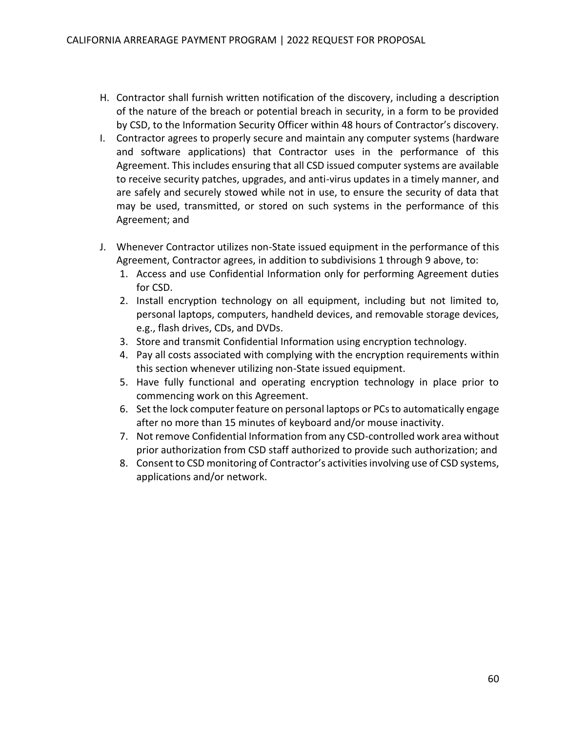H. Contractor shall furnish written notification of the discovery, including a description of the nature of the breach or potential breach in security, in a form to be provided by CSD, to the Information Security Officer within 48 hours of Contractor's discovery.

I. Contractor agrees to properly secure and maintain any computer systems (hardware and software applications) that Contractor uses in the performance of this Agreement. This includes ensuring that all CSD issued computer systems are available to receive security patches, upgrades, and anti-virus updates in a timely manner, and are safely and securely stowed while not in use, to ensure the security of data that may be used, transmitted, or stored on such systems in the performance of this Agreement; and

J. Whenever Contractor utilizes non-State issued equipment in the performance of this Agreement, Contractor agrees, in addition to subdivisions 1 through 9 above, to:
   1. Access and use Confidential Information only for performing Agreement duties for CSD.
   2. Install encryption technology on all equipment, including but not limited to, personal laptops, computers, handheld devices, and removable storage devices, e.g., flash drives, CDs, and DVDs.
   3. Store and transmit Confidential Information using encryption technology.
   4. Pay all costs associated with complying with the encryption requirements within this section whenever utilizing non-State issued equipment.
   5. Have fully functional and operating encryption technology in place prior to commencing work on this Agreement.
   6. Set the lock computer feature on personal laptops or PCs to automatically engage after no more than 15 minutes of keyboard and/or mouse inactivity.
   7. Not remove Confidential Information from any CSD-controlled work area without prior authorization from CSD staff authorized to provide such authorization; and
   8. Consent to CSD monitoring of Contractor's activities involving use of CSD systems, applications and/or network.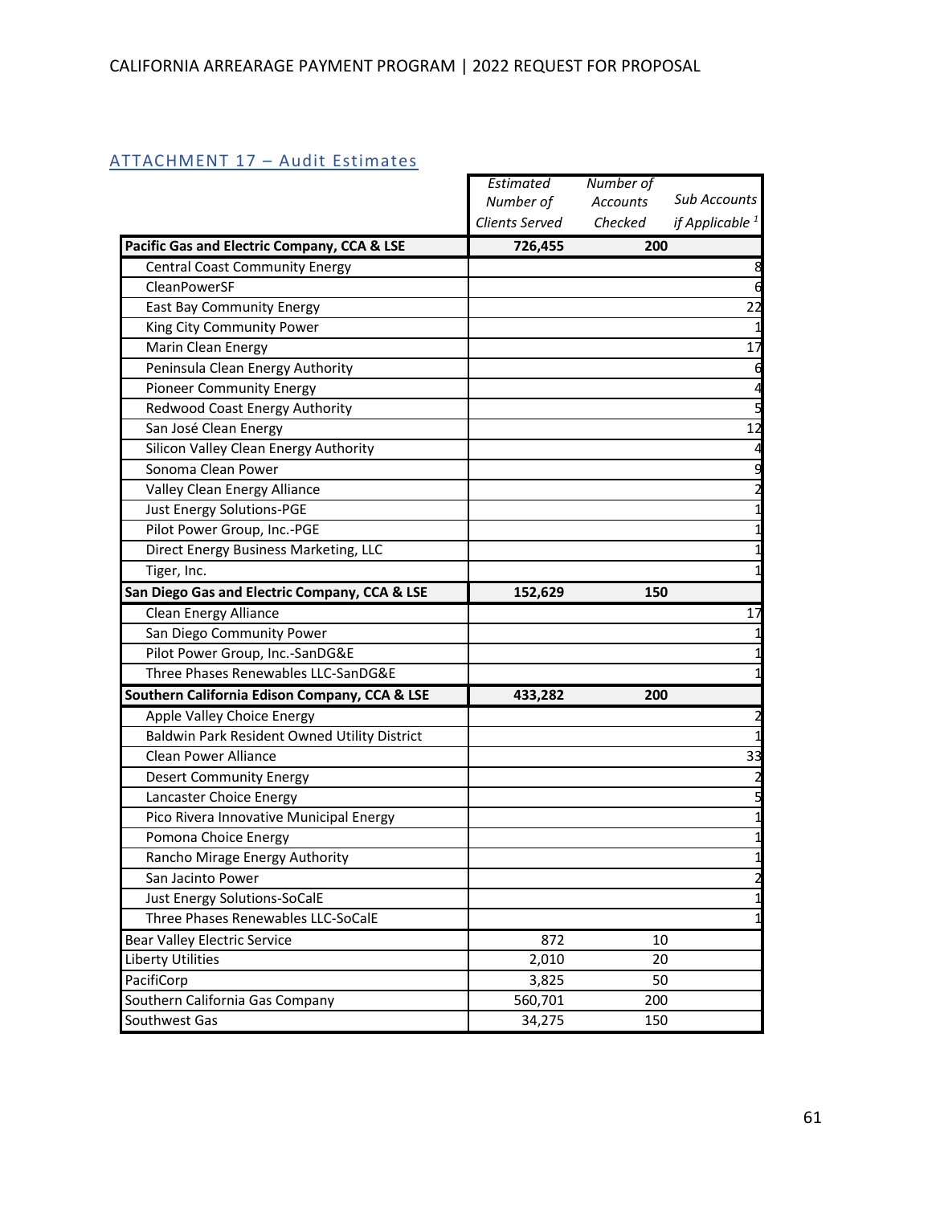## ATTACHMENT 17 – Audit Estimates

| | *Estimated Number of Clients Served* | *Number of Accounts Checked* | *Sub Accounts if Applicable* [1] |
|---|---|---|---|
| **Pacific Gas and Electric Company, CCA & LSE** | **726,455** | **200** | |
| Central Coast Community Energy | | | 8 |
| CleanPowerSF | | | 6 |
| East Bay Community Energy | | | 22 |
| King City Community Power | | | 1 |
| Marin Clean Energy | | | 17 |
| Peninsula Clean Energy Authority | | | 6 |
| Pioneer Community Energy | | | 4 |
| Redwood Coast Energy Authority | | | 5 |
| San José Clean Energy | | | 12 |
| Silicon Valley Clean Energy Authority | | | 4 |
| Sonoma Clean Power | | | 9 |
| Valley Clean Energy Alliance | | | 2 |
| Just Energy Solutions-PGE | | | 1 |
| Pilot Power Group, Inc.-PGE | | | 1 |
| Direct Energy Business Marketing, LLC | | | 1 |
| Tiger, Inc. | | | 1 |
| **San Diego Gas and Electric Company, CCA & LSE** | **152,629** | **150** | |
| Clean Energy Alliance | | | 17 |
| San Diego Community Power | | | 1 |
| Pilot Power Group, Inc.-SanDG&E | | | 1 |
| Three Phases Renewables LLC-SanDG&E | | | 1 |
| **Southern California Edison Company, CCA & LSE** | **433,282** | **200** | |
| Apple Valley Choice Energy | | | 2 |
| Baldwin Park Resident Owned Utility District | | | 1 |
| Clean Power Alliance | | | 33 |
| Desert Community Energy | | | 2 |
| Lancaster Choice Energy | | | 5 |
| Pico Rivera Innovative Municipal Energy | | | 1 |
| Pomona Choice Energy | | | 1 |
| Rancho Mirage Energy Authority | | | 1 |
| San Jacinto Power | | | 2 |
| Just Energy Solutions-SoCalE | | | 1 |
| Three Phases Renewables LLC-SoCalE | | | 1 |
| Bear Valley Electric Service | 872 | 10 | |
| Liberty Utilities | 2,010 | 20 | |
| PacifiCorp | 3,825 | 50 | |
| Southern California Gas Company | 560,701 | 200 | |
| Southwest Gas | 34,275 | 150 | |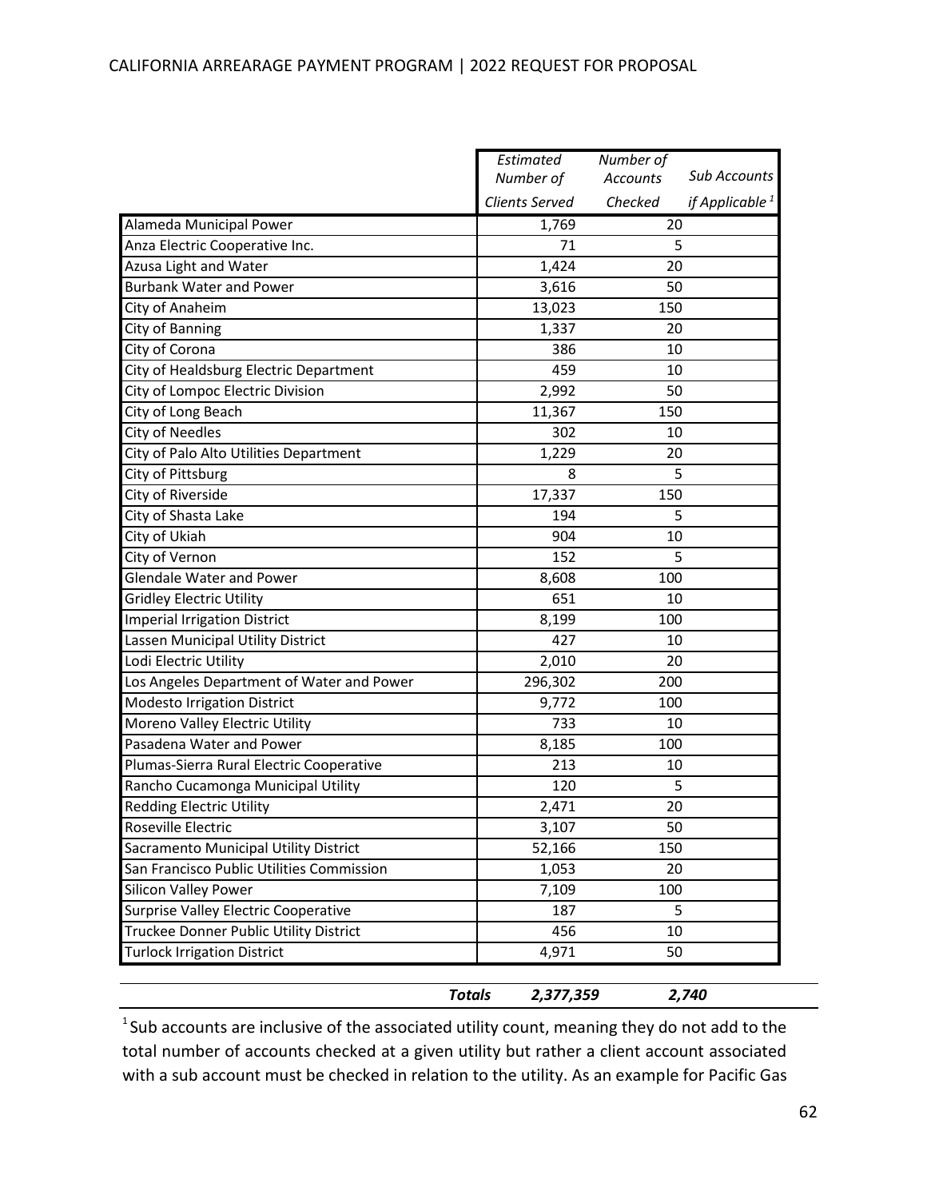| | *Estimated Number of Clients Served* | *Number of Accounts Checked* | *Sub Accounts if Applicable* [1] |
|---|---|---|---|
| Alameda Municipal Power | 1,769 | 20 | |
| Anza Electric Cooperative Inc. | 71 | 5 | |
| Azusa Light and Water | 1,424 | 20 | |
| Burbank Water and Power | 3,616 | 50 | |
| City of Anaheim | 13,023 | 150 | |
| City of Banning | 1,337 | 20 | |
| City of Corona | 386 | 10 | |
| City of Healdsburg Electric Department | 459 | 10 | |
| City of Lompoc Electric Division | 2,992 | 50 | |
| City of Long Beach | 11,367 | 150 | |
| City of Needles | 302 | 10 | |
| City of Palo Alto Utilities Department | 1,229 | 20 | |
| City of Pittsburg | 8 | 5 | |
| City of Riverside | 17,337 | 150 | |
| City of Shasta Lake | 194 | 5 | |
| City of Ukiah | 904 | 10 | |
| City of Vernon | 152 | 5 | |
| Glendale Water and Power | 8,608 | 100 | |
| Gridley Electric Utility | 651 | 10 | |
| Imperial Irrigation District | 8,199 | 100 | |
| Lassen Municipal Utility District | 427 | 10 | |
| Lodi Electric Utility | 2,010 | 20 | |
| Los Angeles Department of Water and Power | 296,302 | 200 | |
| Modesto Irrigation District | 9,772 | 100 | |
| Moreno Valley Electric Utility | 733 | 10 | |
| Pasadena Water and Power | 8,185 | 100 | |
| Plumas-Sierra Rural Electric Cooperative | 213 | 10 | |
| Rancho Cucamonga Municipal Utility | 120 | 5 | |
| Redding Electric Utility | 2,471 | 20 | |
| Roseville Electric | 3,107 | 50 | |
| Sacramento Municipal Utility District | 52,166 | 150 | |
| San Francisco Public Utilities Commission | 1,053 | 20 | |
| Silicon Valley Power | 7,109 | 100 | |
| Surprise Valley Electric Cooperative | 187 | 5 | |
| Truckee Donner Public Utility District | 456 | 10 | |
| Turlock Irrigation District | 4,971 | 50 | |
| ***Totals*** | ***2,377,359*** | ***2,740*** | |

[1] Sub accounts are inclusive of the associated utility count, meaning they do not add to the total number of accounts checked at a given utility but rather a client account associated with a sub account must be checked in relation to the utility. As an example for Pacific Gas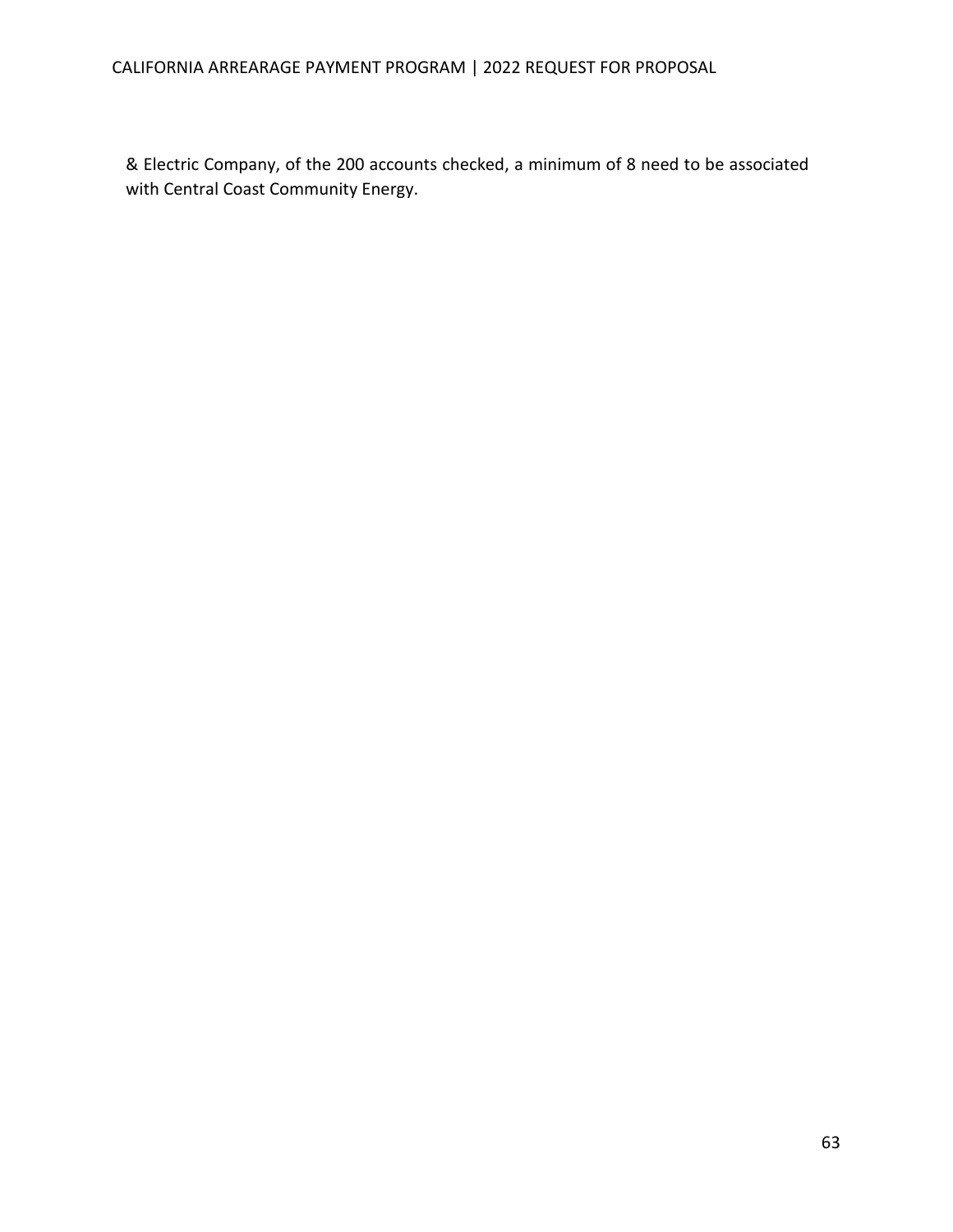& Electric Company, of the 200 accounts checked, a minimum of 8 need to be associated with Central Coast Community Energy.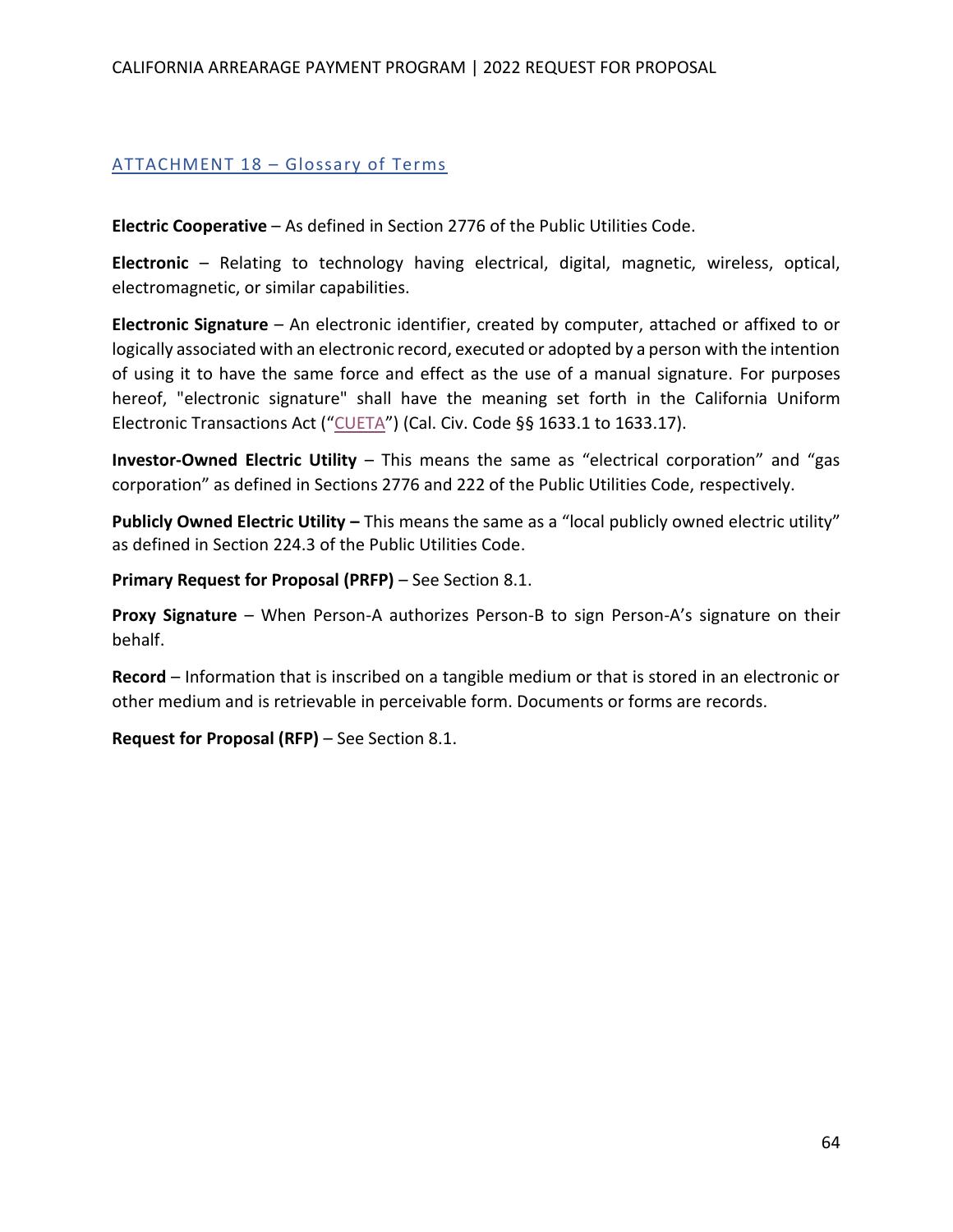## ATTACHMENT 18 – Glossary of Terms

**Electric Cooperative** – As defined in Section 2776 of the Public Utilities Code.

**Electronic** – Relating to technology having electrical, digital, magnetic, wireless, optical, electromagnetic, or similar capabilities.

**Electronic Signature** – An electronic identifier, created by computer, attached or affixed to or logically associated with an electronic record, executed or adopted by a person with the intention of using it to have the same force and effect as the use of a manual signature. For purposes hereof, "electronic signature" shall have the meaning set forth in the California Uniform Electronic Transactions Act ("CUETA") (Cal. Civ. Code §§ 1633.1 to 1633.17).

**Investor-Owned Electric Utility** – This means the same as "electrical corporation" and "gas corporation" as defined in Sections 2776 and 222 of the Public Utilities Code, respectively.

**Publicly Owned Electric Utility –** This means the same as a "local publicly owned electric utility" as defined in Section 224.3 of the Public Utilities Code.

**Primary Request for Proposal (PRFP)** – See Section 8.1.

**Proxy Signature** – When Person-A authorizes Person-B to sign Person-A's signature on their behalf.

**Record** – Information that is inscribed on a tangible medium or that is stored in an electronic or other medium and is retrievable in perceivable form. Documents or forms are records.

**Request for Proposal (RFP)** – See Section 8.1.